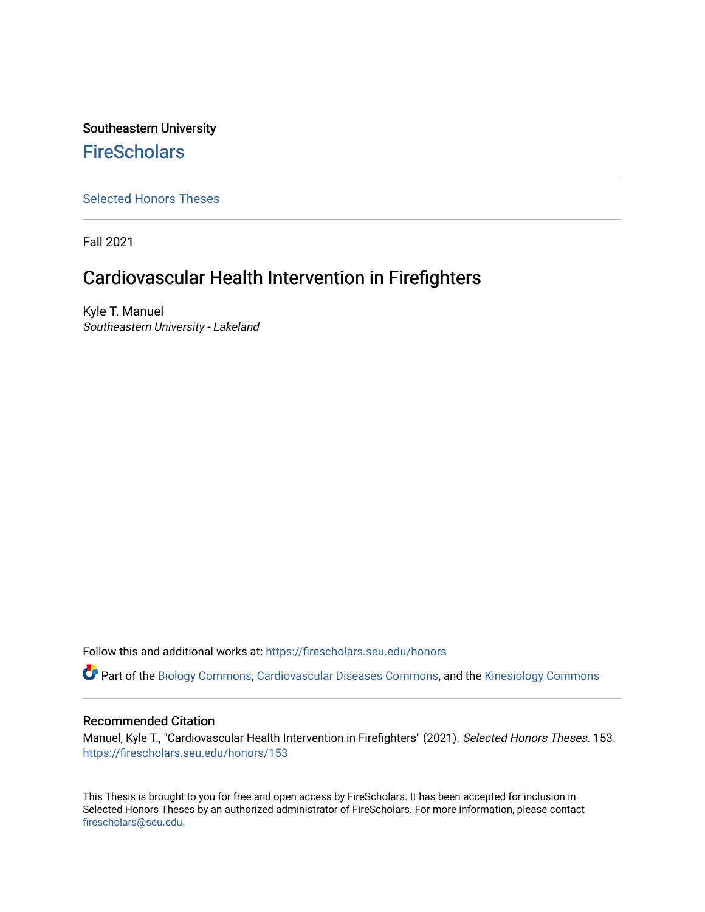Southeastern University

FireScholars

Selected Honors Theses

Fall 2021

# Cardiovascular Health Intervention in Firefighters

Kyle T. Manuel
*Southeastern University - Lakeland*

Follow this and additional works at: https://firescholars.seu.edu/honors

Part of the Biology Commons, Cardiovascular Diseases Commons, and the Kinesiology Commons

## Recommended Citation

Manuel, Kyle T., "Cardiovascular Health Intervention in Firefighters" (2021). *Selected Honors Theses*. 153.
https://firescholars.seu.edu/honors/153

This Thesis is brought to you for free and open access by FireScholars. It has been accepted for inclusion in Selected Honors Theses by an authorized administrator of FireScholars. For more information, please contact firescholars@seu.edu.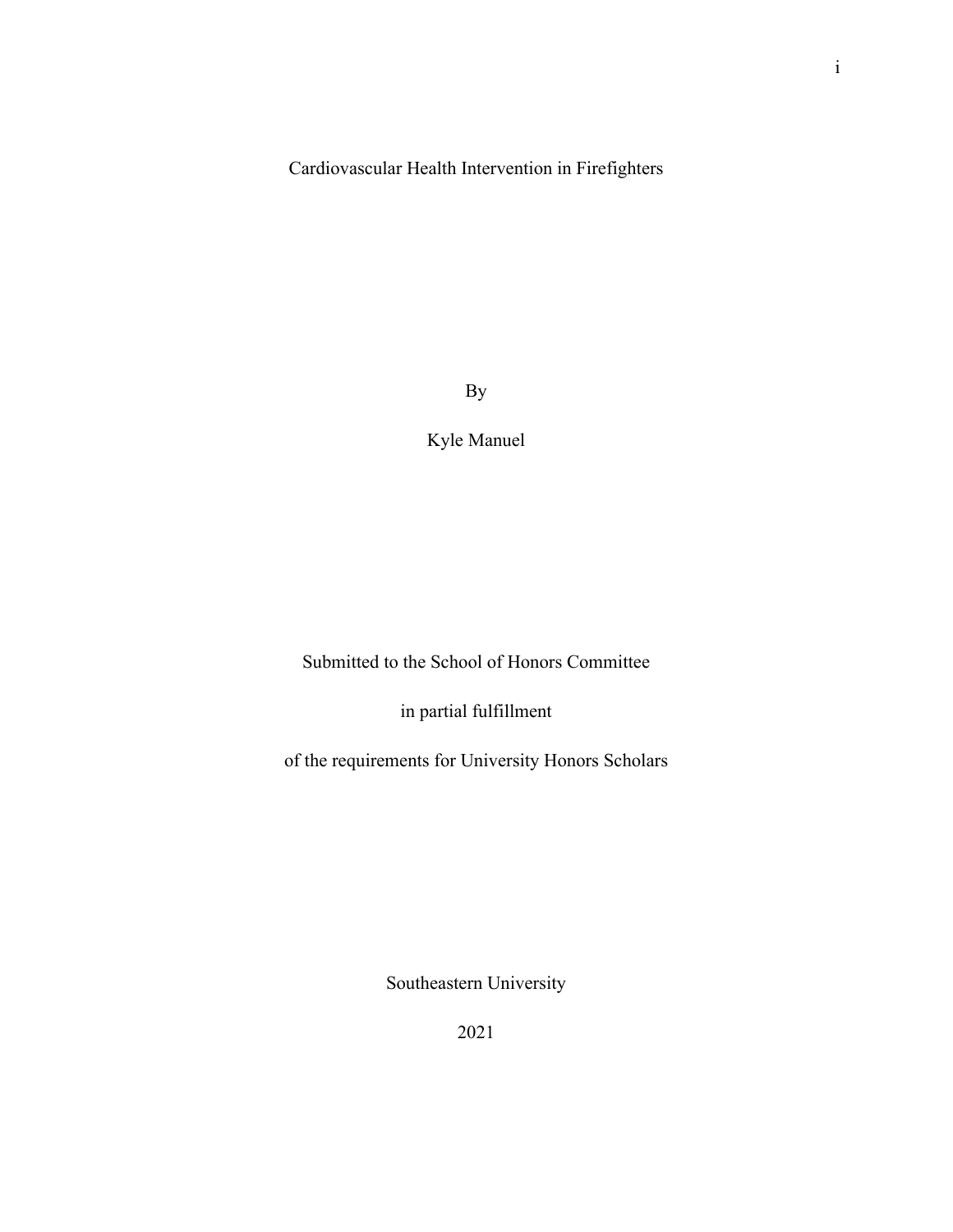# Cardiovascular Health Intervention in Firefighters

By

Kyle Manuel

Submitted to the School of Honors Committee

in partial fulfillment

of the requirements for University Honors Scholars

Southeastern University

2021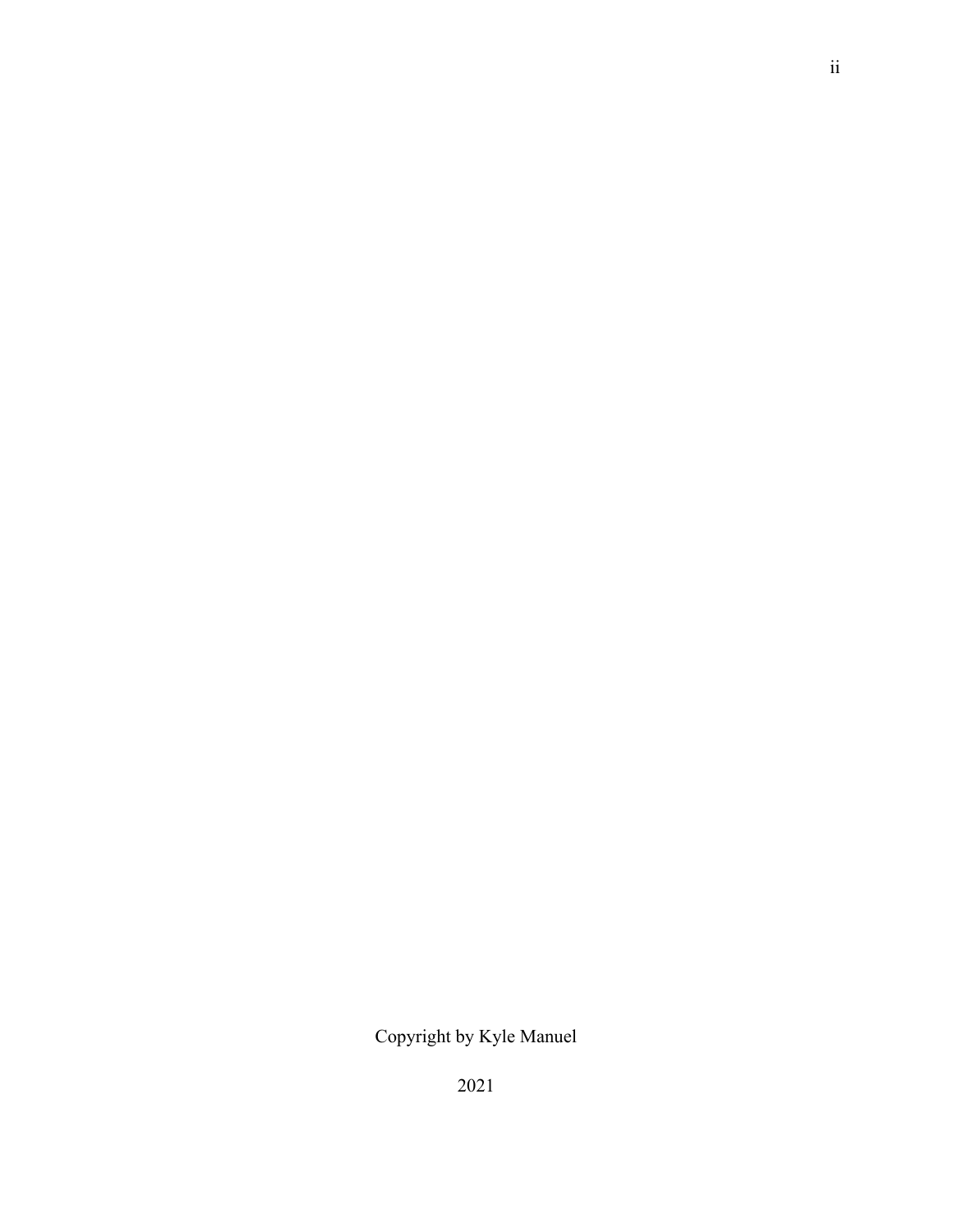Copyright by Kyle Manuel

2021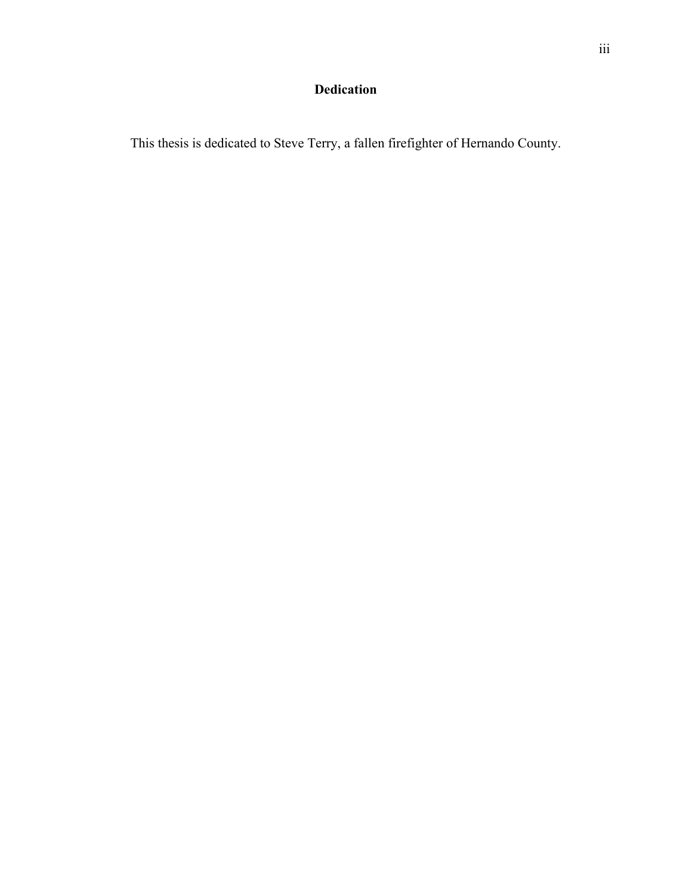## Dedication

This thesis is dedicated to Steve Terry, a fallen firefighter of Hernando County.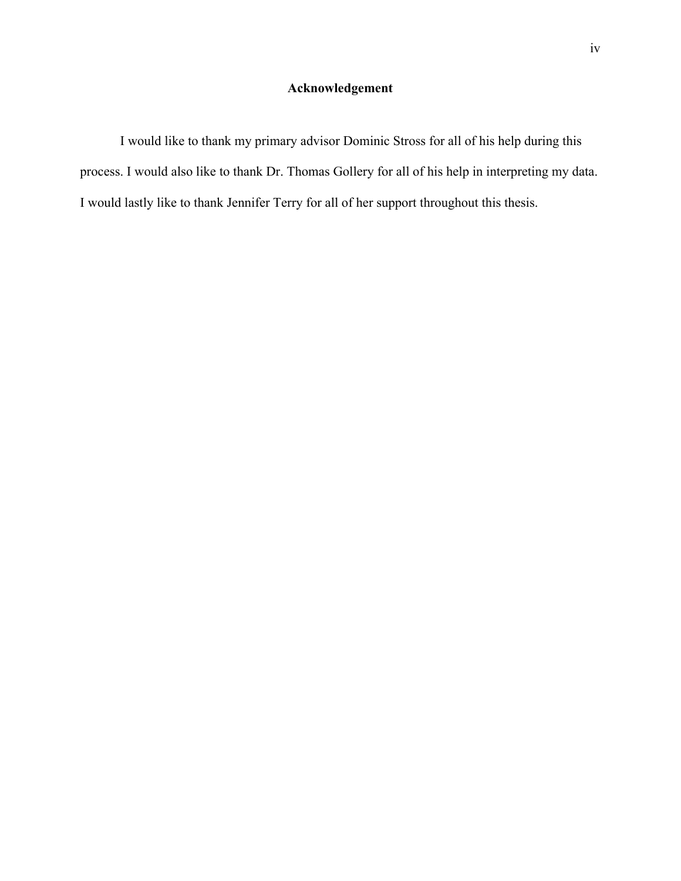## Acknowledgement

I would like to thank my primary advisor Dominic Stross for all of his help during this process. I would also like to thank Dr. Thomas Gollery for all of his help in interpreting my data. I would lastly like to thank Jennifer Terry for all of her support throughout this thesis.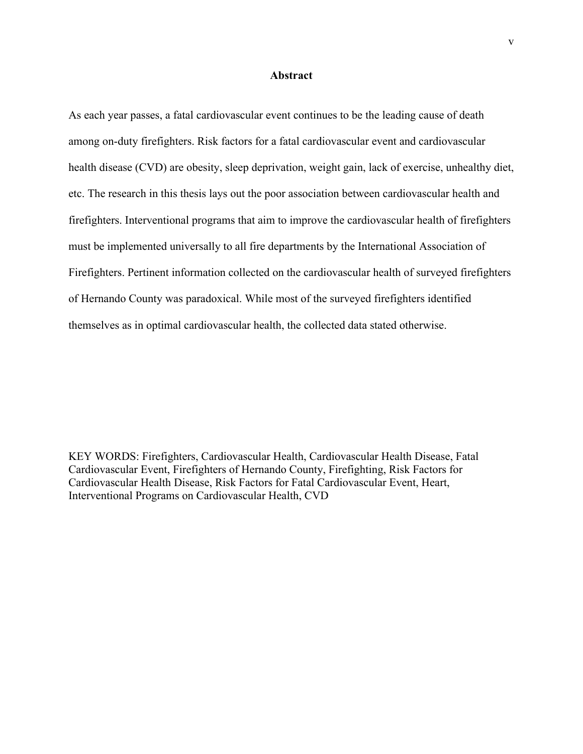# Abstract

As each year passes, a fatal cardiovascular event continues to be the leading cause of death among on-duty firefighters. Risk factors for a fatal cardiovascular event and cardiovascular health disease (CVD) are obesity, sleep deprivation, weight gain, lack of exercise, unhealthy diet, etc. The research in this thesis lays out the poor association between cardiovascular health and firefighters. Interventional programs that aim to improve the cardiovascular health of firefighters must be implemented universally to all fire departments by the International Association of Firefighters. Pertinent information collected on the cardiovascular health of surveyed firefighters of Hernando County was paradoxical. While most of the surveyed firefighters identified themselves as in optimal cardiovascular health, the collected data stated otherwise.

KEY WORDS: Firefighters, Cardiovascular Health, Cardiovascular Health Disease, Fatal Cardiovascular Event, Firefighters of Hernando County, Firefighting, Risk Factors for Cardiovascular Health Disease, Risk Factors for Fatal Cardiovascular Event, Heart, Interventional Programs on Cardiovascular Health, CVD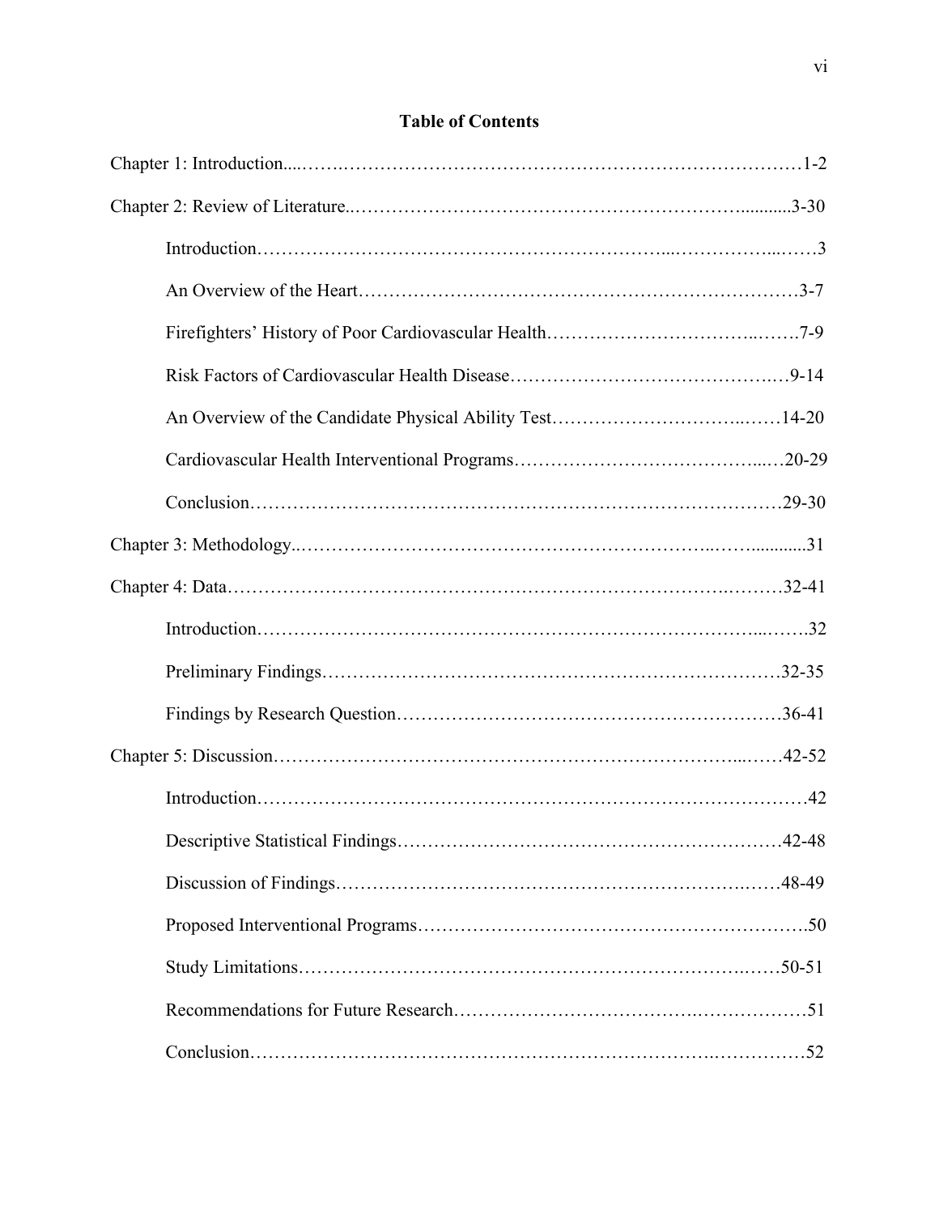# Table of Contents

Chapter 1: Introduction....................................................................................1-2

Chapter 2: Review of Literature........................................................................3-30

- Introduction....................................................................................3
- An Overview of the Heart....................................................................3-7
- Firefighters' History of Poor Cardiovascular Health..................................7-9
- Risk Factors of Cardiovascular Health Disease..........................................9-14
- An Overview of the Candidate Physical Ability Test...................................14-20
- Cardiovascular Health Interventional Programs..........................................20-29
- Conclusion....................................................................................29-30

Chapter 3: Methodology....................................................................................31

Chapter 4: Data..............................................................................................32-41

- Introduction....................................................................................32
- Preliminary Findings..........................................................................32-35
- Findings by Research Question..............................................................36-41

Chapter 5: Discussion......................................................................................42-52

- Introduction....................................................................................42
- Descriptive Statistical Findings..............................................................42-48
- Discussion of Findings........................................................................48-49
- Proposed Interventional Programs..........................................................50
- Study Limitations.............................................................................50-51
- Recommendations for Future Research....................................................51
- Conclusion....................................................................................52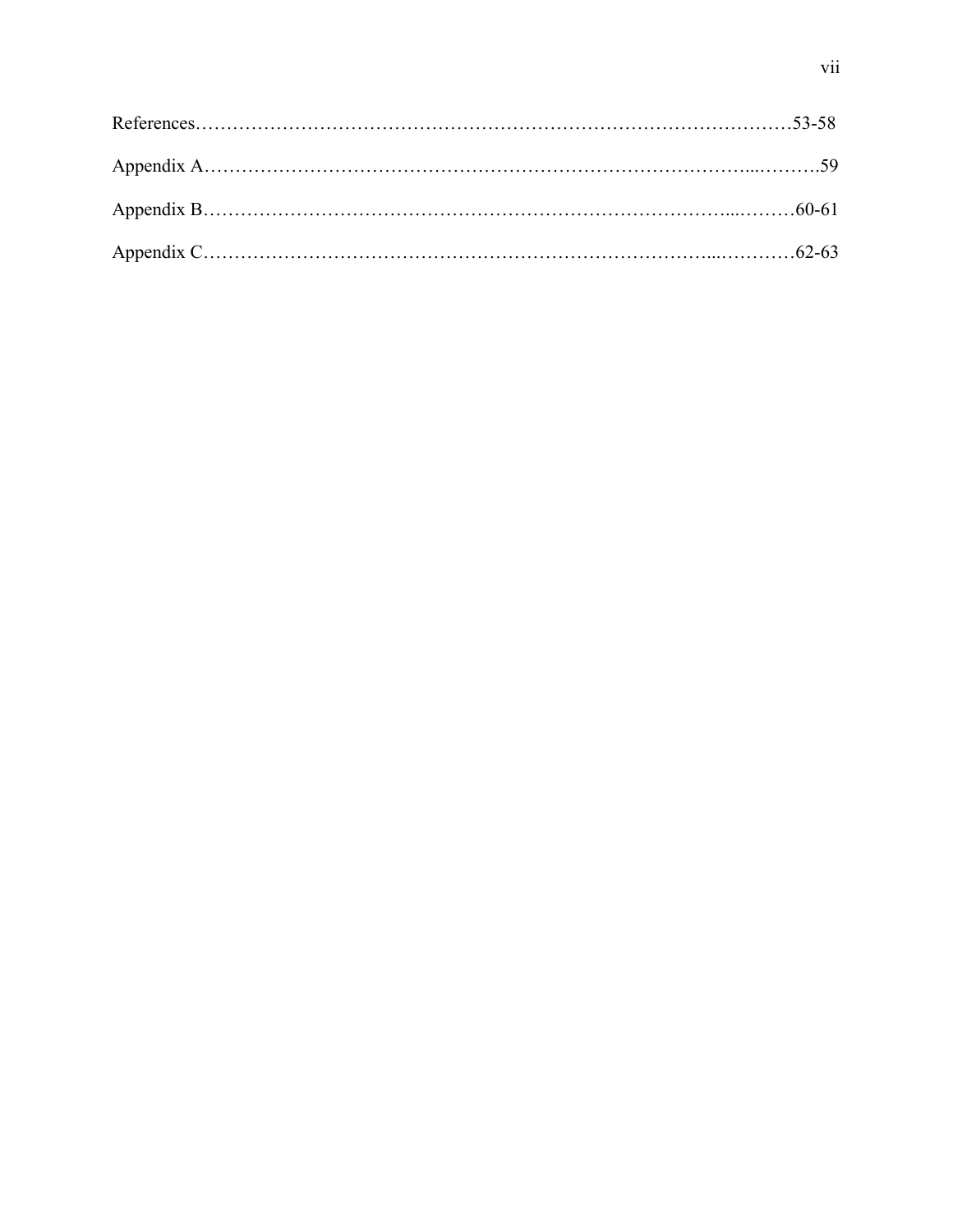References……………………………………………………………………………………53-58

Appendix A……………………………………………………………………………...……….59

Appendix B……………………………………………………………………………...………60-61

Appendix C…………………………………………………………………………...…………62-63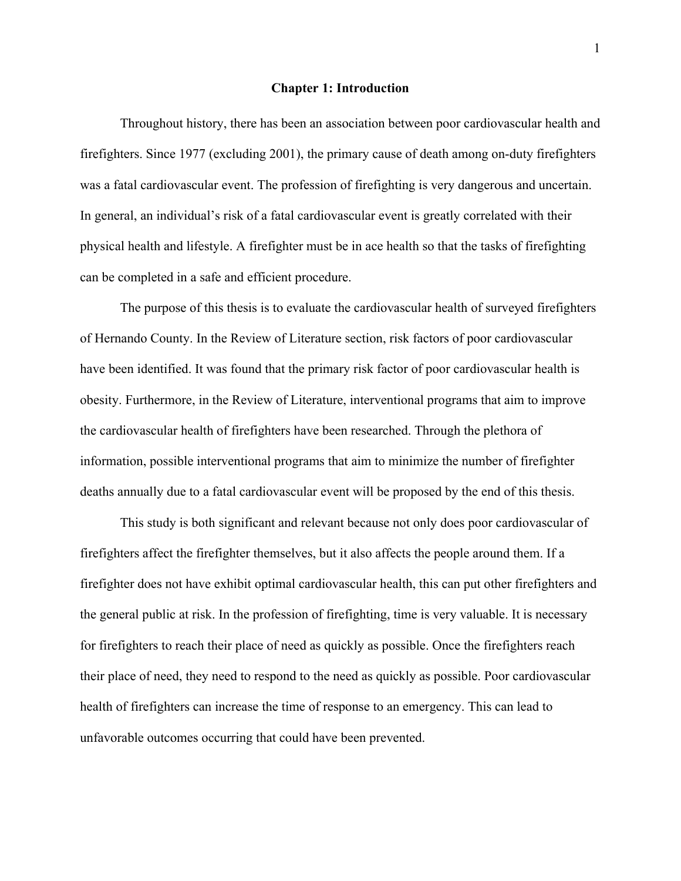# Chapter 1: Introduction

Throughout history, there has been an association between poor cardiovascular health and firefighters. Since 1977 (excluding 2001), the primary cause of death among on-duty firefighters was a fatal cardiovascular event. The profession of firefighting is very dangerous and uncertain. In general, an individual's risk of a fatal cardiovascular event is greatly correlated with their physical health and lifestyle. A firefighter must be in ace health so that the tasks of firefighting can be completed in a safe and efficient procedure.

The purpose of this thesis is to evaluate the cardiovascular health of surveyed firefighters of Hernando County. In the Review of Literature section, risk factors of poor cardiovascular have been identified. It was found that the primary risk factor of poor cardiovascular health is obesity. Furthermore, in the Review of Literature, interventional programs that aim to improve the cardiovascular health of firefighters have been researched. Through the plethora of information, possible interventional programs that aim to minimize the number of firefighter deaths annually due to a fatal cardiovascular event will be proposed by the end of this thesis.

This study is both significant and relevant because not only does poor cardiovascular of firefighters affect the firefighter themselves, but it also affects the people around them. If a firefighter does not have exhibit optimal cardiovascular health, this can put other firefighters and the general public at risk. In the profession of firefighting, time is very valuable. It is necessary for firefighters to reach their place of need as quickly as possible. Once the firefighters reach their place of need, they need to respond to the need as quickly as possible. Poor cardiovascular health of firefighters can increase the time of response to an emergency. This can lead to unfavorable outcomes occurring that could have been prevented.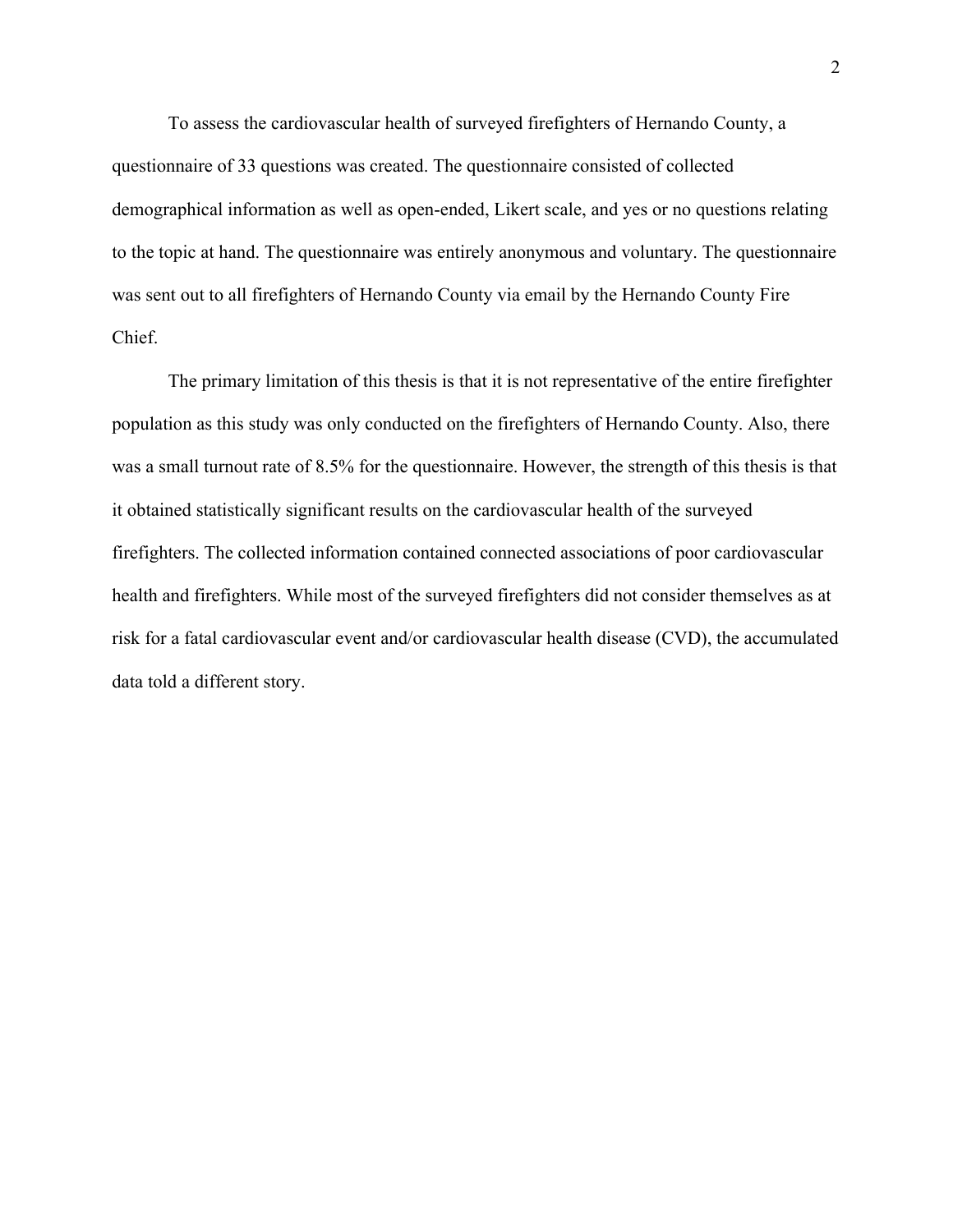To assess the cardiovascular health of surveyed firefighters of Hernando County, a questionnaire of 33 questions was created. The questionnaire consisted of collected demographical information as well as open-ended, Likert scale, and yes or no questions relating to the topic at hand. The questionnaire was entirely anonymous and voluntary. The questionnaire was sent out to all firefighters of Hernando County via email by the Hernando County Fire Chief.

The primary limitation of this thesis is that it is not representative of the entire firefighter population as this study was only conducted on the firefighters of Hernando County. Also, there was a small turnout rate of 8.5% for the questionnaire. However, the strength of this thesis is that it obtained statistically significant results on the cardiovascular health of the surveyed firefighters. The collected information contained connected associations of poor cardiovascular health and firefighters. While most of the surveyed firefighters did not consider themselves as at risk for a fatal cardiovascular event and/or cardiovascular health disease (CVD), the accumulated data told a different story.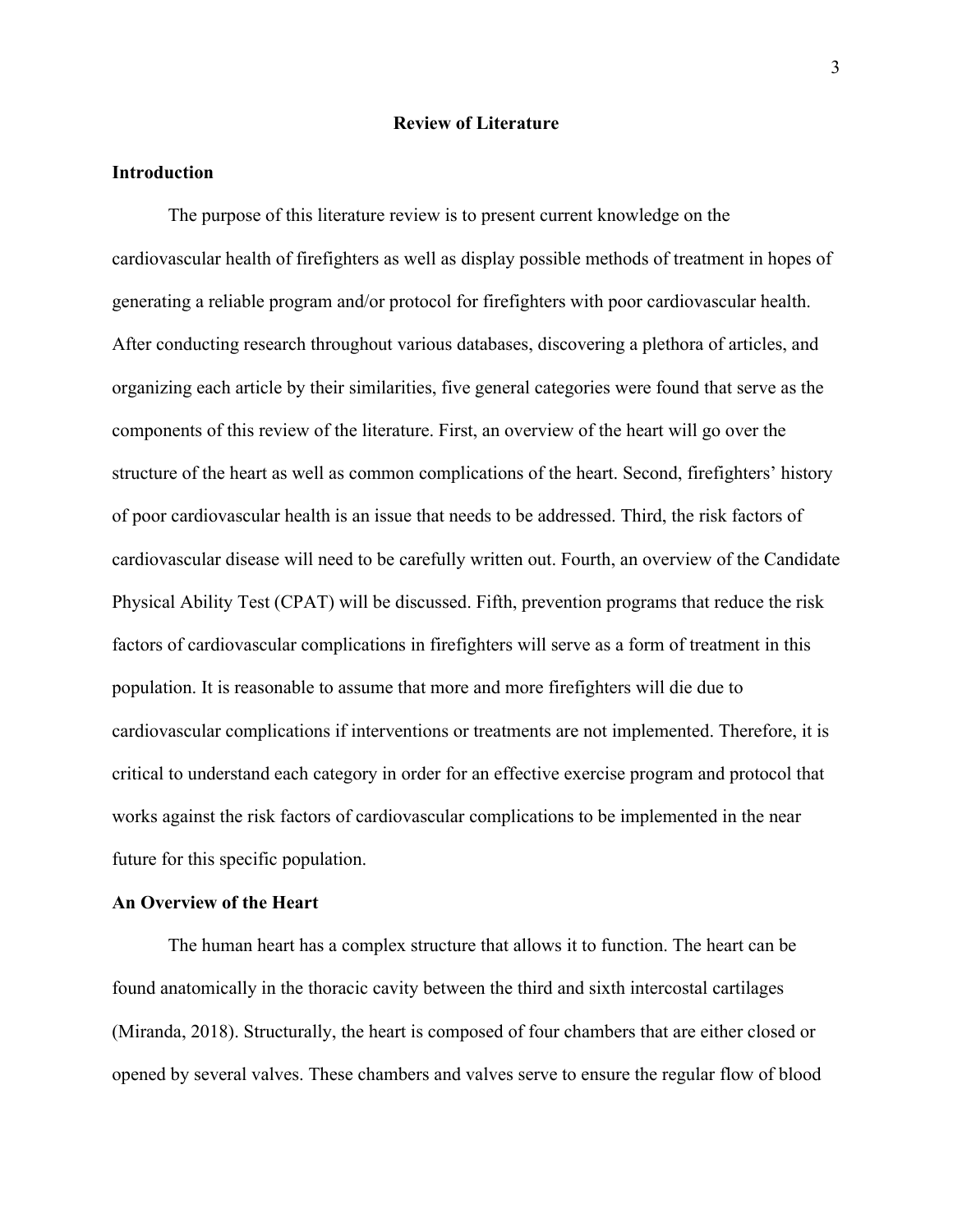## Review of Literature

### Introduction

The purpose of this literature review is to present current knowledge on the cardiovascular health of firefighters as well as display possible methods of treatment in hopes of generating a reliable program and/or protocol for firefighters with poor cardiovascular health. After conducting research throughout various databases, discovering a plethora of articles, and organizing each article by their similarities, five general categories were found that serve as the components of this review of the literature. First, an overview of the heart will go over the structure of the heart as well as common complications of the heart. Second, firefighters' history of poor cardiovascular health is an issue that needs to be addressed. Third, the risk factors of cardiovascular disease will need to be carefully written out. Fourth, an overview of the Candidate Physical Ability Test (CPAT) will be discussed. Fifth, prevention programs that reduce the risk factors of cardiovascular complications in firefighters will serve as a form of treatment in this population. It is reasonable to assume that more and more firefighters will die due to cardiovascular complications if interventions or treatments are not implemented. Therefore, it is critical to understand each category in order for an effective exercise program and protocol that works against the risk factors of cardiovascular complications to be implemented in the near future for this specific population.

### An Overview of the Heart

The human heart has a complex structure that allows it to function. The heart can be found anatomically in the thoracic cavity between the third and sixth intercostal cartilages (Miranda, 2018). Structurally, the heart is composed of four chambers that are either closed or opened by several valves. These chambers and valves serve to ensure the regular flow of blood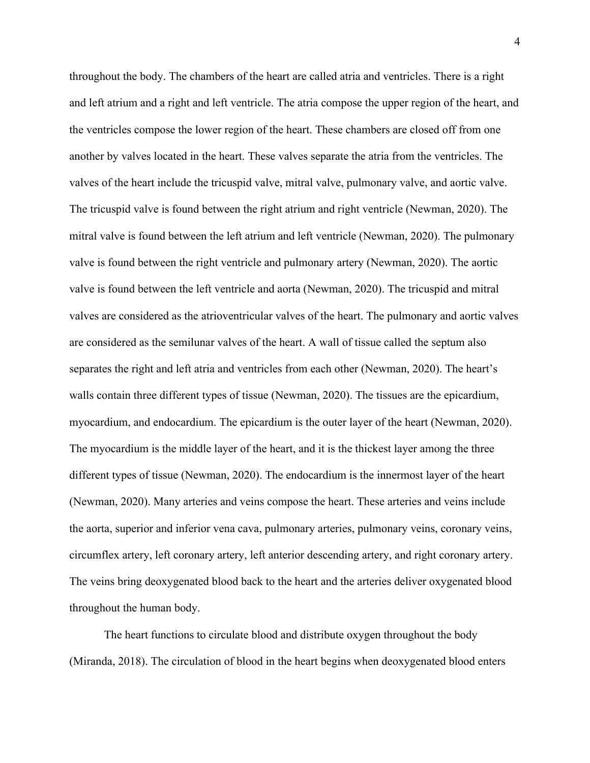throughout the body. The chambers of the heart are called atria and ventricles. There is a right and left atrium and a right and left ventricle. The atria compose the upper region of the heart, and the ventricles compose the lower region of the heart. These chambers are closed off from one another by valves located in the heart. These valves separate the atria from the ventricles. The valves of the heart include the tricuspid valve, mitral valve, pulmonary valve, and aortic valve. The tricuspid valve is found between the right atrium and right ventricle (Newman, 2020). The mitral valve is found between the left atrium and left ventricle (Newman, 2020). The pulmonary valve is found between the right ventricle and pulmonary artery (Newman, 2020). The aortic valve is found between the left ventricle and aorta (Newman, 2020). The tricuspid and mitral valves are considered as the atrioventricular valves of the heart. The pulmonary and aortic valves are considered as the semilunar valves of the heart. A wall of tissue called the septum also separates the right and left atria and ventricles from each other (Newman, 2020). The heart's walls contain three different types of tissue (Newman, 2020). The tissues are the epicardium, myocardium, and endocardium. The epicardium is the outer layer of the heart (Newman, 2020). The myocardium is the middle layer of the heart, and it is the thickest layer among the three different types of tissue (Newman, 2020). The endocardium is the innermost layer of the heart (Newman, 2020). Many arteries and veins compose the heart. These arteries and veins include the aorta, superior and inferior vena cava, pulmonary arteries, pulmonary veins, coronary veins, circumflex artery, left coronary artery, left anterior descending artery, and right coronary artery. The veins bring deoxygenated blood back to the heart and the arteries deliver oxygenated blood throughout the human body.

The heart functions to circulate blood and distribute oxygen throughout the body (Miranda, 2018). The circulation of blood in the heart begins when deoxygenated blood enters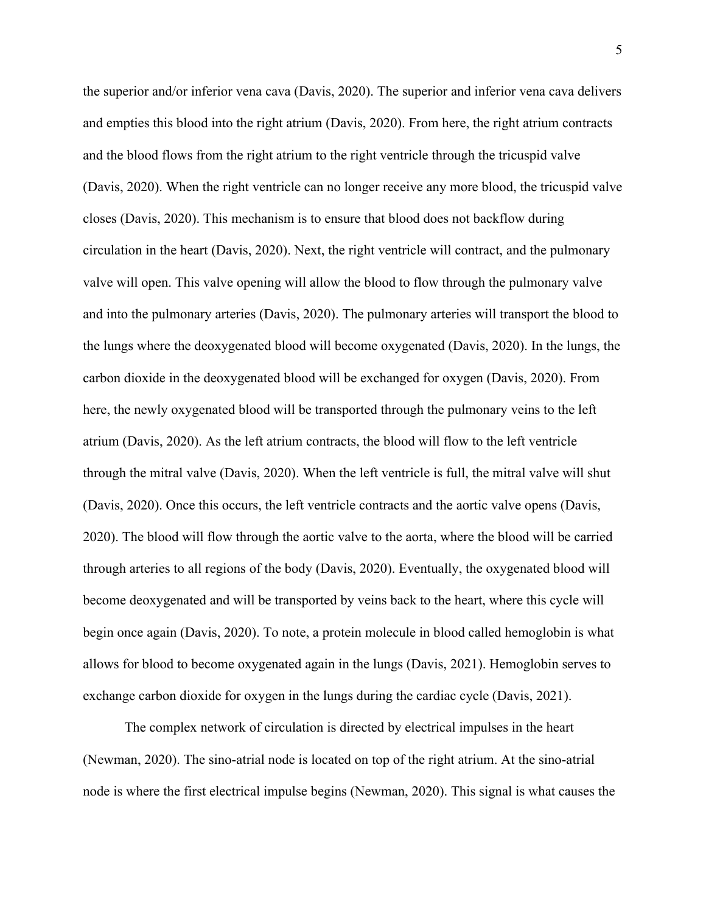the superior and/or inferior vena cava (Davis, 2020). The superior and inferior vena cava delivers and empties this blood into the right atrium (Davis, 2020). From here, the right atrium contracts and the blood flows from the right atrium to the right ventricle through the tricuspid valve (Davis, 2020). When the right ventricle can no longer receive any more blood, the tricuspid valve closes (Davis, 2020). This mechanism is to ensure that blood does not backflow during circulation in the heart (Davis, 2020). Next, the right ventricle will contract, and the pulmonary valve will open. This valve opening will allow the blood to flow through the pulmonary valve and into the pulmonary arteries (Davis, 2020). The pulmonary arteries will transport the blood to the lungs where the deoxygenated blood will become oxygenated (Davis, 2020). In the lungs, the carbon dioxide in the deoxygenated blood will be exchanged for oxygen (Davis, 2020). From here, the newly oxygenated blood will be transported through the pulmonary veins to the left atrium (Davis, 2020). As the left atrium contracts, the blood will flow to the left ventricle through the mitral valve (Davis, 2020). When the left ventricle is full, the mitral valve will shut (Davis, 2020). Once this occurs, the left ventricle contracts and the aortic valve opens (Davis, 2020). The blood will flow through the aortic valve to the aorta, where the blood will be carried through arteries to all regions of the body (Davis, 2020). Eventually, the oxygenated blood will become deoxygenated and will be transported by veins back to the heart, where this cycle will begin once again (Davis, 2020). To note, a protein molecule in blood called hemoglobin is what allows for blood to become oxygenated again in the lungs (Davis, 2021). Hemoglobin serves to exchange carbon dioxide for oxygen in the lungs during the cardiac cycle (Davis, 2021).

The complex network of circulation is directed by electrical impulses in the heart (Newman, 2020). The sino-atrial node is located on top of the right atrium. At the sino-atrial node is where the first electrical impulse begins (Newman, 2020). This signal is what causes the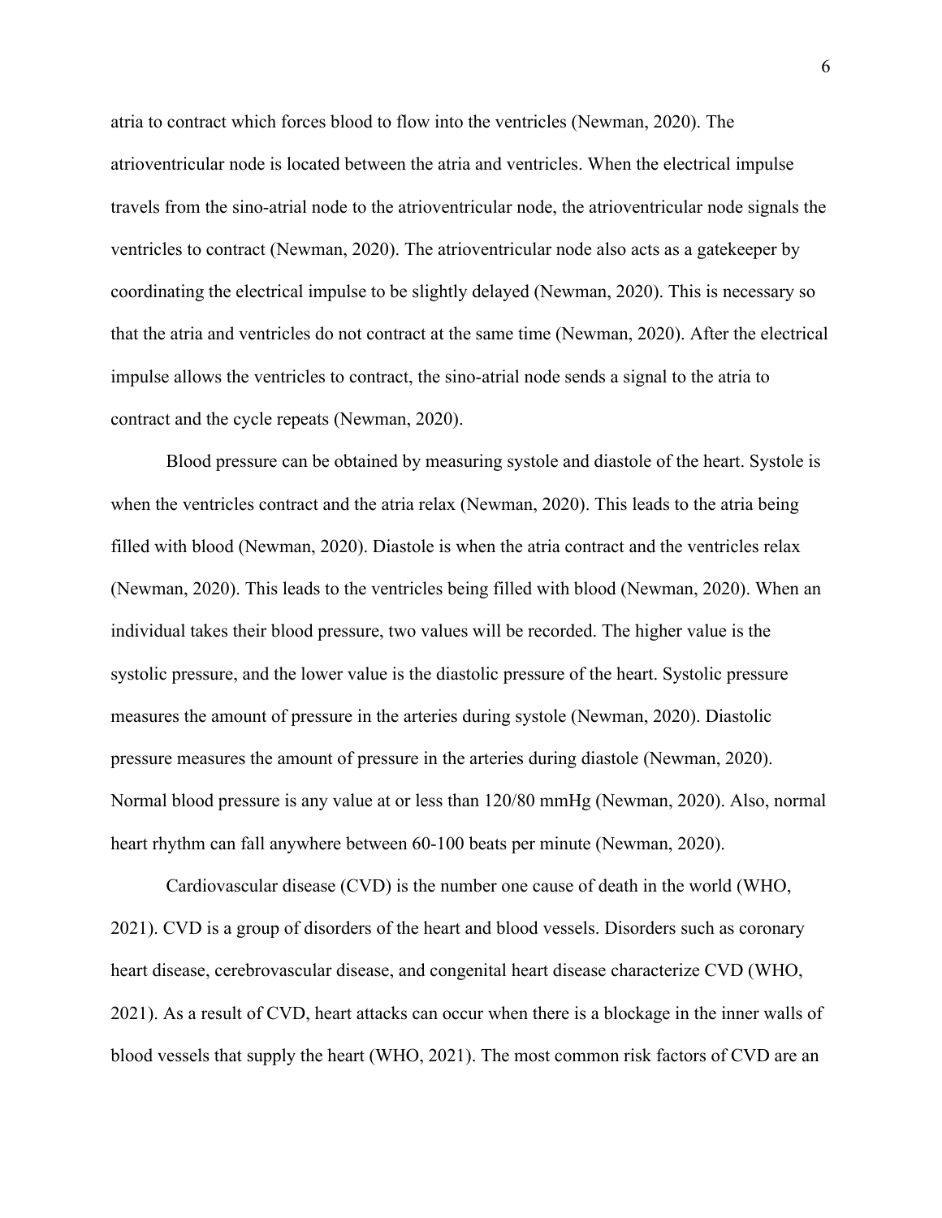atria to contract which forces blood to flow into the ventricles (Newman, 2020). The atrioventricular node is located between the atria and ventricles. When the electrical impulse travels from the sino-atrial node to the atrioventricular node, the atrioventricular node signals the ventricles to contract (Newman, 2020). The atrioventricular node also acts as a gatekeeper by coordinating the electrical impulse to be slightly delayed (Newman, 2020). This is necessary so that the atria and ventricles do not contract at the same time (Newman, 2020). After the electrical impulse allows the ventricles to contract, the sino-atrial node sends a signal to the atria to contract and the cycle repeats (Newman, 2020).

Blood pressure can be obtained by measuring systole and diastole of the heart. Systole is when the ventricles contract and the atria relax (Newman, 2020). This leads to the atria being filled with blood (Newman, 2020). Diastole is when the atria contract and the ventricles relax (Newman, 2020). This leads to the ventricles being filled with blood (Newman, 2020). When an individual takes their blood pressure, two values will be recorded. The higher value is the systolic pressure, and the lower value is the diastolic pressure of the heart. Systolic pressure measures the amount of pressure in the arteries during systole (Newman, 2020). Diastolic pressure measures the amount of pressure in the arteries during diastole (Newman, 2020). Normal blood pressure is any value at or less than 120/80 mmHg (Newman, 2020). Also, normal heart rhythm can fall anywhere between 60-100 beats per minute (Newman, 2020).

Cardiovascular disease (CVD) is the number one cause of death in the world (WHO, 2021). CVD is a group of disorders of the heart and blood vessels. Disorders such as coronary heart disease, cerebrovascular disease, and congenital heart disease characterize CVD (WHO, 2021). As a result of CVD, heart attacks can occur when there is a blockage in the inner walls of blood vessels that supply the heart (WHO, 2021). The most common risk factors of CVD are an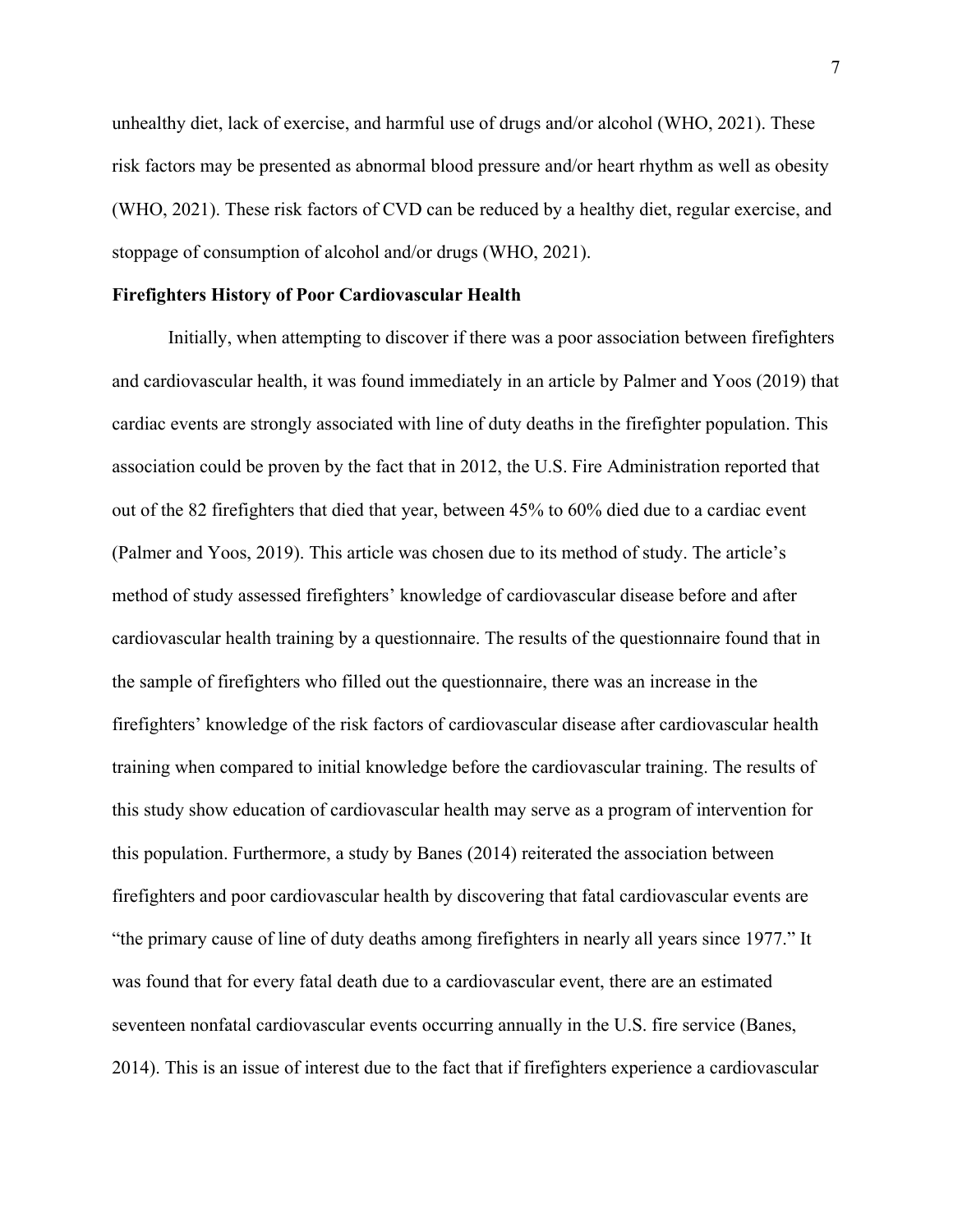unhealthy diet, lack of exercise, and harmful use of drugs and/or alcohol (WHO, 2021). These risk factors may be presented as abnormal blood pressure and/or heart rhythm as well as obesity (WHO, 2021). These risk factors of CVD can be reduced by a healthy diet, regular exercise, and stoppage of consumption of alcohol and/or drugs (WHO, 2021).

**Firefighters History of Poor Cardiovascular Health**

Initially, when attempting to discover if there was a poor association between firefighters and cardiovascular health, it was found immediately in an article by Palmer and Yoos (2019) that cardiac events are strongly associated with line of duty deaths in the firefighter population. This association could be proven by the fact that in 2012, the U.S. Fire Administration reported that out of the 82 firefighters that died that year, between 45% to 60% died due to a cardiac event (Palmer and Yoos, 2019). This article was chosen due to its method of study. The article's method of study assessed firefighters' knowledge of cardiovascular disease before and after cardiovascular health training by a questionnaire. The results of the questionnaire found that in the sample of firefighters who filled out the questionnaire, there was an increase in the firefighters' knowledge of the risk factors of cardiovascular disease after cardiovascular health training when compared to initial knowledge before the cardiovascular training. The results of this study show education of cardiovascular health may serve as a program of intervention for this population. Furthermore, a study by Banes (2014) reiterated the association between firefighters and poor cardiovascular health by discovering that fatal cardiovascular events are "the primary cause of line of duty deaths among firefighters in nearly all years since 1977." It was found that for every fatal death due to a cardiovascular event, there are an estimated seventeen nonfatal cardiovascular events occurring annually in the U.S. fire service (Banes, 2014). This is an issue of interest due to the fact that if firefighters experience a cardiovascular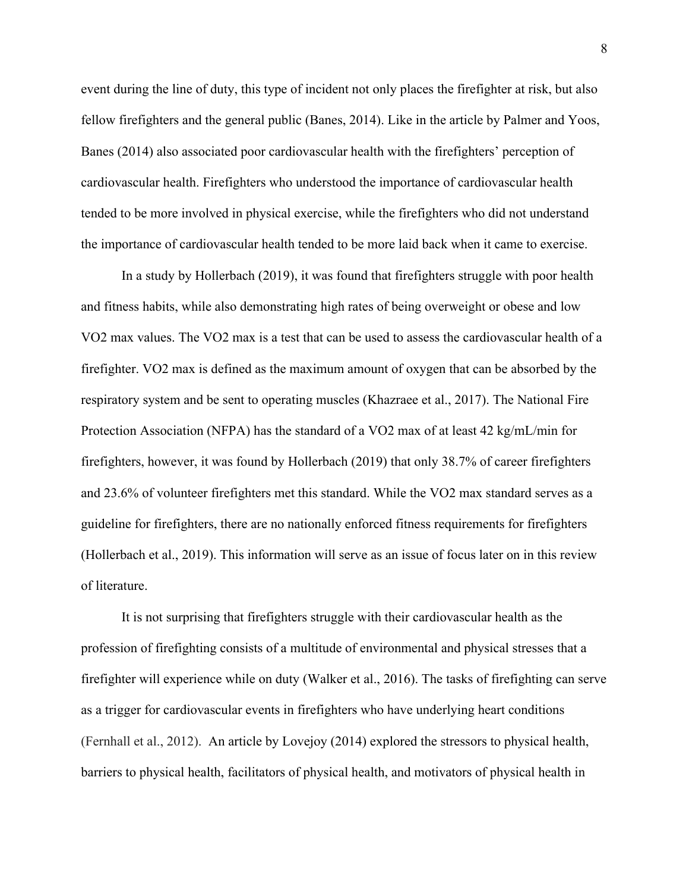event during the line of duty, this type of incident not only places the firefighter at risk, but also fellow firefighters and the general public (Banes, 2014). Like in the article by Palmer and Yoos, Banes (2014) also associated poor cardiovascular health with the firefighters' perception of cardiovascular health. Firefighters who understood the importance of cardiovascular health tended to be more involved in physical exercise, while the firefighters who did not understand the importance of cardiovascular health tended to be more laid back when it came to exercise.

In a study by Hollerbach (2019), it was found that firefighters struggle with poor health and fitness habits, while also demonstrating high rates of being overweight or obese and low VO2 max values. The VO2 max is a test that can be used to assess the cardiovascular health of a firefighter. VO2 max is defined as the maximum amount of oxygen that can be absorbed by the respiratory system and be sent to operating muscles (Khazraee et al., 2017). The National Fire Protection Association (NFPA) has the standard of a VO2 max of at least 42 kg/mL/min for firefighters, however, it was found by Hollerbach (2019) that only 38.7% of career firefighters and 23.6% of volunteer firefighters met this standard. While the VO2 max standard serves as a guideline for firefighters, there are no nationally enforced fitness requirements for firefighters (Hollerbach et al., 2019). This information will serve as an issue of focus later on in this review of literature.

It is not surprising that firefighters struggle with their cardiovascular health as the profession of firefighting consists of a multitude of environmental and physical stresses that a firefighter will experience while on duty (Walker et al., 2016). The tasks of firefighting can serve as a trigger for cardiovascular events in firefighters who have underlying heart conditions (Fernhall et al., 2012). An article by Lovejoy (2014) explored the stressors to physical health, barriers to physical health, facilitators of physical health, and motivators of physical health in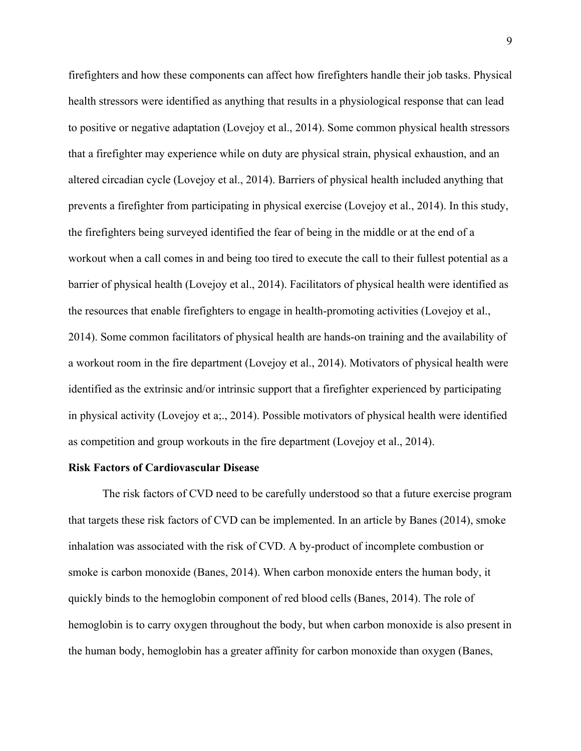firefighters and how these components can affect how firefighters handle their job tasks. Physical health stressors were identified as anything that results in a physiological response that can lead to positive or negative adaptation (Lovejoy et al., 2014). Some common physical health stressors that a firefighter may experience while on duty are physical strain, physical exhaustion, and an altered circadian cycle (Lovejoy et al., 2014). Barriers of physical health included anything that prevents a firefighter from participating in physical exercise (Lovejoy et al., 2014). In this study, the firefighters being surveyed identified the fear of being in the middle or at the end of a workout when a call comes in and being too tired to execute the call to their fullest potential as a barrier of physical health (Lovejoy et al., 2014). Facilitators of physical health were identified as the resources that enable firefighters to engage in health-promoting activities (Lovejoy et al., 2014). Some common facilitators of physical health are hands-on training and the availability of a workout room in the fire department (Lovejoy et al., 2014). Motivators of physical health were identified as the extrinsic and/or intrinsic support that a firefighter experienced by participating in physical activity (Lovejoy et a;., 2014). Possible motivators of physical health were identified as competition and group workouts in the fire department (Lovejoy et al., 2014).

**Risk Factors of Cardiovascular Disease**

The risk factors of CVD need to be carefully understood so that a future exercise program that targets these risk factors of CVD can be implemented. In an article by Banes (2014), smoke inhalation was associated with the risk of CVD. A by-product of incomplete combustion or smoke is carbon monoxide (Banes, 2014). When carbon monoxide enters the human body, it quickly binds to the hemoglobin component of red blood cells (Banes, 2014). The role of hemoglobin is to carry oxygen throughout the body, but when carbon monoxide is also present in the human body, hemoglobin has a greater affinity for carbon monoxide than oxygen (Banes,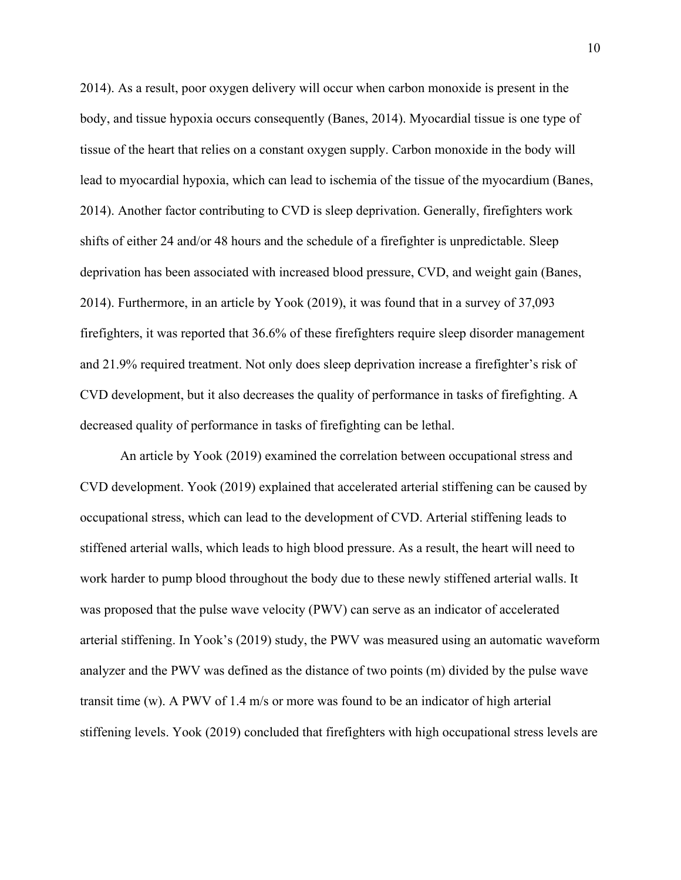2014). As a result, poor oxygen delivery will occur when carbon monoxide is present in the body, and tissue hypoxia occurs consequently (Banes, 2014). Myocardial tissue is one type of tissue of the heart that relies on a constant oxygen supply. Carbon monoxide in the body will lead to myocardial hypoxia, which can lead to ischemia of the tissue of the myocardium (Banes, 2014). Another factor contributing to CVD is sleep deprivation. Generally, firefighters work shifts of either 24 and/or 48 hours and the schedule of a firefighter is unpredictable. Sleep deprivation has been associated with increased blood pressure, CVD, and weight gain (Banes, 2014). Furthermore, in an article by Yook (2019), it was found that in a survey of 37,093 firefighters, it was reported that 36.6% of these firefighters require sleep disorder management and 21.9% required treatment. Not only does sleep deprivation increase a firefighter's risk of CVD development, but it also decreases the quality of performance in tasks of firefighting. A decreased quality of performance in tasks of firefighting can be lethal.

An article by Yook (2019) examined the correlation between occupational stress and CVD development. Yook (2019) explained that accelerated arterial stiffening can be caused by occupational stress, which can lead to the development of CVD. Arterial stiffening leads to stiffened arterial walls, which leads to high blood pressure. As a result, the heart will need to work harder to pump blood throughout the body due to these newly stiffened arterial walls. It was proposed that the pulse wave velocity (PWV) can serve as an indicator of accelerated arterial stiffening. In Yook's (2019) study, the PWV was measured using an automatic waveform analyzer and the PWV was defined as the distance of two points (m) divided by the pulse wave transit time (w). A PWV of 1.4 m/s or more was found to be an indicator of high arterial stiffening levels. Yook (2019) concluded that firefighters with high occupational stress levels are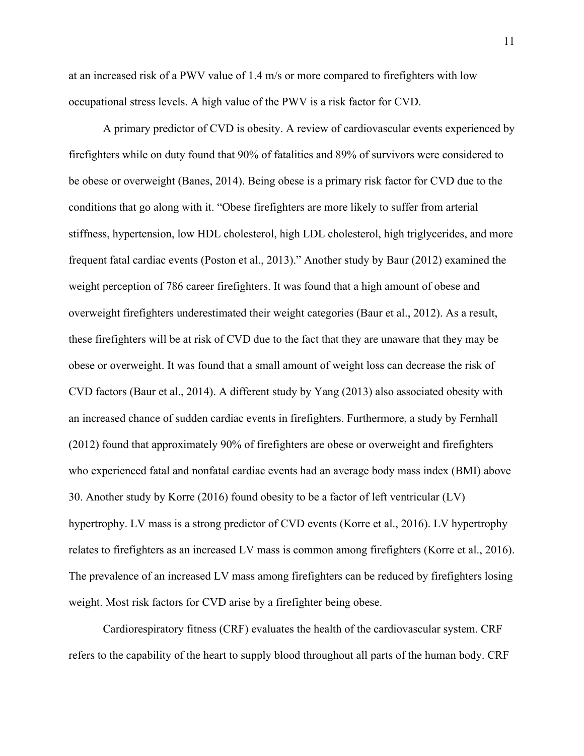at an increased risk of a PWV value of 1.4 m/s or more compared to firefighters with low occupational stress levels. A high value of the PWV is a risk factor for CVD.

A primary predictor of CVD is obesity. A review of cardiovascular events experienced by firefighters while on duty found that 90% of fatalities and 89% of survivors were considered to be obese or overweight (Banes, 2014). Being obese is a primary risk factor for CVD due to the conditions that go along with it. "Obese firefighters are more likely to suffer from arterial stiffness, hypertension, low HDL cholesterol, high LDL cholesterol, high triglycerides, and more frequent fatal cardiac events (Poston et al., 2013)." Another study by Baur (2012) examined the weight perception of 786 career firefighters. It was found that a high amount of obese and overweight firefighters underestimated their weight categories (Baur et al., 2012). As a result, these firefighters will be at risk of CVD due to the fact that they are unaware that they may be obese or overweight. It was found that a small amount of weight loss can decrease the risk of CVD factors (Baur et al., 2014). A different study by Yang (2013) also associated obesity with an increased chance of sudden cardiac events in firefighters. Furthermore, a study by Fernhall (2012) found that approximately 90% of firefighters are obese or overweight and firefighters who experienced fatal and nonfatal cardiac events had an average body mass index (BMI) above 30. Another study by Korre (2016) found obesity to be a factor of left ventricular (LV) hypertrophy. LV mass is a strong predictor of CVD events (Korre et al., 2016). LV hypertrophy relates to firefighters as an increased LV mass is common among firefighters (Korre et al., 2016). The prevalence of an increased LV mass among firefighters can be reduced by firefighters losing weight. Most risk factors for CVD arise by a firefighter being obese.

Cardiorespiratory fitness (CRF) evaluates the health of the cardiovascular system. CRF refers to the capability of the heart to supply blood throughout all parts of the human body. CRF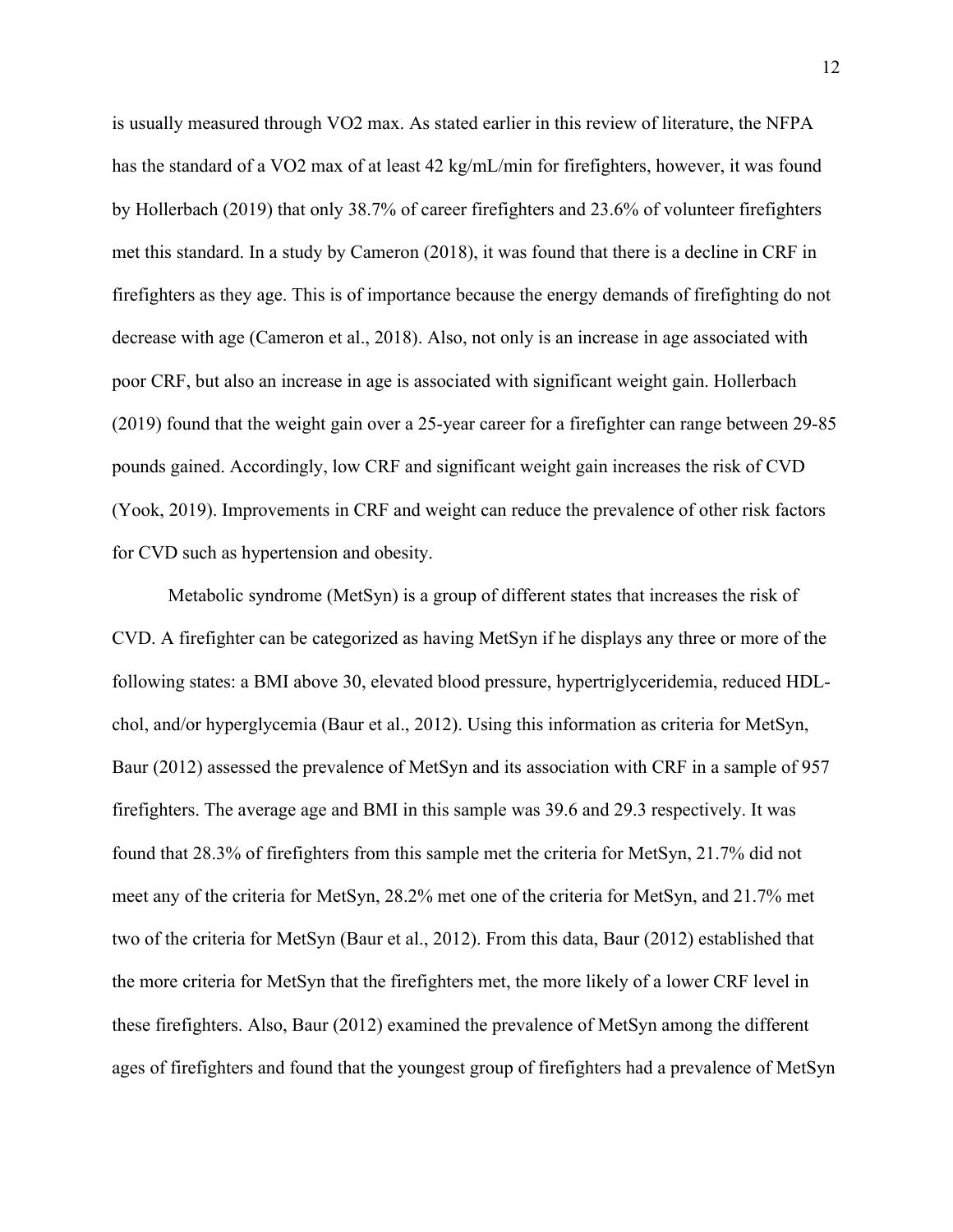is usually measured through VO2 max. As stated earlier in this review of literature, the NFPA has the standard of a VO2 max of at least 42 kg/mL/min for firefighters, however, it was found by Hollerbach (2019) that only 38.7% of career firefighters and 23.6% of volunteer firefighters met this standard. In a study by Cameron (2018), it was found that there is a decline in CRF in firefighters as they age. This is of importance because the energy demands of firefighting do not decrease with age (Cameron et al., 2018). Also, not only is an increase in age associated with poor CRF, but also an increase in age is associated with significant weight gain. Hollerbach (2019) found that the weight gain over a 25-year career for a firefighter can range between 29-85 pounds gained. Accordingly, low CRF and significant weight gain increases the risk of CVD (Yook, 2019). Improvements in CRF and weight can reduce the prevalence of other risk factors for CVD such as hypertension and obesity.

Metabolic syndrome (MetSyn) is a group of different states that increases the risk of CVD. A firefighter can be categorized as having MetSyn if he displays any three or more of the following states: a BMI above 30, elevated blood pressure, hypertriglyceridemia, reduced HDL-chol, and/or hyperglycemia (Baur et al., 2012). Using this information as criteria for MetSyn, Baur (2012) assessed the prevalence of MetSyn and its association with CRF in a sample of 957 firefighters. The average age and BMI in this sample was 39.6 and 29.3 respectively. It was found that 28.3% of firefighters from this sample met the criteria for MetSyn, 21.7% did not meet any of the criteria for MetSyn, 28.2% met one of the criteria for MetSyn, and 21.7% met two of the criteria for MetSyn (Baur et al., 2012). From this data, Baur (2012) established that the more criteria for MetSyn that the firefighters met, the more likely of a lower CRF level in these firefighters. Also, Baur (2012) examined the prevalence of MetSyn among the different ages of firefighters and found that the youngest group of firefighters had a prevalence of MetSyn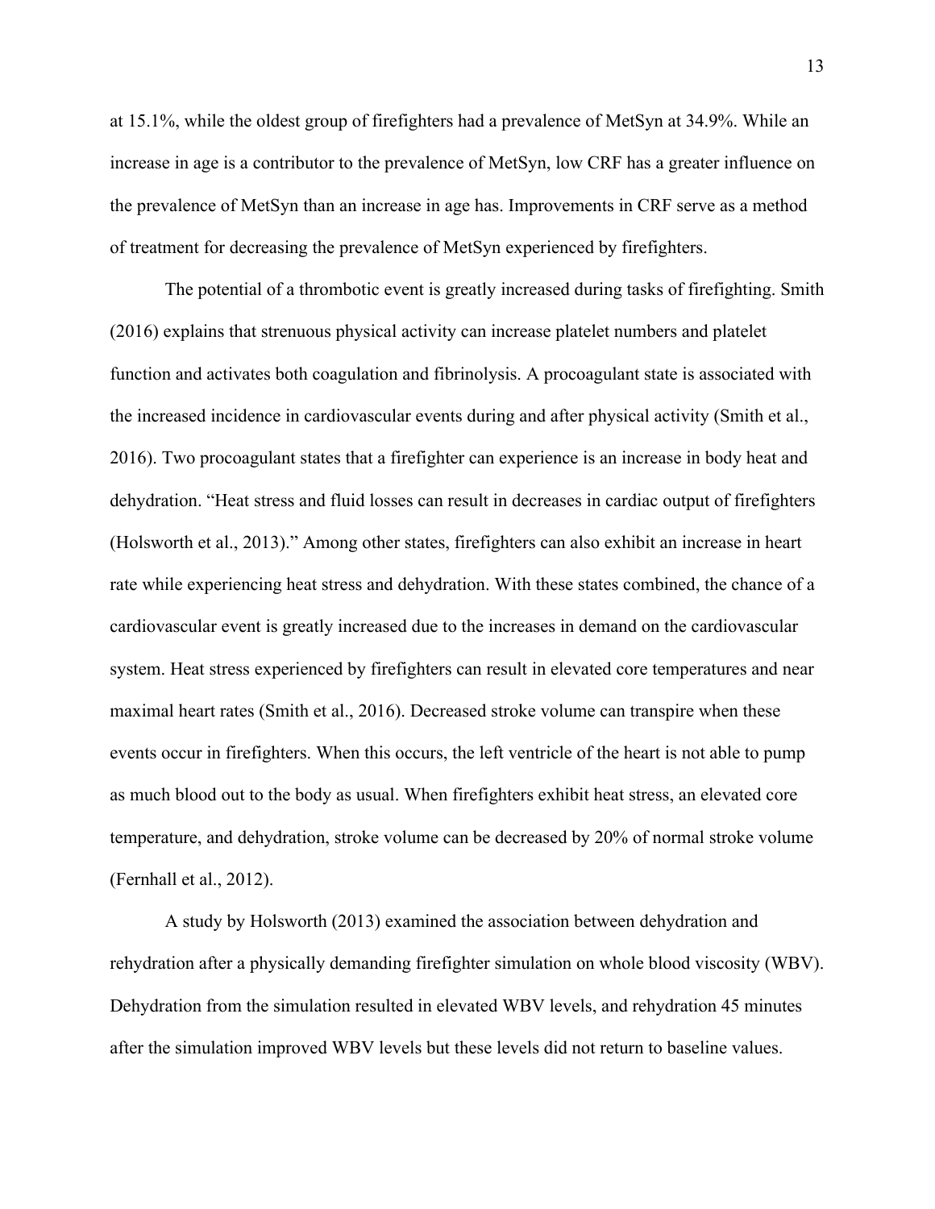at 15.1%, while the oldest group of firefighters had a prevalence of MetSyn at 34.9%. While an increase in age is a contributor to the prevalence of MetSyn, low CRF has a greater influence on the prevalence of MetSyn than an increase in age has. Improvements in CRF serve as a method of treatment for decreasing the prevalence of MetSyn experienced by firefighters.

The potential of a thrombotic event is greatly increased during tasks of firefighting. Smith (2016) explains that strenuous physical activity can increase platelet numbers and platelet function and activates both coagulation and fibrinolysis. A procoagulant state is associated with the increased incidence in cardiovascular events during and after physical activity (Smith et al., 2016). Two procoagulant states that a firefighter can experience is an increase in body heat and dehydration. "Heat stress and fluid losses can result in decreases in cardiac output of firefighters (Holsworth et al., 2013)." Among other states, firefighters can also exhibit an increase in heart rate while experiencing heat stress and dehydration. With these states combined, the chance of a cardiovascular event is greatly increased due to the increases in demand on the cardiovascular system. Heat stress experienced by firefighters can result in elevated core temperatures and near maximal heart rates (Smith et al., 2016). Decreased stroke volume can transpire when these events occur in firefighters. When this occurs, the left ventricle of the heart is not able to pump as much blood out to the body as usual. When firefighters exhibit heat stress, an elevated core temperature, and dehydration, stroke volume can be decreased by 20% of normal stroke volume (Fernhall et al., 2012).

A study by Holsworth (2013) examined the association between dehydration and rehydration after a physically demanding firefighter simulation on whole blood viscosity (WBV). Dehydration from the simulation resulted in elevated WBV levels, and rehydration 45 minutes after the simulation improved WBV levels but these levels did not return to baseline values.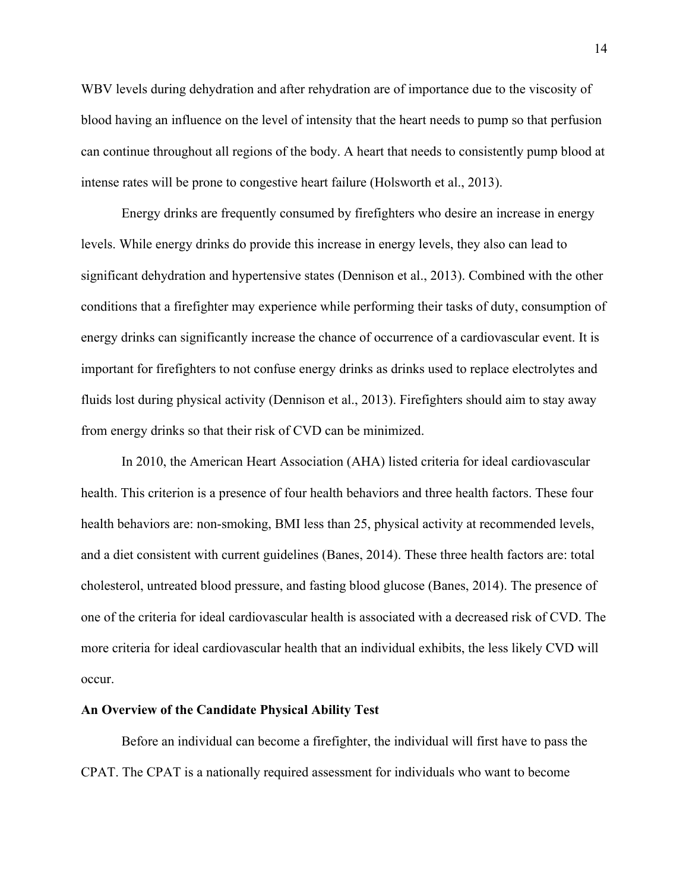WBV levels during dehydration and after rehydration are of importance due to the viscosity of blood having an influence on the level of intensity that the heart needs to pump so that perfusion can continue throughout all regions of the body. A heart that needs to consistently pump blood at intense rates will be prone to congestive heart failure (Holsworth et al., 2013).

Energy drinks are frequently consumed by firefighters who desire an increase in energy levels. While energy drinks do provide this increase in energy levels, they also can lead to significant dehydration and hypertensive states (Dennison et al., 2013). Combined with the other conditions that a firefighter may experience while performing their tasks of duty, consumption of energy drinks can significantly increase the chance of occurrence of a cardiovascular event. It is important for firefighters to not confuse energy drinks as drinks used to replace electrolytes and fluids lost during physical activity (Dennison et al., 2013). Firefighters should aim to stay away from energy drinks so that their risk of CVD can be minimized.

In 2010, the American Heart Association (AHA) listed criteria for ideal cardiovascular health. This criterion is a presence of four health behaviors and three health factors. These four health behaviors are: non-smoking, BMI less than 25, physical activity at recommended levels, and a diet consistent with current guidelines (Banes, 2014). These three health factors are: total cholesterol, untreated blood pressure, and fasting blood glucose (Banes, 2014). The presence of one of the criteria for ideal cardiovascular health is associated with a decreased risk of CVD. The more criteria for ideal cardiovascular health that an individual exhibits, the less likely CVD will occur.

**An Overview of the Candidate Physical Ability Test**

Before an individual can become a firefighter, the individual will first have to pass the CPAT. The CPAT is a nationally required assessment for individuals who want to become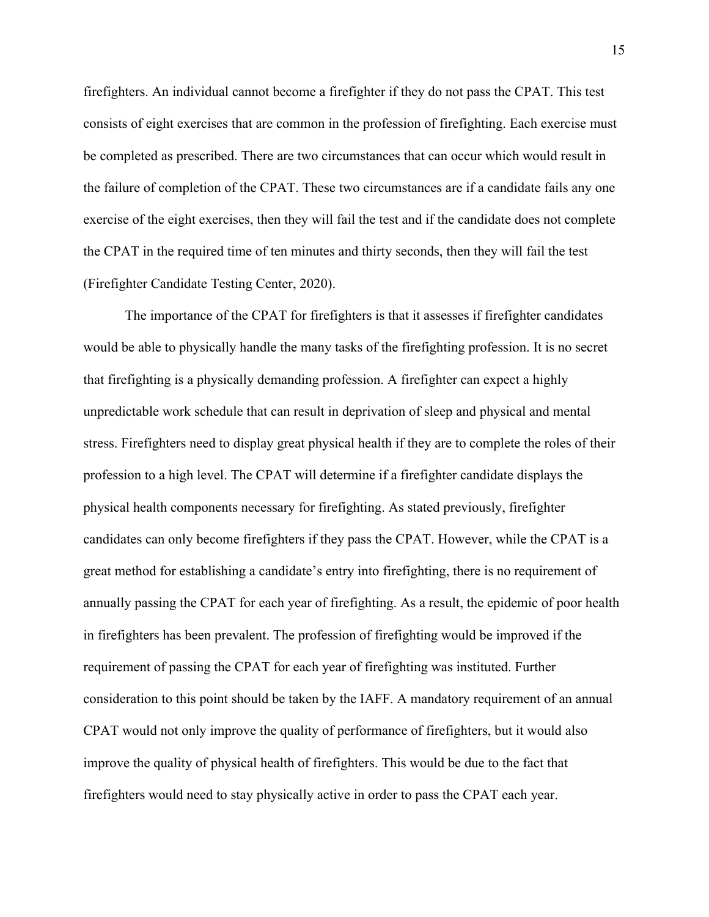firefighters. An individual cannot become a firefighter if they do not pass the CPAT. This test consists of eight exercises that are common in the profession of firefighting. Each exercise must be completed as prescribed. There are two circumstances that can occur which would result in the failure of completion of the CPAT. These two circumstances are if a candidate fails any one exercise of the eight exercises, then they will fail the test and if the candidate does not complete the CPAT in the required time of ten minutes and thirty seconds, then they will fail the test (Firefighter Candidate Testing Center, 2020).

The importance of the CPAT for firefighters is that it assesses if firefighter candidates would be able to physically handle the many tasks of the firefighting profession. It is no secret that firefighting is a physically demanding profession. A firefighter can expect a highly unpredictable work schedule that can result in deprivation of sleep and physical and mental stress. Firefighters need to display great physical health if they are to complete the roles of their profession to a high level. The CPAT will determine if a firefighter candidate displays the physical health components necessary for firefighting. As stated previously, firefighter candidates can only become firefighters if they pass the CPAT. However, while the CPAT is a great method for establishing a candidate's entry into firefighting, there is no requirement of annually passing the CPAT for each year of firefighting. As a result, the epidemic of poor health in firefighters has been prevalent. The profession of firefighting would be improved if the requirement of passing the CPAT for each year of firefighting was instituted. Further consideration to this point should be taken by the IAFF. A mandatory requirement of an annual CPAT would not only improve the quality of performance of firefighters, but it would also improve the quality of physical health of firefighters. This would be due to the fact that firefighters would need to stay physically active in order to pass the CPAT each year.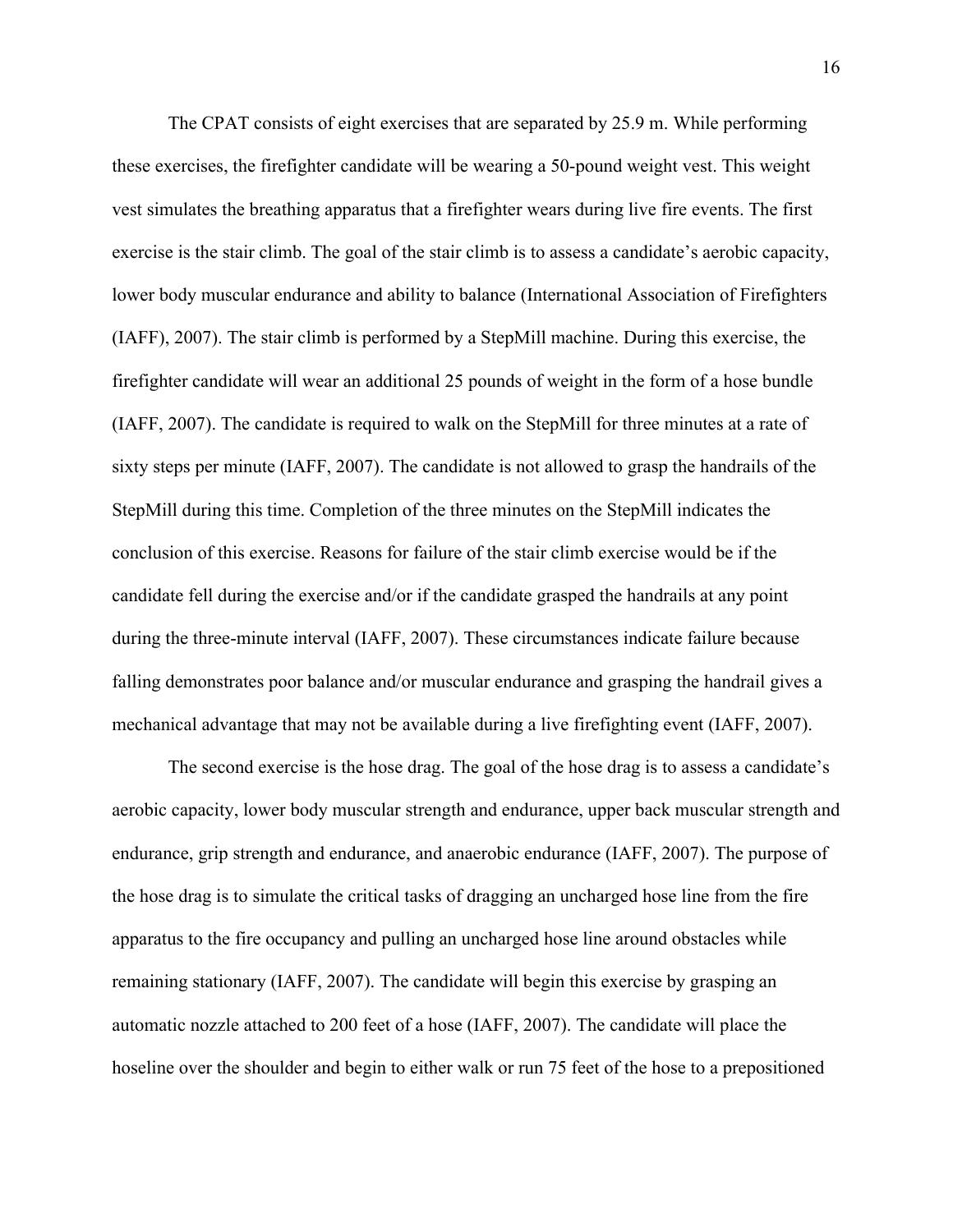The CPAT consists of eight exercises that are separated by 25.9 m. While performing these exercises, the firefighter candidate will be wearing a 50-pound weight vest. This weight vest simulates the breathing apparatus that a firefighter wears during live fire events. The first exercise is the stair climb. The goal of the stair climb is to assess a candidate's aerobic capacity, lower body muscular endurance and ability to balance (International Association of Firefighters (IAFF), 2007). The stair climb is performed by a StepMill machine. During this exercise, the firefighter candidate will wear an additional 25 pounds of weight in the form of a hose bundle (IAFF, 2007). The candidate is required to walk on the StepMill for three minutes at a rate of sixty steps per minute (IAFF, 2007). The candidate is not allowed to grasp the handrails of the StepMill during this time. Completion of the three minutes on the StepMill indicates the conclusion of this exercise. Reasons for failure of the stair climb exercise would be if the candidate fell during the exercise and/or if the candidate grasped the handrails at any point during the three-minute interval (IAFF, 2007). These circumstances indicate failure because falling demonstrates poor balance and/or muscular endurance and grasping the handrail gives a mechanical advantage that may not be available during a live firefighting event (IAFF, 2007).

The second exercise is the hose drag. The goal of the hose drag is to assess a candidate's aerobic capacity, lower body muscular strength and endurance, upper back muscular strength and endurance, grip strength and endurance, and anaerobic endurance (IAFF, 2007). The purpose of the hose drag is to simulate the critical tasks of dragging an uncharged hose line from the fire apparatus to the fire occupancy and pulling an uncharged hose line around obstacles while remaining stationary (IAFF, 2007). The candidate will begin this exercise by grasping an automatic nozzle attached to 200 feet of a hose (IAFF, 2007). The candidate will place the hoseline over the shoulder and begin to either walk or run 75 feet of the hose to a prepositioned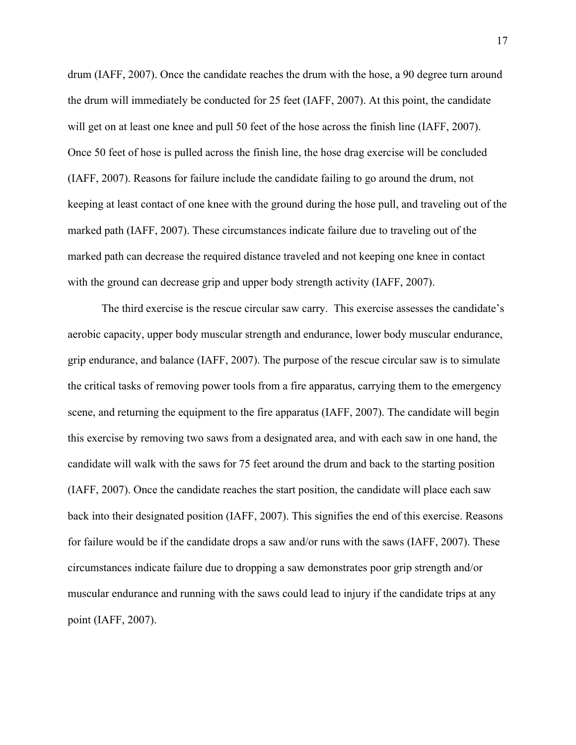drum (IAFF, 2007). Once the candidate reaches the drum with the hose, a 90 degree turn around the drum will immediately be conducted for 25 feet (IAFF, 2007). At this point, the candidate will get on at least one knee and pull 50 feet of the hose across the finish line (IAFF, 2007). Once 50 feet of hose is pulled across the finish line, the hose drag exercise will be concluded (IAFF, 2007). Reasons for failure include the candidate failing to go around the drum, not keeping at least contact of one knee with the ground during the hose pull, and traveling out of the marked path (IAFF, 2007). These circumstances indicate failure due to traveling out of the marked path can decrease the required distance traveled and not keeping one knee in contact with the ground can decrease grip and upper body strength activity (IAFF, 2007).

The third exercise is the rescue circular saw carry. This exercise assesses the candidate's aerobic capacity, upper body muscular strength and endurance, lower body muscular endurance, grip endurance, and balance (IAFF, 2007). The purpose of the rescue circular saw is to simulate the critical tasks of removing power tools from a fire apparatus, carrying them to the emergency scene, and returning the equipment to the fire apparatus (IAFF, 2007). The candidate will begin this exercise by removing two saws from a designated area, and with each saw in one hand, the candidate will walk with the saws for 75 feet around the drum and back to the starting position (IAFF, 2007). Once the candidate reaches the start position, the candidate will place each saw back into their designated position (IAFF, 2007). This signifies the end of this exercise. Reasons for failure would be if the candidate drops a saw and/or runs with the saws (IAFF, 2007). These circumstances indicate failure due to dropping a saw demonstrates poor grip strength and/or muscular endurance and running with the saws could lead to injury if the candidate trips at any point (IAFF, 2007).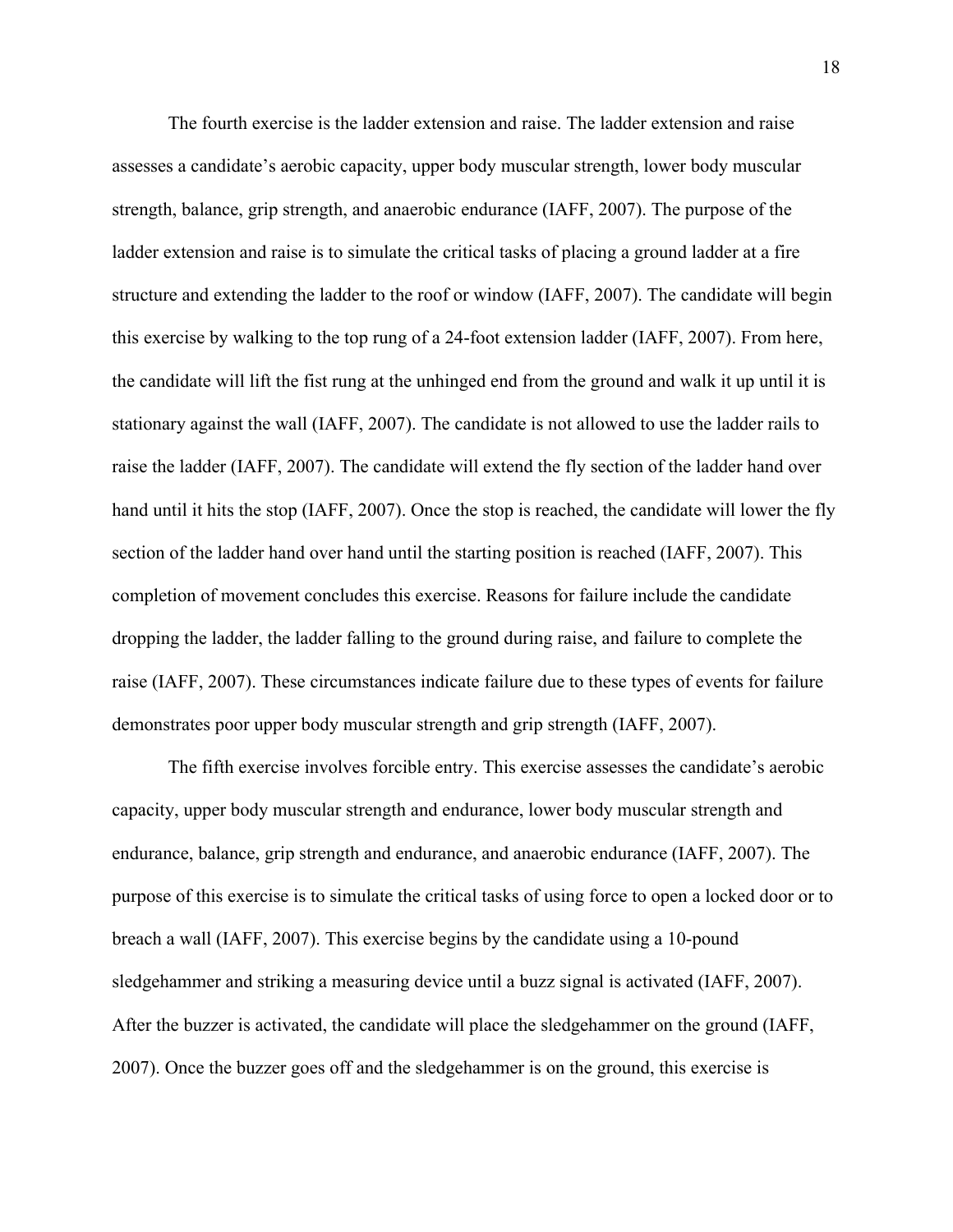The fourth exercise is the ladder extension and raise. The ladder extension and raise assesses a candidate's aerobic capacity, upper body muscular strength, lower body muscular strength, balance, grip strength, and anaerobic endurance (IAFF, 2007). The purpose of the ladder extension and raise is to simulate the critical tasks of placing a ground ladder at a fire structure and extending the ladder to the roof or window (IAFF, 2007). The candidate will begin this exercise by walking to the top rung of a 24-foot extension ladder (IAFF, 2007). From here, the candidate will lift the fist rung at the unhinged end from the ground and walk it up until it is stationary against the wall (IAFF, 2007). The candidate is not allowed to use the ladder rails to raise the ladder (IAFF, 2007). The candidate will extend the fly section of the ladder hand over hand until it hits the stop (IAFF, 2007). Once the stop is reached, the candidate will lower the fly section of the ladder hand over hand until the starting position is reached (IAFF, 2007). This completion of movement concludes this exercise. Reasons for failure include the candidate dropping the ladder, the ladder falling to the ground during raise, and failure to complete the raise (IAFF, 2007). These circumstances indicate failure due to these types of events for failure demonstrates poor upper body muscular strength and grip strength (IAFF, 2007).

The fifth exercise involves forcible entry. This exercise assesses the candidate's aerobic capacity, upper body muscular strength and endurance, lower body muscular strength and endurance, balance, grip strength and endurance, and anaerobic endurance (IAFF, 2007). The purpose of this exercise is to simulate the critical tasks of using force to open a locked door or to breach a wall (IAFF, 2007). This exercise begins by the candidate using a 10-pound sledgehammer and striking a measuring device until a buzz signal is activated (IAFF, 2007). After the buzzer is activated, the candidate will place the sledgehammer on the ground (IAFF, 2007). Once the buzzer goes off and the sledgehammer is on the ground, this exercise is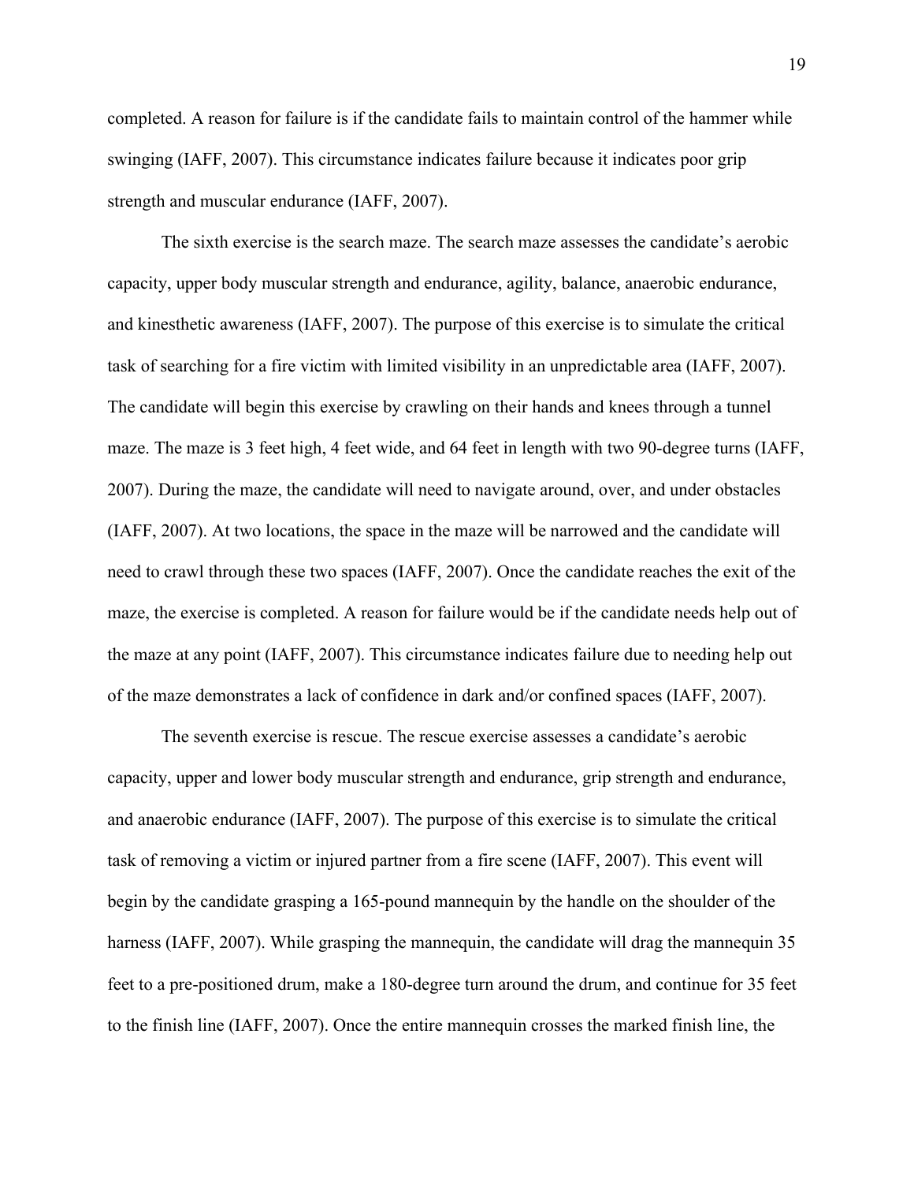completed. A reason for failure is if the candidate fails to maintain control of the hammer while swinging (IAFF, 2007). This circumstance indicates failure because it indicates poor grip strength and muscular endurance (IAFF, 2007).

The sixth exercise is the search maze. The search maze assesses the candidate's aerobic capacity, upper body muscular strength and endurance, agility, balance, anaerobic endurance, and kinesthetic awareness (IAFF, 2007). The purpose of this exercise is to simulate the critical task of searching for a fire victim with limited visibility in an unpredictable area (IAFF, 2007). The candidate will begin this exercise by crawling on their hands and knees through a tunnel maze. The maze is 3 feet high, 4 feet wide, and 64 feet in length with two 90-degree turns (IAFF, 2007). During the maze, the candidate will need to navigate around, over, and under obstacles (IAFF, 2007). At two locations, the space in the maze will be narrowed and the candidate will need to crawl through these two spaces (IAFF, 2007). Once the candidate reaches the exit of the maze, the exercise is completed. A reason for failure would be if the candidate needs help out of the maze at any point (IAFF, 2007). This circumstance indicates failure due to needing help out of the maze demonstrates a lack of confidence in dark and/or confined spaces (IAFF, 2007).

The seventh exercise is rescue. The rescue exercise assesses a candidate's aerobic capacity, upper and lower body muscular strength and endurance, grip strength and endurance, and anaerobic endurance (IAFF, 2007). The purpose of this exercise is to simulate the critical task of removing a victim or injured partner from a fire scene (IAFF, 2007). This event will begin by the candidate grasping a 165-pound mannequin by the handle on the shoulder of the harness (IAFF, 2007). While grasping the mannequin, the candidate will drag the mannequin 35 feet to a pre-positioned drum, make a 180-degree turn around the drum, and continue for 35 feet to the finish line (IAFF, 2007). Once the entire mannequin crosses the marked finish line, the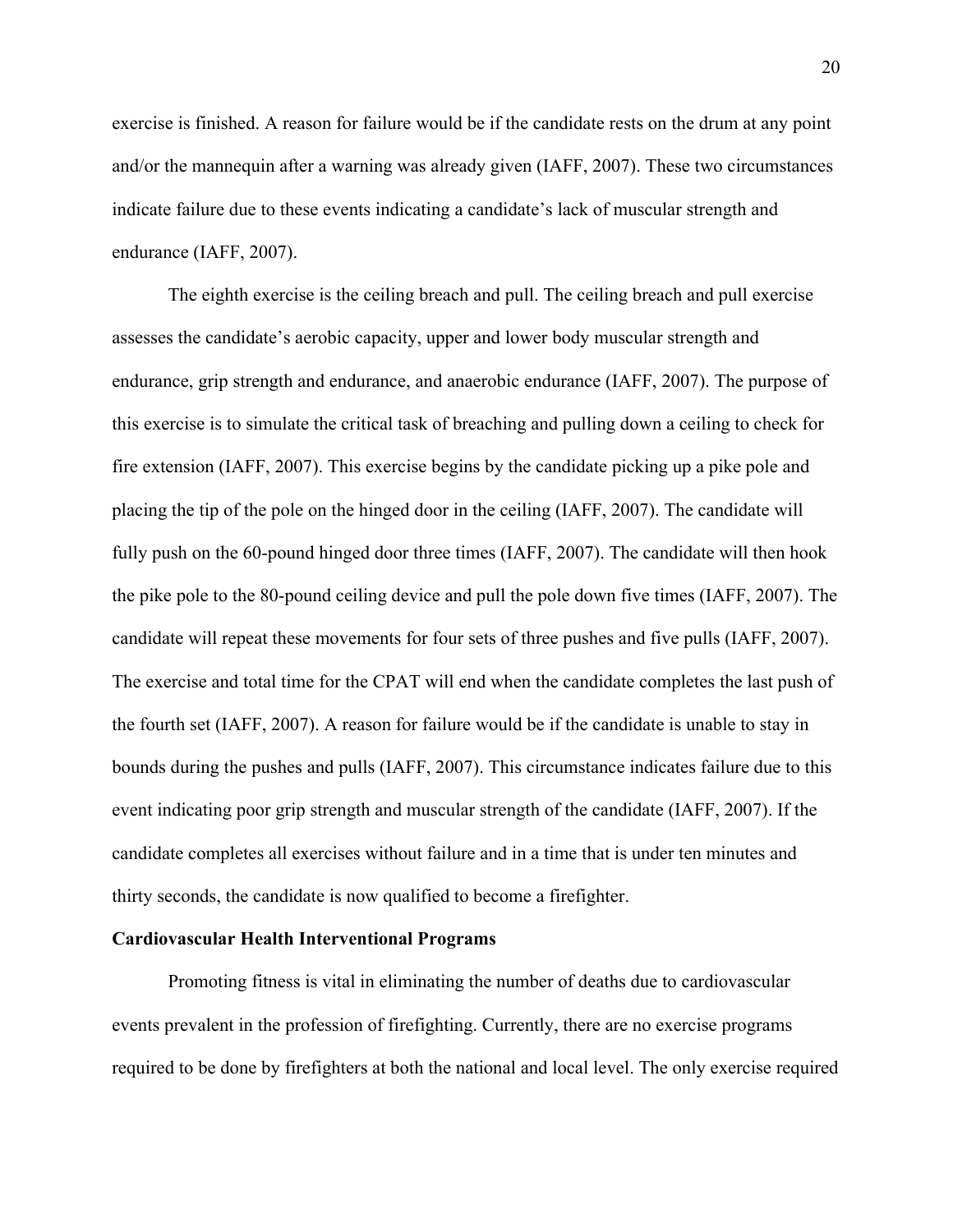exercise is finished. A reason for failure would be if the candidate rests on the drum at any point and/or the mannequin after a warning was already given (IAFF, 2007). These two circumstances indicate failure due to these events indicating a candidate's lack of muscular strength and endurance (IAFF, 2007).

The eighth exercise is the ceiling breach and pull. The ceiling breach and pull exercise assesses the candidate's aerobic capacity, upper and lower body muscular strength and endurance, grip strength and endurance, and anaerobic endurance (IAFF, 2007). The purpose of this exercise is to simulate the critical task of breaching and pulling down a ceiling to check for fire extension (IAFF, 2007). This exercise begins by the candidate picking up a pike pole and placing the tip of the pole on the hinged door in the ceiling (IAFF, 2007). The candidate will fully push on the 60-pound hinged door three times (IAFF, 2007). The candidate will then hook the pike pole to the 80-pound ceiling device and pull the pole down five times (IAFF, 2007). The candidate will repeat these movements for four sets of three pushes and five pulls (IAFF, 2007). The exercise and total time for the CPAT will end when the candidate completes the last push of the fourth set (IAFF, 2007). A reason for failure would be if the candidate is unable to stay in bounds during the pushes and pulls (IAFF, 2007). This circumstance indicates failure due to this event indicating poor grip strength and muscular strength of the candidate (IAFF, 2007). If the candidate completes all exercises without failure and in a time that is under ten minutes and thirty seconds, the candidate is now qualified to become a firefighter.

**Cardiovascular Health Interventional Programs**

Promoting fitness is vital in eliminating the number of deaths due to cardiovascular events prevalent in the profession of firefighting. Currently, there are no exercise programs required to be done by firefighters at both the national and local level. The only exercise required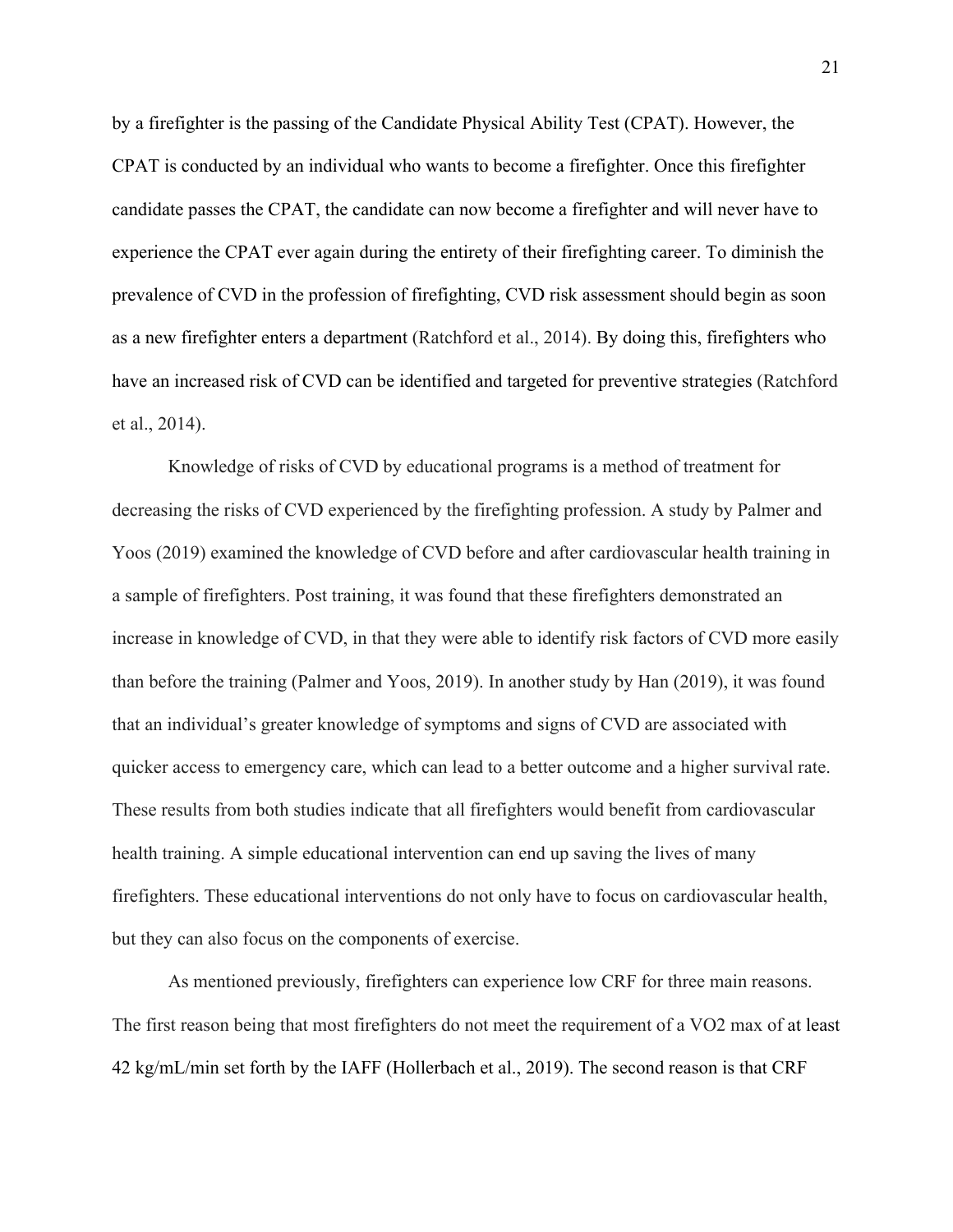by a firefighter is the passing of the Candidate Physical Ability Test (CPAT). However, the CPAT is conducted by an individual who wants to become a firefighter. Once this firefighter candidate passes the CPAT, the candidate can now become a firefighter and will never have to experience the CPAT ever again during the entirety of their firefighting career. To diminish the prevalence of CVD in the profession of firefighting, CVD risk assessment should begin as soon as a new firefighter enters a department (Ratchford et al., 2014). By doing this, firefighters who have an increased risk of CVD can be identified and targeted for preventive strategies (Ratchford et al., 2014).

Knowledge of risks of CVD by educational programs is a method of treatment for decreasing the risks of CVD experienced by the firefighting profession. A study by Palmer and Yoos (2019) examined the knowledge of CVD before and after cardiovascular health training in a sample of firefighters. Post training, it was found that these firefighters demonstrated an increase in knowledge of CVD, in that they were able to identify risk factors of CVD more easily than before the training (Palmer and Yoos, 2019). In another study by Han (2019), it was found that an individual's greater knowledge of symptoms and signs of CVD are associated with quicker access to emergency care, which can lead to a better outcome and a higher survival rate. These results from both studies indicate that all firefighters would benefit from cardiovascular health training. A simple educational intervention can end up saving the lives of many firefighters. These educational interventions do not only have to focus on cardiovascular health, but they can also focus on the components of exercise.

As mentioned previously, firefighters can experience low CRF for three main reasons. The first reason being that most firefighters do not meet the requirement of a VO2 max of at least 42 kg/mL/min set forth by the IAFF (Hollerbach et al., 2019). The second reason is that CRF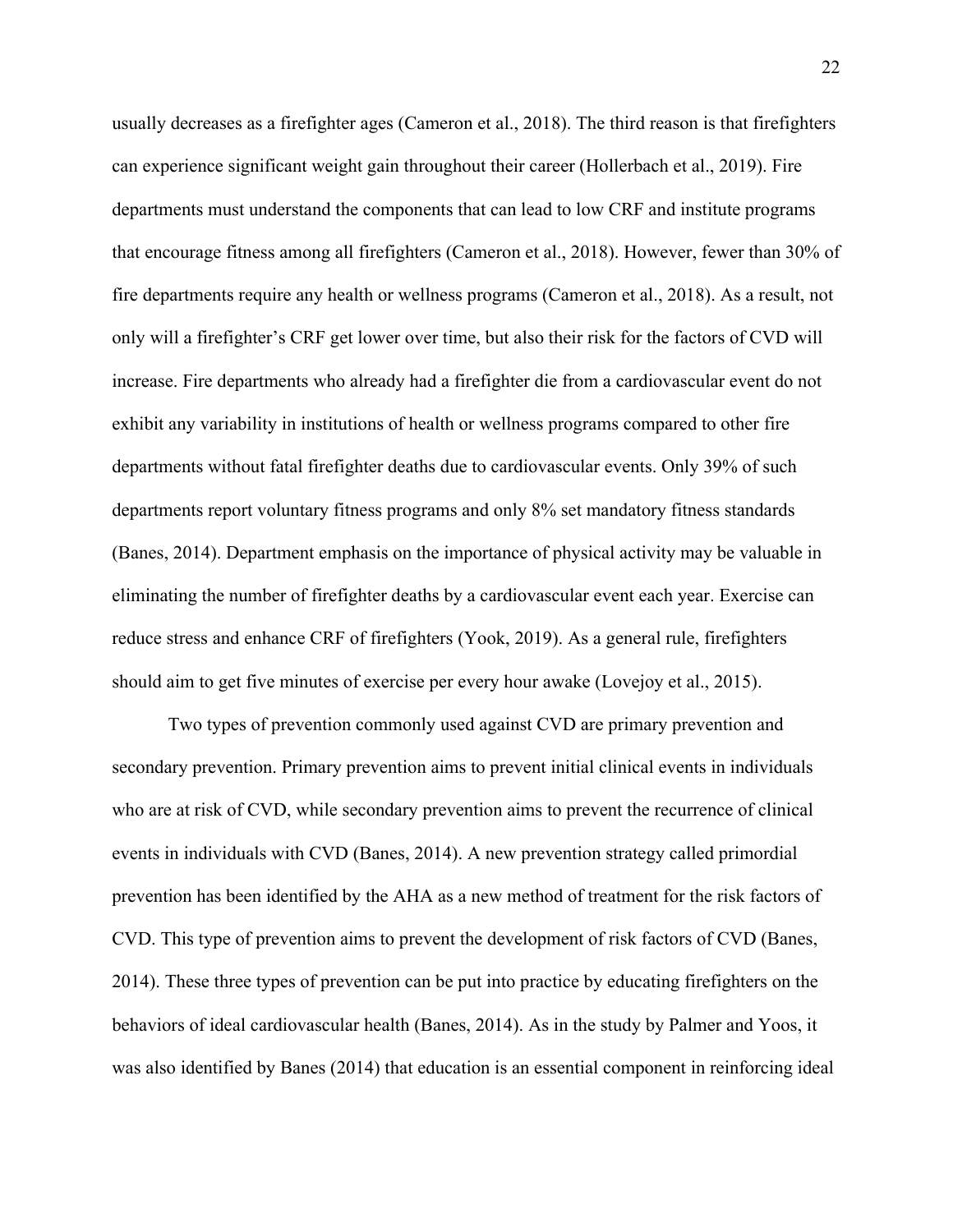usually decreases as a firefighter ages (Cameron et al., 2018). The third reason is that firefighters can experience significant weight gain throughout their career (Hollerbach et al., 2019). Fire departments must understand the components that can lead to low CRF and institute programs that encourage fitness among all firefighters (Cameron et al., 2018). However, fewer than 30% of fire departments require any health or wellness programs (Cameron et al., 2018). As a result, not only will a firefighter's CRF get lower over time, but also their risk for the factors of CVD will increase. Fire departments who already had a firefighter die from a cardiovascular event do not exhibit any variability in institutions of health or wellness programs compared to other fire departments without fatal firefighter deaths due to cardiovascular events. Only 39% of such departments report voluntary fitness programs and only 8% set mandatory fitness standards (Banes, 2014). Department emphasis on the importance of physical activity may be valuable in eliminating the number of firefighter deaths by a cardiovascular event each year. Exercise can reduce stress and enhance CRF of firefighters (Yook, 2019). As a general rule, firefighters should aim to get five minutes of exercise per every hour awake (Lovejoy et al., 2015).

Two types of prevention commonly used against CVD are primary prevention and secondary prevention. Primary prevention aims to prevent initial clinical events in individuals who are at risk of CVD, while secondary prevention aims to prevent the recurrence of clinical events in individuals with CVD (Banes, 2014). A new prevention strategy called primordial prevention has been identified by the AHA as a new method of treatment for the risk factors of CVD. This type of prevention aims to prevent the development of risk factors of CVD (Banes, 2014). These three types of prevention can be put into practice by educating firefighters on the behaviors of ideal cardiovascular health (Banes, 2014). As in the study by Palmer and Yoos, it was also identified by Banes (2014) that education is an essential component in reinforcing ideal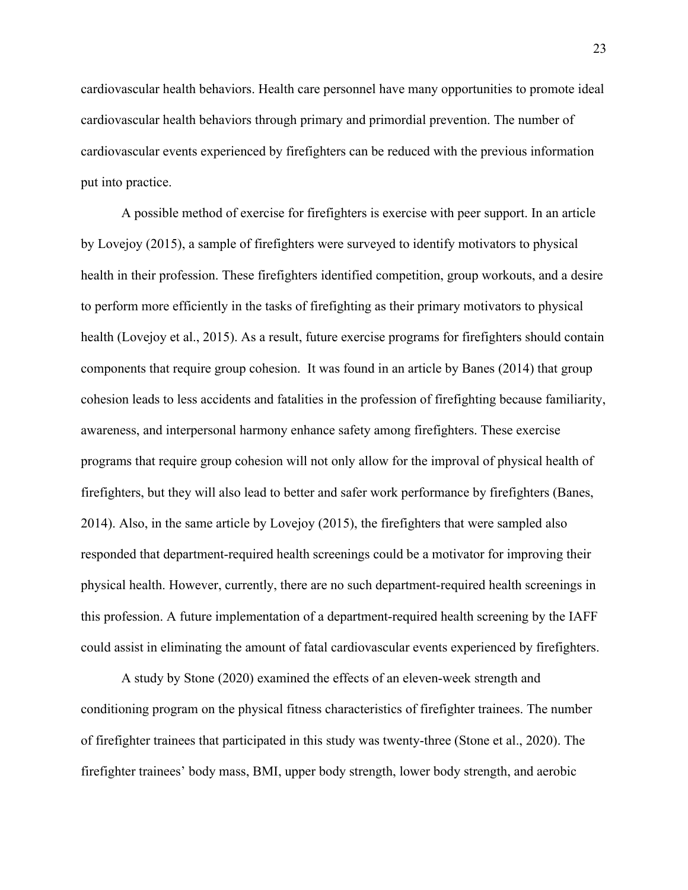cardiovascular health behaviors. Health care personnel have many opportunities to promote ideal cardiovascular health behaviors through primary and primordial prevention. The number of cardiovascular events experienced by firefighters can be reduced with the previous information put into practice.

A possible method of exercise for firefighters is exercise with peer support. In an article by Lovejoy (2015), a sample of firefighters were surveyed to identify motivators to physical health in their profession. These firefighters identified competition, group workouts, and a desire to perform more efficiently in the tasks of firefighting as their primary motivators to physical health (Lovejoy et al., 2015). As a result, future exercise programs for firefighters should contain components that require group cohesion.  It was found in an article by Banes (2014) that group cohesion leads to less accidents and fatalities in the profession of firefighting because familiarity, awareness, and interpersonal harmony enhance safety among firefighters. These exercise programs that require group cohesion will not only allow for the improval of physical health of firefighters, but they will also lead to better and safer work performance by firefighters (Banes, 2014). Also, in the same article by Lovejoy (2015), the firefighters that were sampled also responded that department-required health screenings could be a motivator for improving their physical health. However, currently, there are no such department-required health screenings in this profession. A future implementation of a department-required health screening by the IAFF could assist in eliminating the amount of fatal cardiovascular events experienced by firefighters.

A study by Stone (2020) examined the effects of an eleven-week strength and conditioning program on the physical fitness characteristics of firefighter trainees. The number of firefighter trainees that participated in this study was twenty-three (Stone et al., 2020). The firefighter trainees' body mass, BMI, upper body strength, lower body strength, and aerobic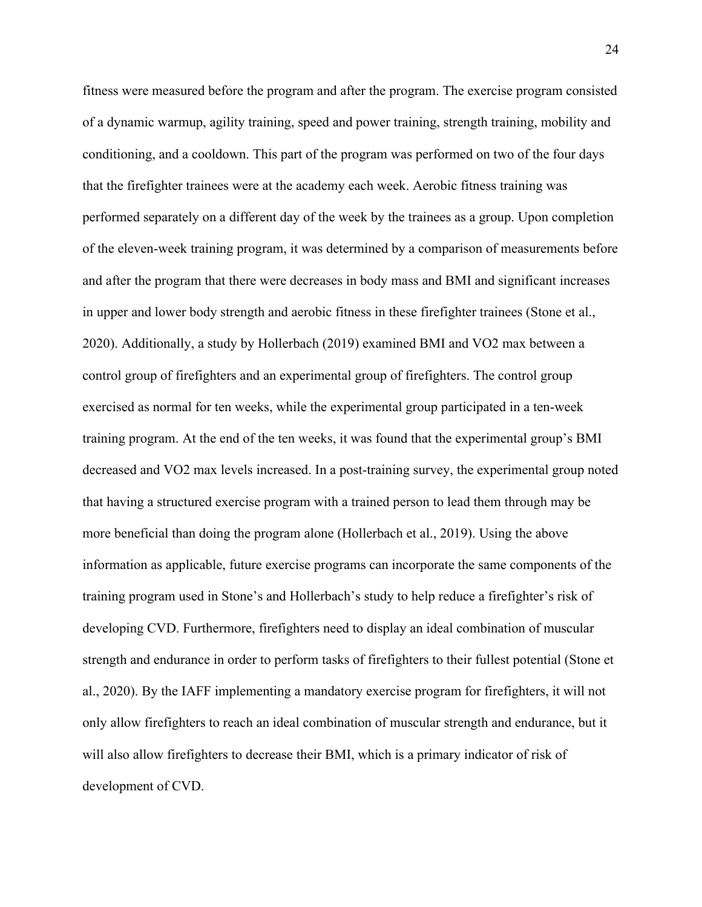fitness were measured before the program and after the program. The exercise program consisted of a dynamic warmup, agility training, speed and power training, strength training, mobility and conditioning, and a cooldown. This part of the program was performed on two of the four days that the firefighter trainees were at the academy each week. Aerobic fitness training was performed separately on a different day of the week by the trainees as a group. Upon completion of the eleven-week training program, it was determined by a comparison of measurements before and after the program that there were decreases in body mass and BMI and significant increases in upper and lower body strength and aerobic fitness in these firefighter trainees (Stone et al., 2020). Additionally, a study by Hollerbach (2019) examined BMI and VO2 max between a control group of firefighters and an experimental group of firefighters. The control group exercised as normal for ten weeks, while the experimental group participated in a ten-week training program. At the end of the ten weeks, it was found that the experimental group's BMI decreased and VO2 max levels increased. In a post-training survey, the experimental group noted that having a structured exercise program with a trained person to lead them through may be more beneficial than doing the program alone (Hollerbach et al., 2019). Using the above information as applicable, future exercise programs can incorporate the same components of the training program used in Stone's and Hollerbach's study to help reduce a firefighter's risk of developing CVD. Furthermore, firefighters need to display an ideal combination of muscular strength and endurance in order to perform tasks of firefighters to their fullest potential (Stone et al., 2020). By the IAFF implementing a mandatory exercise program for firefighters, it will not only allow firefighters to reach an ideal combination of muscular strength and endurance, but it will also allow firefighters to decrease their BMI, which is a primary indicator of risk of development of CVD.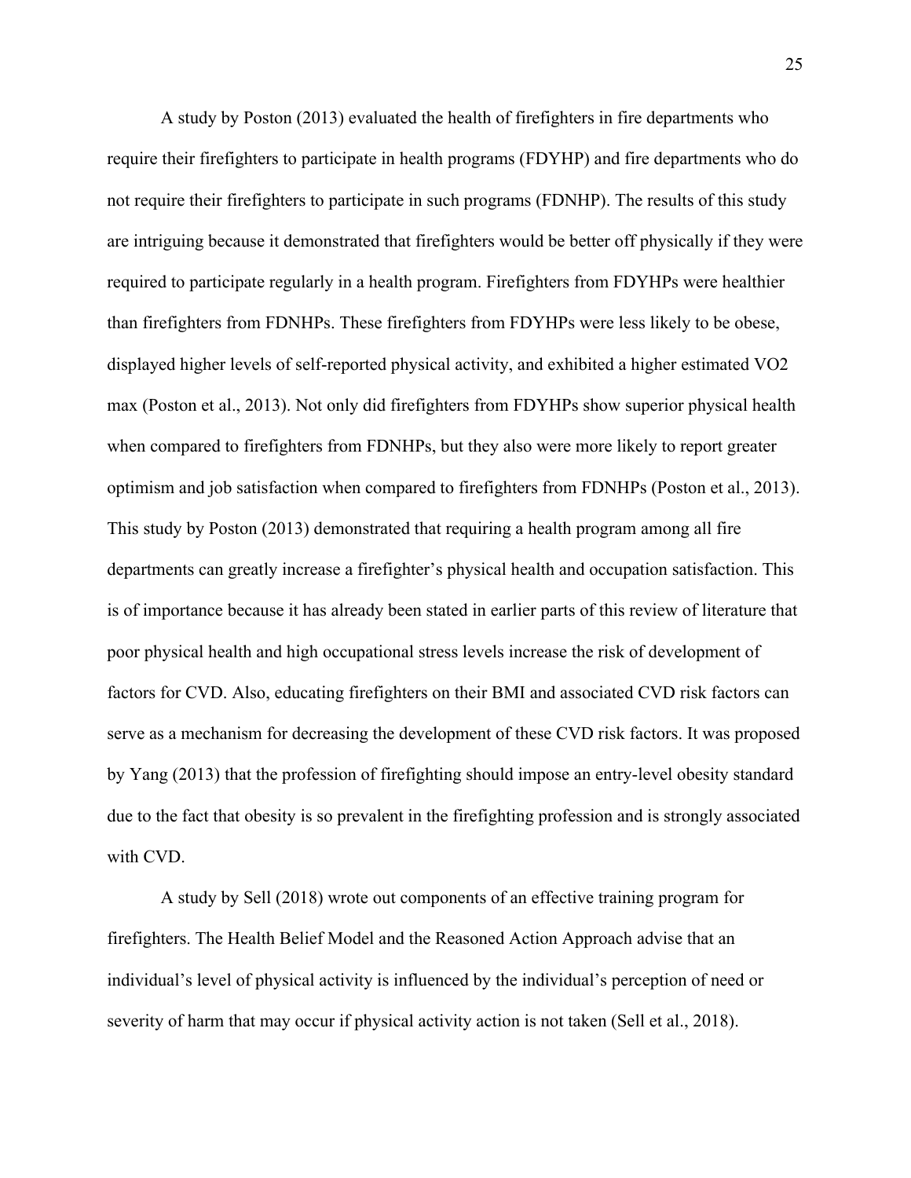A study by Poston (2013) evaluated the health of firefighters in fire departments who require their firefighters to participate in health programs (FDYHP) and fire departments who do not require their firefighters to participate in such programs (FDNHP). The results of this study are intriguing because it demonstrated that firefighters would be better off physically if they were required to participate regularly in a health program. Firefighters from FDYHPs were healthier than firefighters from FDNHPs. These firefighters from FDYHPs were less likely to be obese, displayed higher levels of self-reported physical activity, and exhibited a higher estimated VO2 max (Poston et al., 2013). Not only did firefighters from FDYHPs show superior physical health when compared to firefighters from FDNHPs, but they also were more likely to report greater optimism and job satisfaction when compared to firefighters from FDNHPs (Poston et al., 2013). This study by Poston (2013) demonstrated that requiring a health program among all fire departments can greatly increase a firefighter's physical health and occupation satisfaction. This is of importance because it has already been stated in earlier parts of this review of literature that poor physical health and high occupational stress levels increase the risk of development of factors for CVD. Also, educating firefighters on their BMI and associated CVD risk factors can serve as a mechanism for decreasing the development of these CVD risk factors. It was proposed by Yang (2013) that the profession of firefighting should impose an entry-level obesity standard due to the fact that obesity is so prevalent in the firefighting profession and is strongly associated with CVD.

A study by Sell (2018) wrote out components of an effective training program for firefighters. The Health Belief Model and the Reasoned Action Approach advise that an individual's level of physical activity is influenced by the individual's perception of need or severity of harm that may occur if physical activity action is not taken (Sell et al., 2018).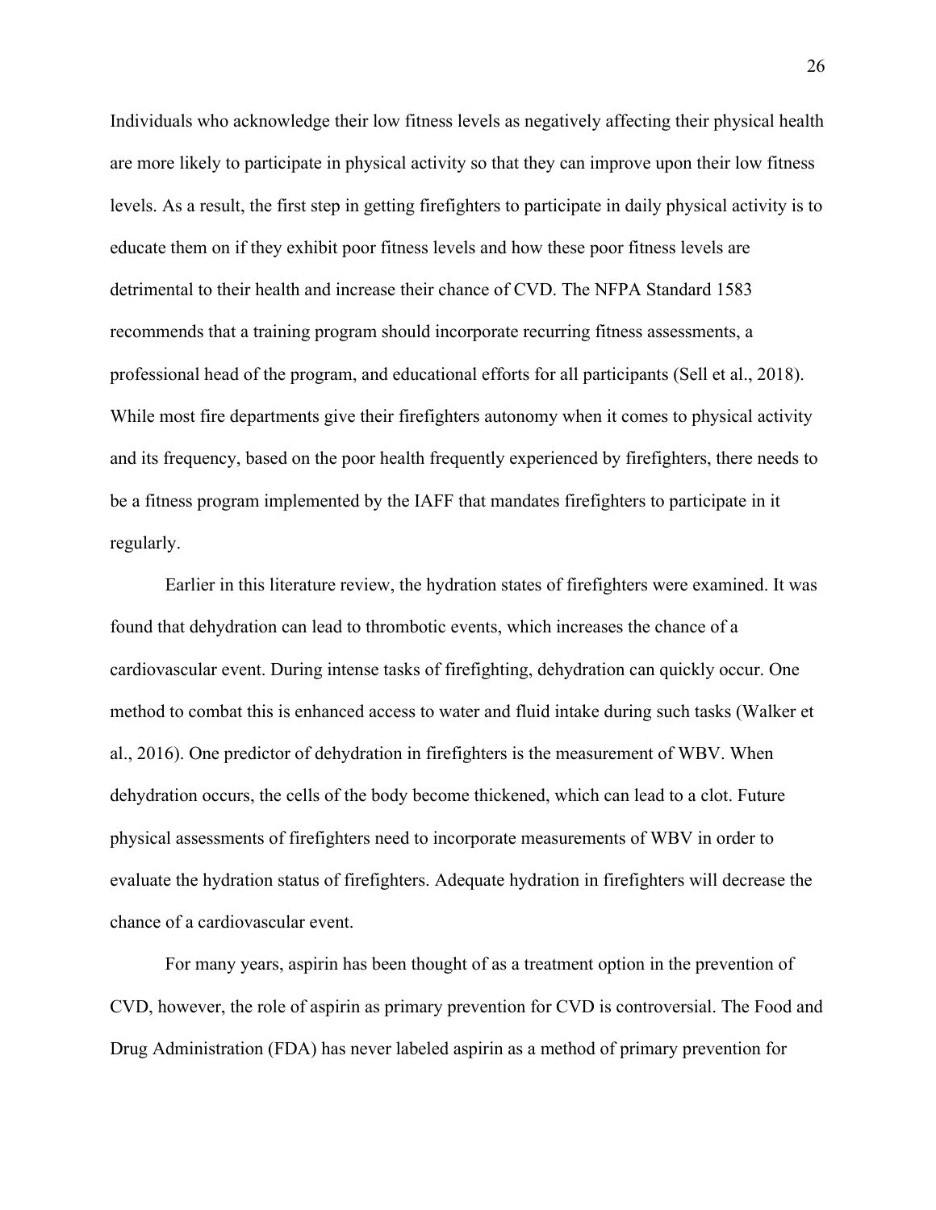Individuals who acknowledge their low fitness levels as negatively affecting their physical health are more likely to participate in physical activity so that they can improve upon their low fitness levels. As a result, the first step in getting firefighters to participate in daily physical activity is to educate them on if they exhibit poor fitness levels and how these poor fitness levels are detrimental to their health and increase their chance of CVD. The NFPA Standard 1583 recommends that a training program should incorporate recurring fitness assessments, a professional head of the program, and educational efforts for all participants (Sell et al., 2018). While most fire departments give their firefighters autonomy when it comes to physical activity and its frequency, based on the poor health frequently experienced by firefighters, there needs to be a fitness program implemented by the IAFF that mandates firefighters to participate in it regularly.

Earlier in this literature review, the hydration states of firefighters were examined. It was found that dehydration can lead to thrombotic events, which increases the chance of a cardiovascular event. During intense tasks of firefighting, dehydration can quickly occur. One method to combat this is enhanced access to water and fluid intake during such tasks (Walker et al., 2016). One predictor of dehydration in firefighters is the measurement of WBV. When dehydration occurs, the cells of the body become thickened, which can lead to a clot. Future physical assessments of firefighters need to incorporate measurements of WBV in order to evaluate the hydration status of firefighters. Adequate hydration in firefighters will decrease the chance of a cardiovascular event.

For many years, aspirin has been thought of as a treatment option in the prevention of CVD, however, the role of aspirin as primary prevention for CVD is controversial. The Food and Drug Administration (FDA) has never labeled aspirin as a method of primary prevention for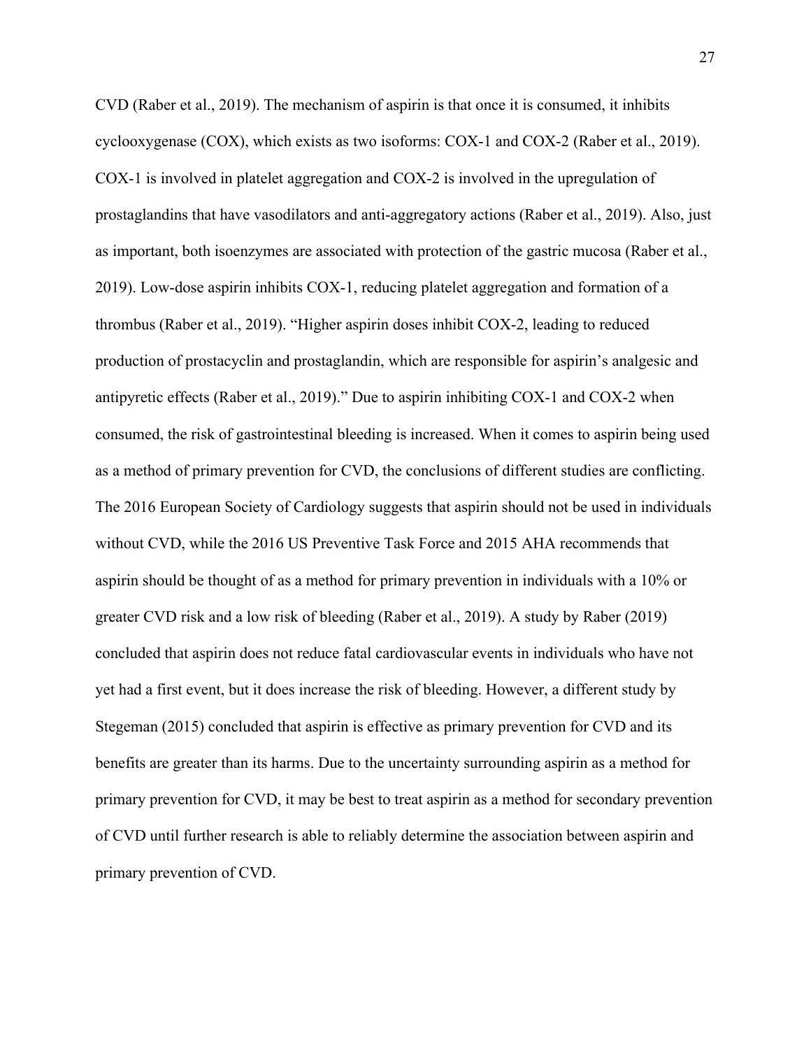CVD (Raber et al., 2019). The mechanism of aspirin is that once it is consumed, it inhibits cyclooxygenase (COX), which exists as two isoforms: COX-1 and COX-2 (Raber et al., 2019). COX-1 is involved in platelet aggregation and COX-2 is involved in the upregulation of prostaglandins that have vasodilators and anti-aggregatory actions (Raber et al., 2019). Also, just as important, both isoenzymes are associated with protection of the gastric mucosa (Raber et al., 2019). Low-dose aspirin inhibits COX-1, reducing platelet aggregation and formation of a thrombus (Raber et al., 2019). "Higher aspirin doses inhibit COX-2, leading to reduced production of prostacyclin and prostaglandin, which are responsible for aspirin's analgesic and antipyretic effects (Raber et al., 2019)." Due to aspirin inhibiting COX-1 and COX-2 when consumed, the risk of gastrointestinal bleeding is increased. When it comes to aspirin being used as a method of primary prevention for CVD, the conclusions of different studies are conflicting. The 2016 European Society of Cardiology suggests that aspirin should not be used in individuals without CVD, while the 2016 US Preventive Task Force and 2015 AHA recommends that aspirin should be thought of as a method for primary prevention in individuals with a 10% or greater CVD risk and a low risk of bleeding (Raber et al., 2019). A study by Raber (2019) concluded that aspirin does not reduce fatal cardiovascular events in individuals who have not yet had a first event, but it does increase the risk of bleeding. However, a different study by Stegeman (2015) concluded that aspirin is effective as primary prevention for CVD and its benefits are greater than its harms. Due to the uncertainty surrounding aspirin as a method for primary prevention for CVD, it may be best to treat aspirin as a method for secondary prevention of CVD until further research is able to reliably determine the association between aspirin and primary prevention of CVD.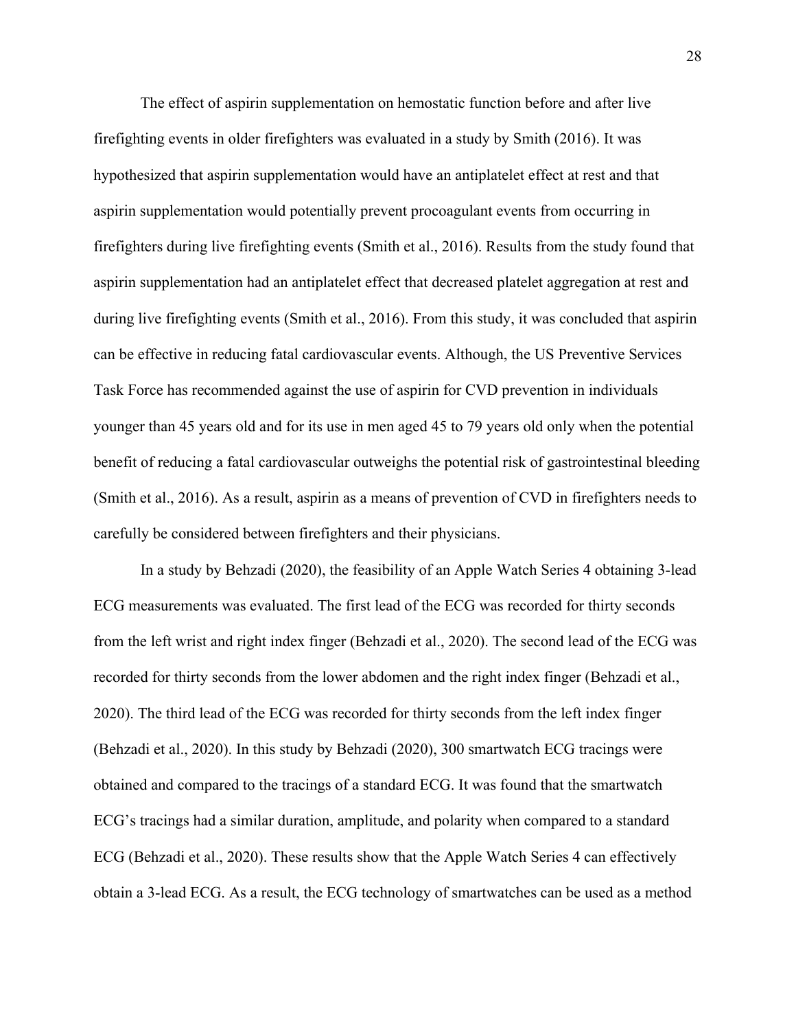The effect of aspirin supplementation on hemostatic function before and after live firefighting events in older firefighters was evaluated in a study by Smith (2016). It was hypothesized that aspirin supplementation would have an antiplatelet effect at rest and that aspirin supplementation would potentially prevent procoagulant events from occurring in firefighters during live firefighting events (Smith et al., 2016). Results from the study found that aspirin supplementation had an antiplatelet effect that decreased platelet aggregation at rest and during live firefighting events (Smith et al., 2016). From this study, it was concluded that aspirin can be effective in reducing fatal cardiovascular events. Although, the US Preventive Services Task Force has recommended against the use of aspirin for CVD prevention in individuals younger than 45 years old and for its use in men aged 45 to 79 years old only when the potential benefit of reducing a fatal cardiovascular outweighs the potential risk of gastrointestinal bleeding (Smith et al., 2016). As a result, aspirin as a means of prevention of CVD in firefighters needs to carefully be considered between firefighters and their physicians.

In a study by Behzadi (2020), the feasibility of an Apple Watch Series 4 obtaining 3-lead ECG measurements was evaluated. The first lead of the ECG was recorded for thirty seconds from the left wrist and right index finger (Behzadi et al., 2020). The second lead of the ECG was recorded for thirty seconds from the lower abdomen and the right index finger (Behzadi et al., 2020). The third lead of the ECG was recorded for thirty seconds from the left index finger (Behzadi et al., 2020). In this study by Behzadi (2020), 300 smartwatch ECG tracings were obtained and compared to the tracings of a standard ECG. It was found that the smartwatch ECG's tracings had a similar duration, amplitude, and polarity when compared to a standard ECG (Behzadi et al., 2020). These results show that the Apple Watch Series 4 can effectively obtain a 3-lead ECG. As a result, the ECG technology of smartwatches can be used as a method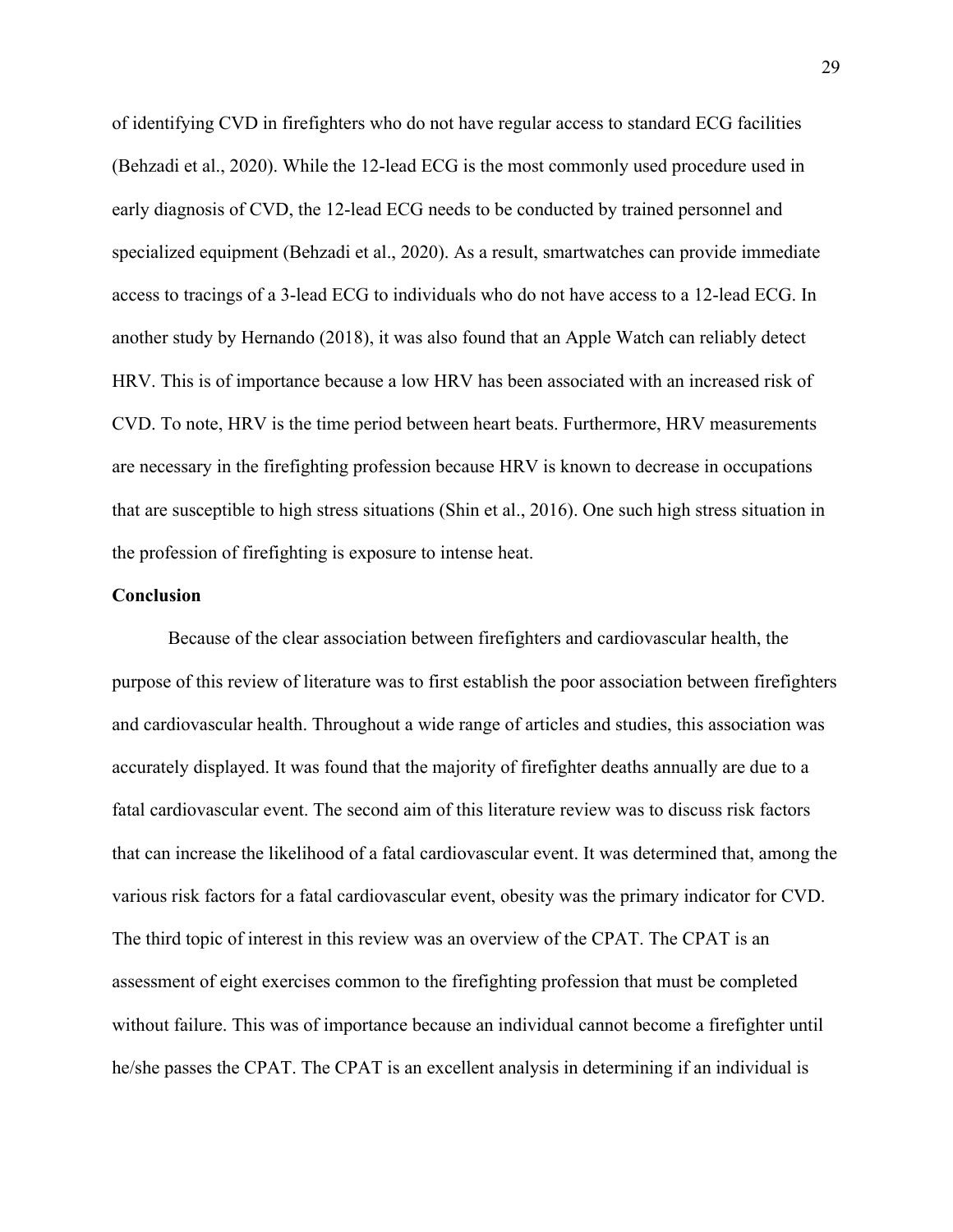of identifying CVD in firefighters who do not have regular access to standard ECG facilities (Behzadi et al., 2020). While the 12-lead ECG is the most commonly used procedure used in early diagnosis of CVD, the 12-lead ECG needs to be conducted by trained personnel and specialized equipment (Behzadi et al., 2020). As a result, smartwatches can provide immediate access to tracings of a 3-lead ECG to individuals who do not have access to a 12-lead ECG. In another study by Hernando (2018), it was also found that an Apple Watch can reliably detect HRV. This is of importance because a low HRV has been associated with an increased risk of CVD. To note, HRV is the time period between heart beats. Furthermore, HRV measurements are necessary in the firefighting profession because HRV is known to decrease in occupations that are susceptible to high stress situations (Shin et al., 2016). One such high stress situation in the profession of firefighting is exposure to intense heat.

## Conclusion

Because of the clear association between firefighters and cardiovascular health, the purpose of this review of literature was to first establish the poor association between firefighters and cardiovascular health. Throughout a wide range of articles and studies, this association was accurately displayed. It was found that the majority of firefighter deaths annually are due to a fatal cardiovascular event. The second aim of this literature review was to discuss risk factors that can increase the likelihood of a fatal cardiovascular event. It was determined that, among the various risk factors for a fatal cardiovascular event, obesity was the primary indicator for CVD. The third topic of interest in this review was an overview of the CPAT. The CPAT is an assessment of eight exercises common to the firefighting profession that must be completed without failure. This was of importance because an individual cannot become a firefighter until he/she passes the CPAT. The CPAT is an excellent analysis in determining if an individual is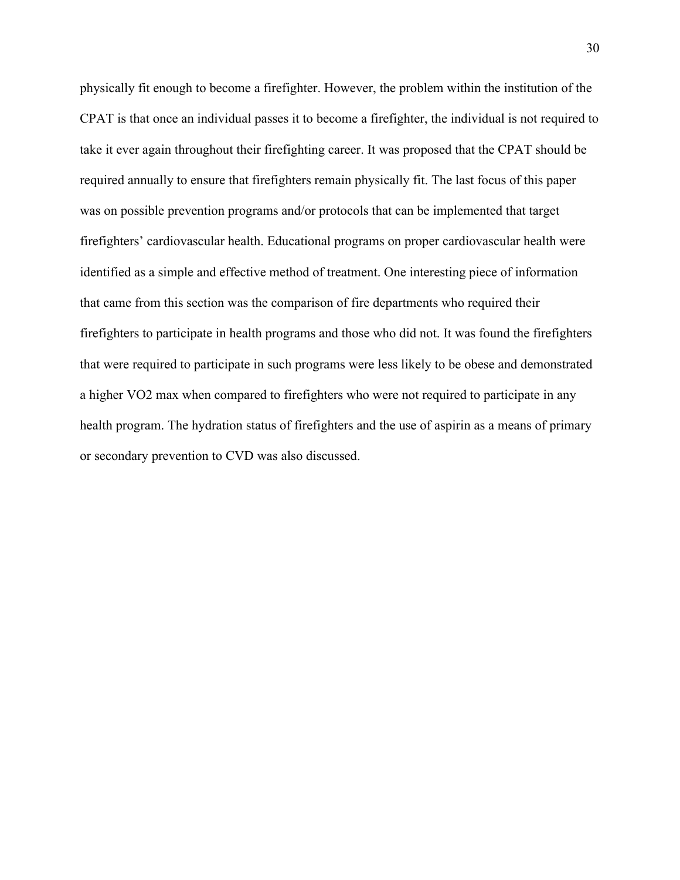physically fit enough to become a firefighter. However, the problem within the institution of the CPAT is that once an individual passes it to become a firefighter, the individual is not required to take it ever again throughout their firefighting career. It was proposed that the CPAT should be required annually to ensure that firefighters remain physically fit. The last focus of this paper was on possible prevention programs and/or protocols that can be implemented that target firefighters' cardiovascular health. Educational programs on proper cardiovascular health were identified as a simple and effective method of treatment. One interesting piece of information that came from this section was the comparison of fire departments who required their firefighters to participate in health programs and those who did not. It was found the firefighters that were required to participate in such programs were less likely to be obese and demonstrated a higher $VO_2$ max when compared to firefighters who were not required to participate in any health program. The hydration status of firefighters and the use of aspirin as a means of primary or secondary prevention to CVD was also discussed.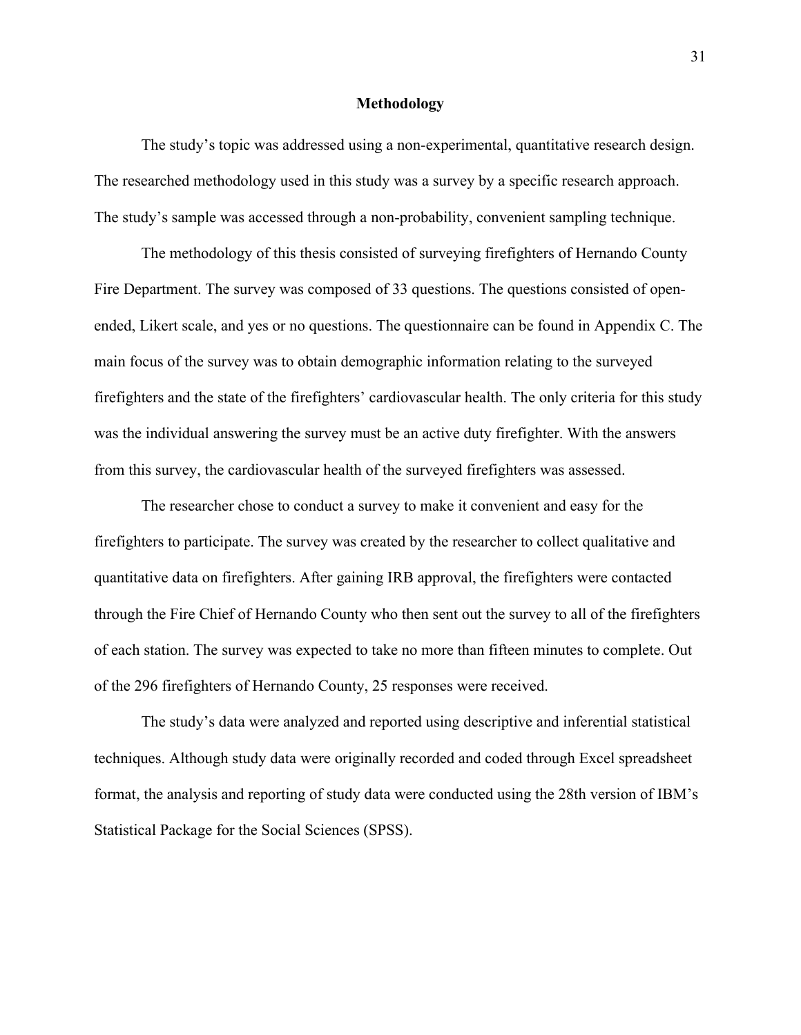## Methodology

The study's topic was addressed using a non-experimental, quantitative research design. The researched methodology used in this study was a survey by a specific research approach. The study's sample was accessed through a non-probability, convenient sampling technique.

The methodology of this thesis consisted of surveying firefighters of Hernando County Fire Department. The survey was composed of 33 questions. The questions consisted of open-ended, Likert scale, and yes or no questions. The questionnaire can be found in Appendix C. The main focus of the survey was to obtain demographic information relating to the surveyed firefighters and the state of the firefighters' cardiovascular health. The only criteria for this study was the individual answering the survey must be an active duty firefighter. With the answers from this survey, the cardiovascular health of the surveyed firefighters was assessed.

The researcher chose to conduct a survey to make it convenient and easy for the firefighters to participate. The survey was created by the researcher to collect qualitative and quantitative data on firefighters. After gaining IRB approval, the firefighters were contacted through the Fire Chief of Hernando County who then sent out the survey to all of the firefighters of each station. The survey was expected to take no more than fifteen minutes to complete. Out of the 296 firefighters of Hernando County, 25 responses were received.

The study's data were analyzed and reported using descriptive and inferential statistical techniques. Although study data were originally recorded and coded through Excel spreadsheet format, the analysis and reporting of study data were conducted using the 28th version of IBM's Statistical Package for the Social Sciences (SPSS).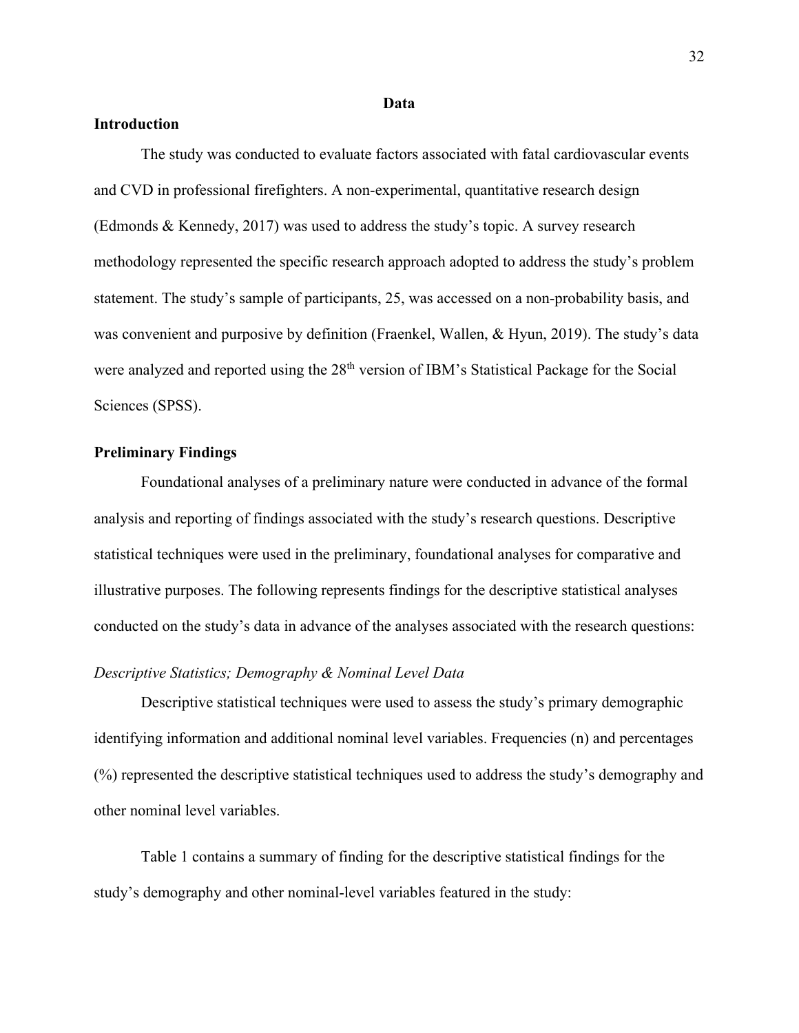# Data

## Introduction

The study was conducted to evaluate factors associated with fatal cardiovascular events and CVD in professional firefighters. A non-experimental, quantitative research design (Edmonds & Kennedy, 2017) was used to address the study's topic. A survey research methodology represented the specific research approach adopted to address the study's problem statement. The study's sample of participants, 25, was accessed on a non-probability basis, and was convenient and purposive by definition (Fraenkel, Wallen, & Hyun, 2019). The study's data were analyzed and reported using the 28th version of IBM's Statistical Package for the Social Sciences (SPSS).

## Preliminary Findings

Foundational analyses of a preliminary nature were conducted in advance of the formal analysis and reporting of findings associated with the study's research questions. Descriptive statistical techniques were used in the preliminary, foundational analyses for comparative and illustrative purposes. The following represents findings for the descriptive statistical analyses conducted on the study's data in advance of the analyses associated with the research questions:

### *Descriptive Statistics; Demography & Nominal Level Data*

Descriptive statistical techniques were used to assess the study's primary demographic identifying information and additional nominal level variables. Frequencies (n) and percentages (%) represented the descriptive statistical techniques used to address the study's demography and other nominal level variables.

Table 1 contains a summary of finding for the descriptive statistical findings for the study's demography and other nominal-level variables featured in the study: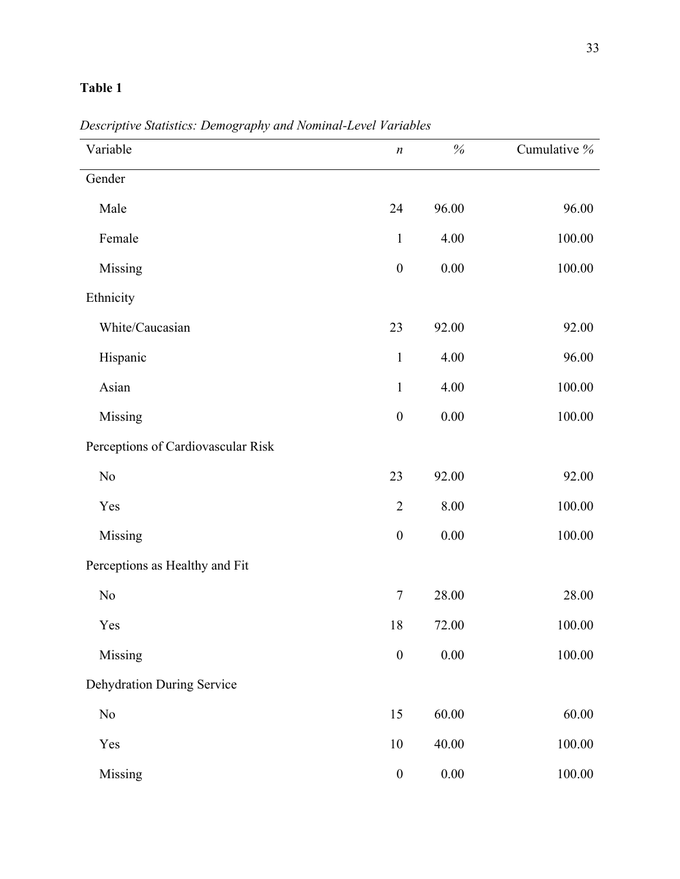**Table 1**

*Descriptive Statistics: Demography and Nominal-Level Variables*

| Variable | *n* | % | Cumulative % |
|---|---|---|---|
| Gender | | | |
| Male | 24 | 96.00 | 96.00 |
| Female | 1 | 4.00 | 100.00 |
| Missing | 0 | 0.00 | 100.00 |
| Ethnicity | | | |
| White/Caucasian | 23 | 92.00 | 92.00 |
| Hispanic | 1 | 4.00 | 96.00 |
| Asian | 1 | 4.00 | 100.00 |
| Missing | 0 | 0.00 | 100.00 |
| Perceptions of Cardiovascular Risk | | | |
| No | 23 | 92.00 | 92.00 |
| Yes | 2 | 8.00 | 100.00 |
| Missing | 0 | 0.00 | 100.00 |
| Perceptions as Healthy and Fit | | | |
| No | 7 | 28.00 | 28.00 |
| Yes | 18 | 72.00 | 100.00 |
| Missing | 0 | 0.00 | 100.00 |
| Dehydration During Service | | | |
| No | 15 | 60.00 | 60.00 |
| Yes | 10 | 40.00 | 100.00 |
| Missing | 0 | 0.00 | 100.00 |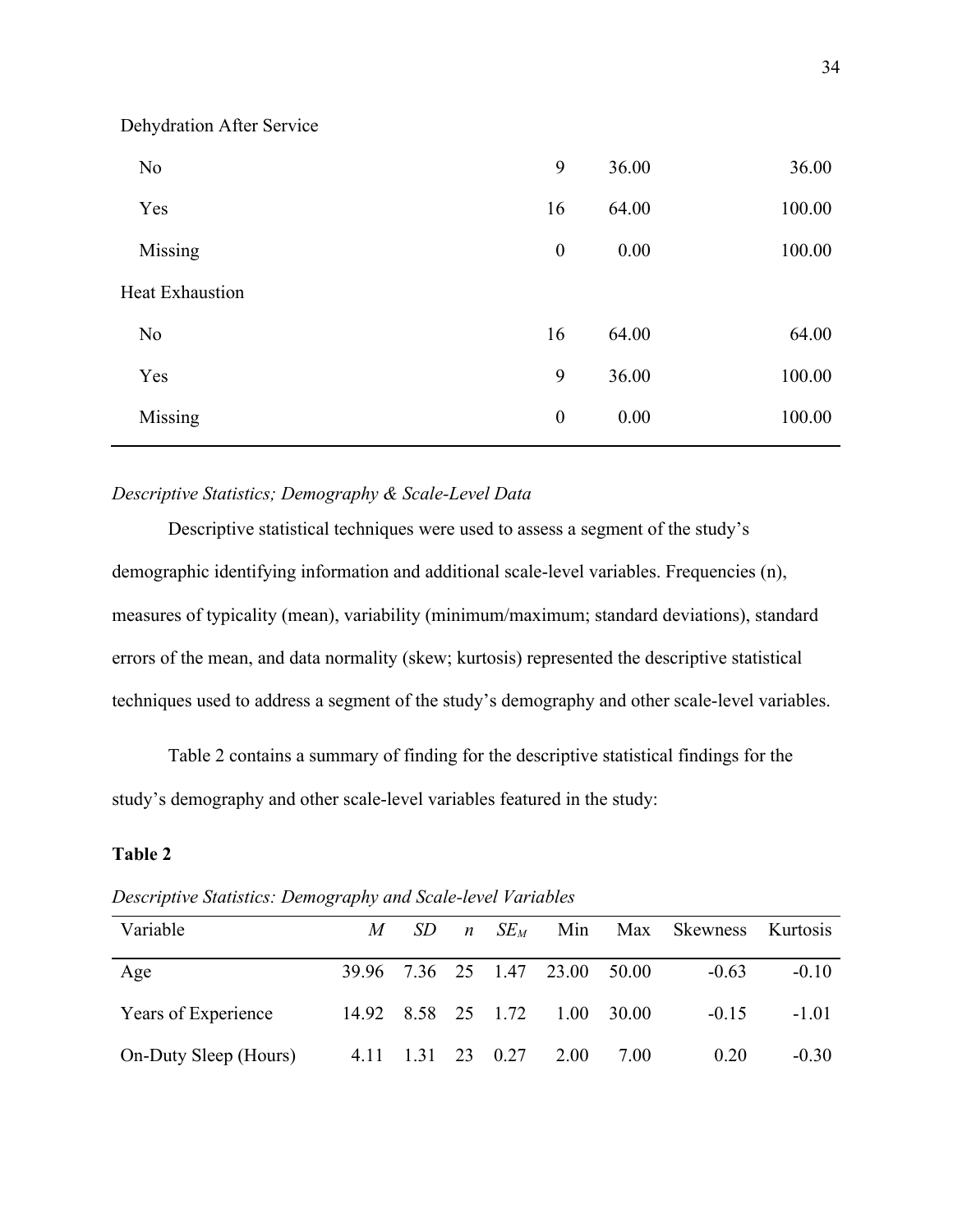| | | | |
|---|---|---|---|
| Dehydration After Service | | | |
| No | 9 | 36.00 | 36.00 |
| Yes | 16 | 64.00 | 100.00 |
| Missing | 0 | 0.00 | 100.00 |
| Heat Exhaustion | | | |
| No | 16 | 64.00 | 64.00 |
| Yes | 9 | 36.00 | 100.00 |
| Missing | 0 | 0.00 | 100.00 |

*Descriptive Statistics; Demography & Scale-Level Data*

Descriptive statistical techniques were used to assess a segment of the study's demographic identifying information and additional scale-level variables. Frequencies (n), measures of typicality (mean), variability (minimum/maximum; standard deviations), standard errors of the mean, and data normality (skew; kurtosis) represented the descriptive statistical techniques used to address a segment of the study's demography and other scale-level variables.

Table 2 contains a summary of finding for the descriptive statistical findings for the study's demography and other scale-level variables featured in the study:

**Table 2**

*Descriptive Statistics: Demography and Scale-level Variables*

| Variable | *M* | *SD* | *n* | $SE_M$ | Min | Max | Skewness | Kurtosis |
|---|---|---|---|---|---|---|---|---|
| Age | 39.96 | 7.36 | 25 | 1.47 | 23.00 | 50.00 | -0.63 | -0.10 |
| Years of Experience | 14.92 | 8.58 | 25 | 1.72 | 1.00 | 30.00 | -0.15 | -1.01 |
| On-Duty Sleep (Hours) | 4.11 | 1.31 | 23 | 0.27 | 2.00 | 7.00 | 0.20 | -0.30 |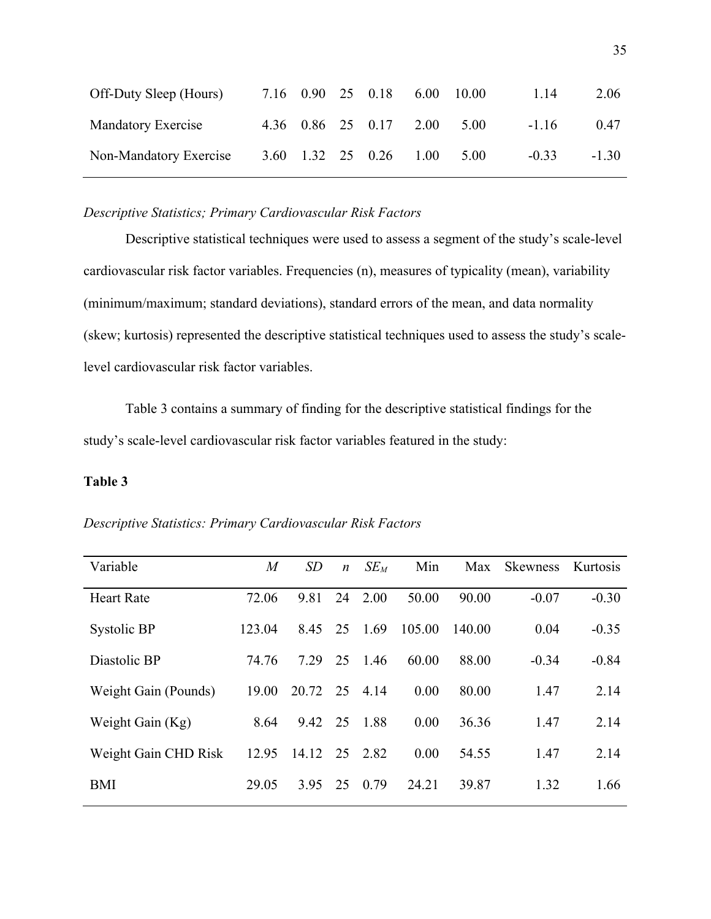| | | | | | | | | |
|---|---|---|---|---|---|---|---|---|
| Off-Duty Sleep (Hours) | 7.16 | 0.90 | 25 | 0.18 | 6.00 | 10.00 | 1.14 | 2.06 |
| Mandatory Exercise | 4.36 | 0.86 | 25 | 0.17 | 2.00 | 5.00 | -1.16 | 0.47 |
| Non-Mandatory Exercise | 3.60 | 1.32 | 25 | 0.26 | 1.00 | 5.00 | -0.33 | -1.30 |

*Descriptive Statistics; Primary Cardiovascular Risk Factors*

Descriptive statistical techniques were used to assess a segment of the study's scale-level cardiovascular risk factor variables. Frequencies (n), measures of typicality (mean), variability (minimum/maximum; standard deviations), standard errors of the mean, and data normality (skew; kurtosis) represented the descriptive statistical techniques used to assess the study's scale-level cardiovascular risk factor variables.

Table 3 contains a summary of finding for the descriptive statistical findings for the study's scale-level cardiovascular risk factor variables featured in the study:

**Table 3**

*Descriptive Statistics: Primary Cardiovascular Risk Factors*

| Variable | *M* | *SD* | *n* | $SE_M$ | Min | Max | Skewness | Kurtosis |
|---|---|---|---|---|---|---|---|---|
| Heart Rate | 72.06 | 9.81 | 24 | 2.00 | 50.00 | 90.00 | -0.07 | -0.30 |
| Systolic BP | 123.04 | 8.45 | 25 | 1.69 | 105.00 | 140.00 | 0.04 | -0.35 |
| Diastolic BP | 74.76 | 7.29 | 25 | 1.46 | 60.00 | 88.00 | -0.34 | -0.84 |
| Weight Gain (Pounds) | 19.00 | 20.72 | 25 | 4.14 | 0.00 | 80.00 | 1.47 | 2.14 |
| Weight Gain (Kg) | 8.64 | 9.42 | 25 | 1.88 | 0.00 | 36.36 | 1.47 | 2.14 |
| Weight Gain CHD Risk | 12.95 | 14.12 | 25 | 2.82 | 0.00 | 54.55 | 1.47 | 2.14 |
| BMI | 29.05 | 3.95 | 25 | 0.79 | 24.21 | 39.87 | 1.32 | 1.66 |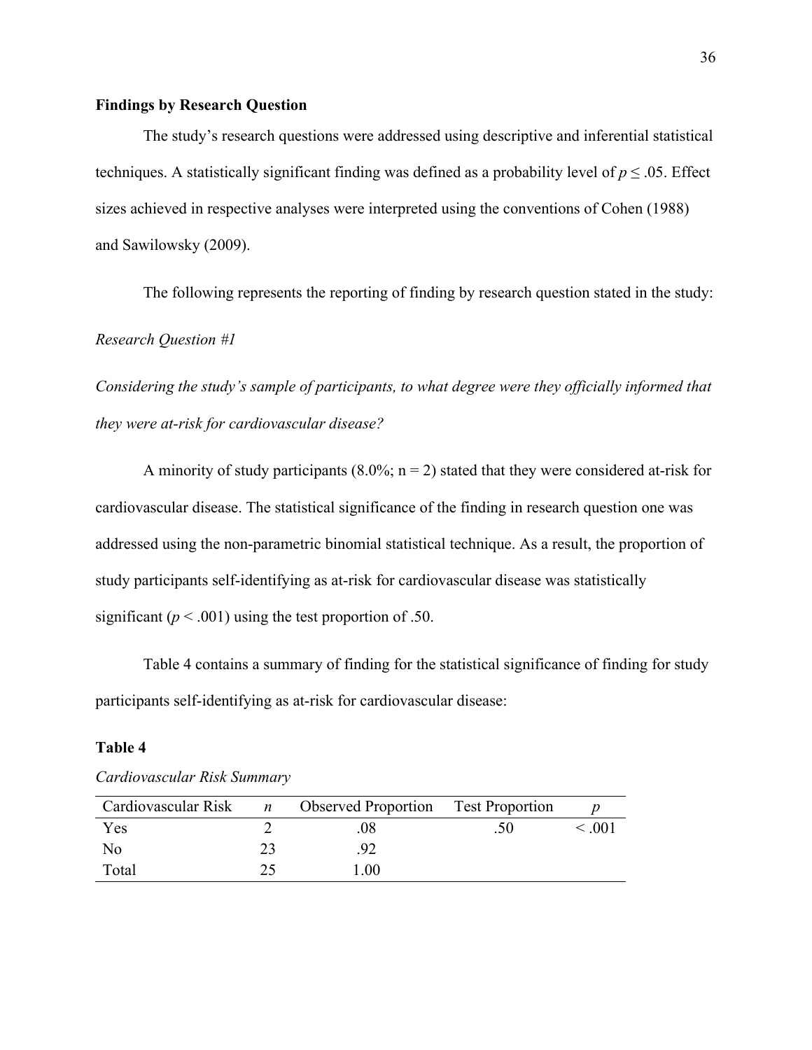**Findings by Research Question**

The study's research questions were addressed using descriptive and inferential statistical techniques. A statistically significant finding was defined as a probability level of $p \leq .05$. Effect sizes achieved in respective analyses were interpreted using the conventions of Cohen (1988) and Sawilowsky (2009).

The following represents the reporting of finding by research question stated in the study:

*Research Question #1*

*Considering the study's sample of participants, to what degree were they officially informed that they were at-risk for cardiovascular disease?*

A minority of study participants (8.0%; n = 2) stated that they were considered at-risk for cardiovascular disease. The statistical significance of the finding in research question one was addressed using the non-parametric binomial statistical technique. As a result, the proportion of study participants self-identifying as at-risk for cardiovascular disease was statistically significant ($p < .001$) using the test proportion of .50.

Table 4 contains a summary of finding for the statistical significance of finding for study participants self-identifying as at-risk for cardiovascular disease:

**Table 4**

*Cardiovascular Risk Summary*

| Cardiovascular Risk | *n* | Observed Proportion | Test Proportion | *p* |
|---|---|---|---|---|
| Yes | 2 | .08 | .50 | < .001 |
| No | 23 | .92 | | |
| Total | 25 | 1.00 | | |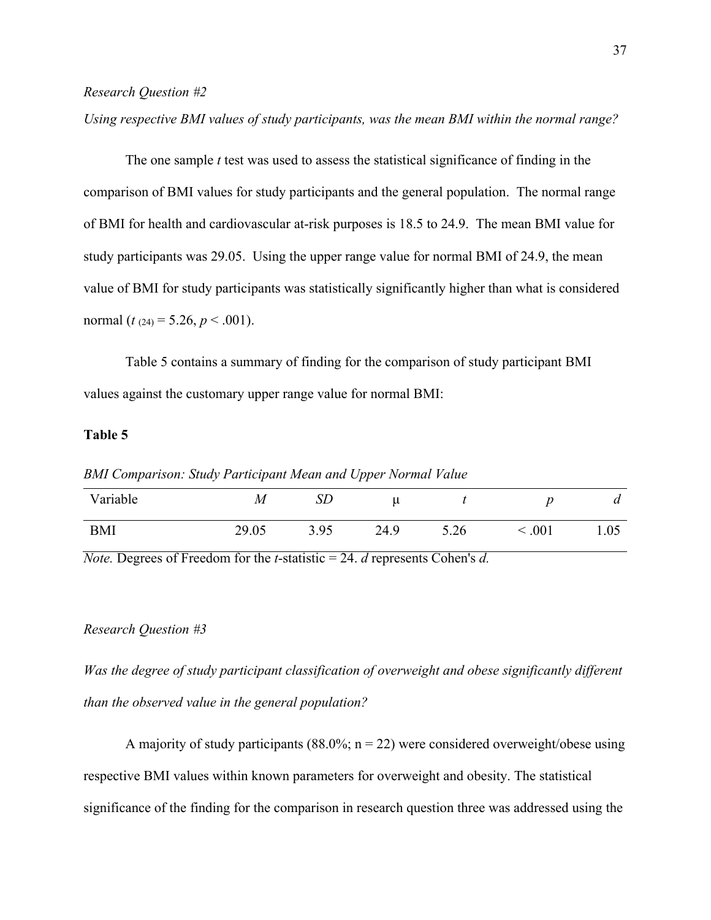*Research Question #2*

*Using respective BMI values of study participants, was the mean BMI within the normal range?*

The one sample *t* test was used to assess the statistical significance of finding in the comparison of BMI values for study participants and the general population. The normal range of BMI for health and cardiovascular at-risk purposes is 18.5 to 24.9. The mean BMI value for study participants was 29.05. Using the upper range value for normal BMI of 24.9, the mean value of BMI for study participants was statistically significantly higher than what is considered normal ($t_{(24)} = 5.26$, $p < .001$).

Table 5 contains a summary of finding for the comparison of study participant BMI values against the customary upper range value for normal BMI:

**Table 5**

*BMI Comparison: Study Participant Mean and Upper Normal Value*

| Variable | *M* | *SD* | μ | *t* | *p* | *d* |
|---|---|---|---|---|---|---|
| BMI | 29.05 | 3.95 | 24.9 | 5.26 | < .001 | 1.05 |

*Note.* Degrees of Freedom for the *t*-statistic = 24. *d* represents Cohen's *d.*

*Research Question #3*

*Was the degree of study participant classification of overweight and obese significantly different than the observed value in the general population?*

A majority of study participants (88.0%; n = 22) were considered overweight/obese using respective BMI values within known parameters for overweight and obesity. The statistical significance of the finding for the comparison in research question three was addressed using the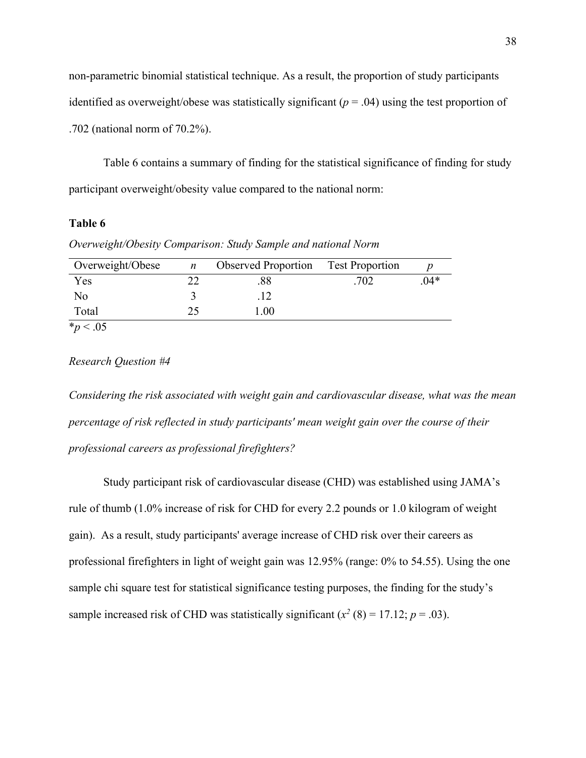non-parametric binomial statistical technique. As a result, the proportion of study participants identified as overweight/obese was statistically significant ($p = .04$) using the test proportion of .702 (national norm of 70.2%).

Table 6 contains a summary of finding for the statistical significance of finding for study participant overweight/obesity value compared to the national norm:

**Table 6**

*Overweight/Obesity Comparison: Study Sample and national Norm*

| Overweight/Obese | *n* | Observed Proportion | Test Proportion | *p* |
|---|---|---|---|---|
| Yes | 22 | .88 | .702 | .04* |
| No | 3 | .12 | | |
| Total | 25 | 1.00 | | |

*$p < .05$

*Research Question #4*

*Considering the risk associated with weight gain and cardiovascular disease, what was the mean percentage of risk reflected in study participants' mean weight gain over the course of their professional careers as professional firefighters?*

Study participant risk of cardiovascular disease (CHD) was established using JAMA's rule of thumb (1.0% increase of risk for CHD for every 2.2 pounds or 1.0 kilogram of weight gain). As a result, study participants' average increase of CHD risk over their careers as professional firefighters in light of weight gain was 12.95% (range: 0% to 54.55). Using the one sample chi square test for statistical significance testing purposes, the finding for the study's sample increased risk of CHD was statistically significant ($x^2$ (8) = 17.12; $p = .03$).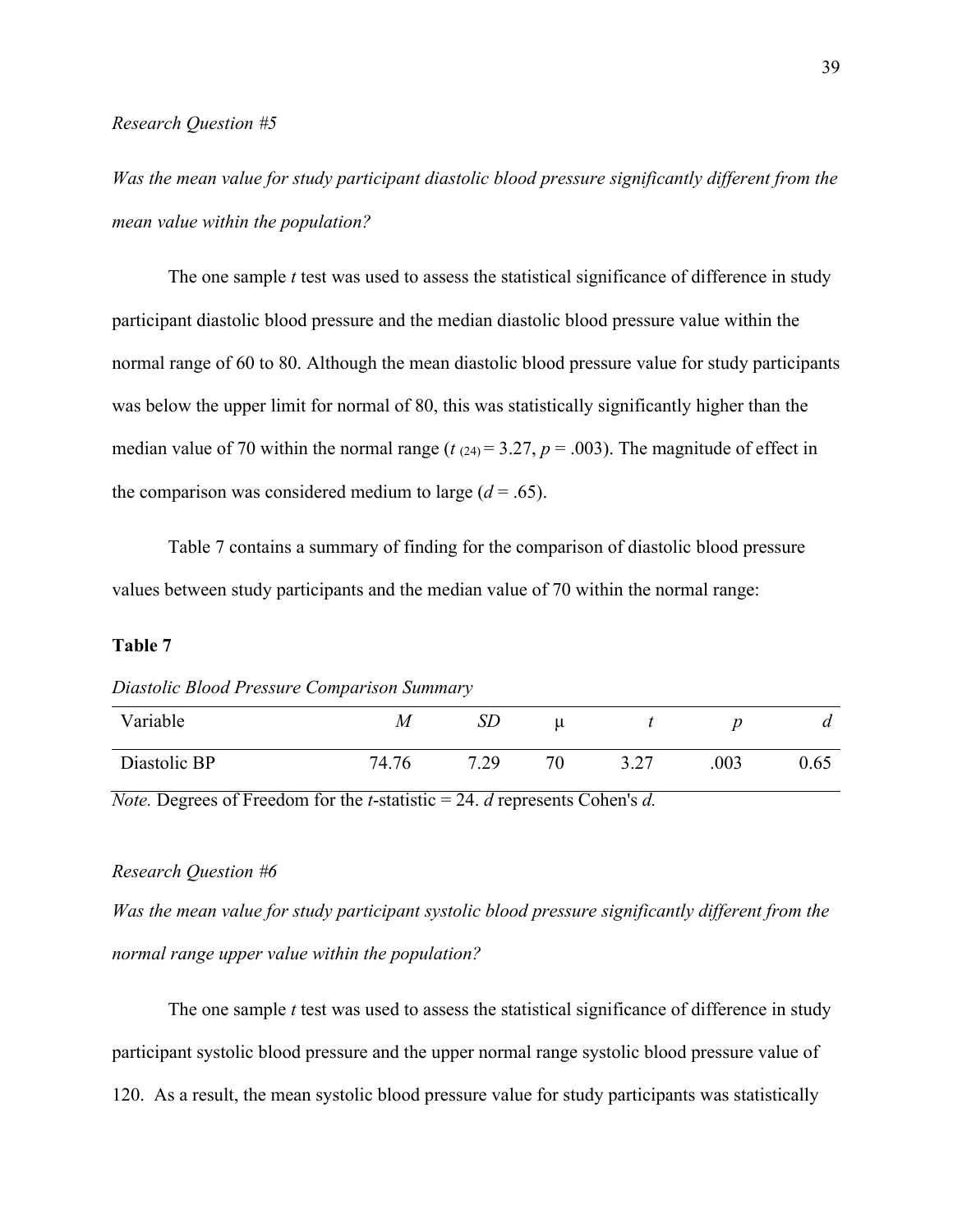*Research Question #5*

*Was the mean value for study participant diastolic blood pressure significantly different from the mean value within the population?*

The one sample *t* test was used to assess the statistical significance of difference in study participant diastolic blood pressure and the median diastolic blood pressure value within the normal range of 60 to 80. Although the mean diastolic blood pressure value for study participants was below the upper limit for normal of 80, this was statistically significantly higher than the median value of 70 within the normal range ($t_{(24)} = 3.27$, $p = .003$). The magnitude of effect in the comparison was considered medium to large ($d = .65$).

Table 7 contains a summary of finding for the comparison of diastolic blood pressure values between study participants and the median value of 70 within the normal range:

**Table 7**

*Diastolic Blood Pressure Comparison Summary*

| Variable | *M* | *SD* | μ | *t* | *p* | *d* |
|---|---|---|---|---|---|---|
| Diastolic BP | 74.76 | 7.29 | 70 | 3.27 | .003 | 0.65 |

*Note.* Degrees of Freedom for the *t*-statistic = 24. *d* represents Cohen's *d.*

*Research Question #6*

*Was the mean value for study participant systolic blood pressure significantly different from the normal range upper value within the population?*

The one sample *t* test was used to assess the statistical significance of difference in study participant systolic blood pressure and the upper normal range systolic blood pressure value of 120. As a result, the mean systolic blood pressure value for study participants was statistically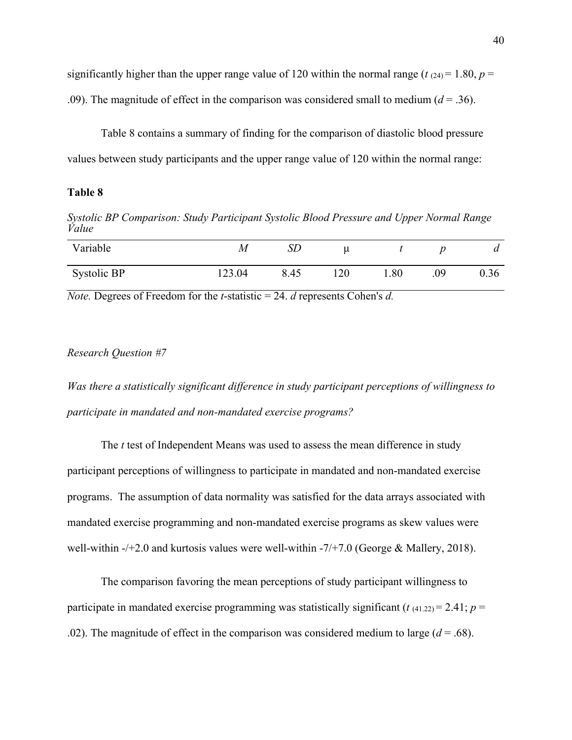significantly higher than the upper range value of 120 within the normal range ($t_{(24)} = 1.80$, $p = .09$). The magnitude of effect in the comparison was considered small to medium ($d = .36$).

Table 8 contains a summary of finding for the comparison of diastolic blood pressure values between study participants and the upper range value of 120 within the normal range:

**Table 8**

*Systolic BP Comparison: Study Participant Systolic Blood Pressure and Upper Normal Range Value*

| Variable | *M* | *SD* | μ | *t* | *p* | *d* |
|---|---|---|---|---|---|---|
| Systolic BP | 123.04 | 8.45 | 120 | 1.80 | .09 | 0.36 |

*Note.* Degrees of Freedom for the *t*-statistic = 24. *d* represents Cohen's *d.*

*Research Question #7*

*Was there a statistically significant difference in study participant perceptions of willingness to participate in mandated and non-mandated exercise programs?*

The *t* test of Independent Means was used to assess the mean difference in study participant perceptions of willingness to participate in mandated and non-mandated exercise programs. The assumption of data normality was satisfied for the data arrays associated with mandated exercise programming and non-mandated exercise programs as skew values were well-within -/+2.0 and kurtosis values were well-within -7/+7.0 (George & Mallery, 2018).

The comparison favoring the mean perceptions of study participant willingness to participate in mandated exercise programming was statistically significant ($t_{(41.22)} = 2.41$; $p = .02$). The magnitude of effect in the comparison was considered medium to large ($d = .68$).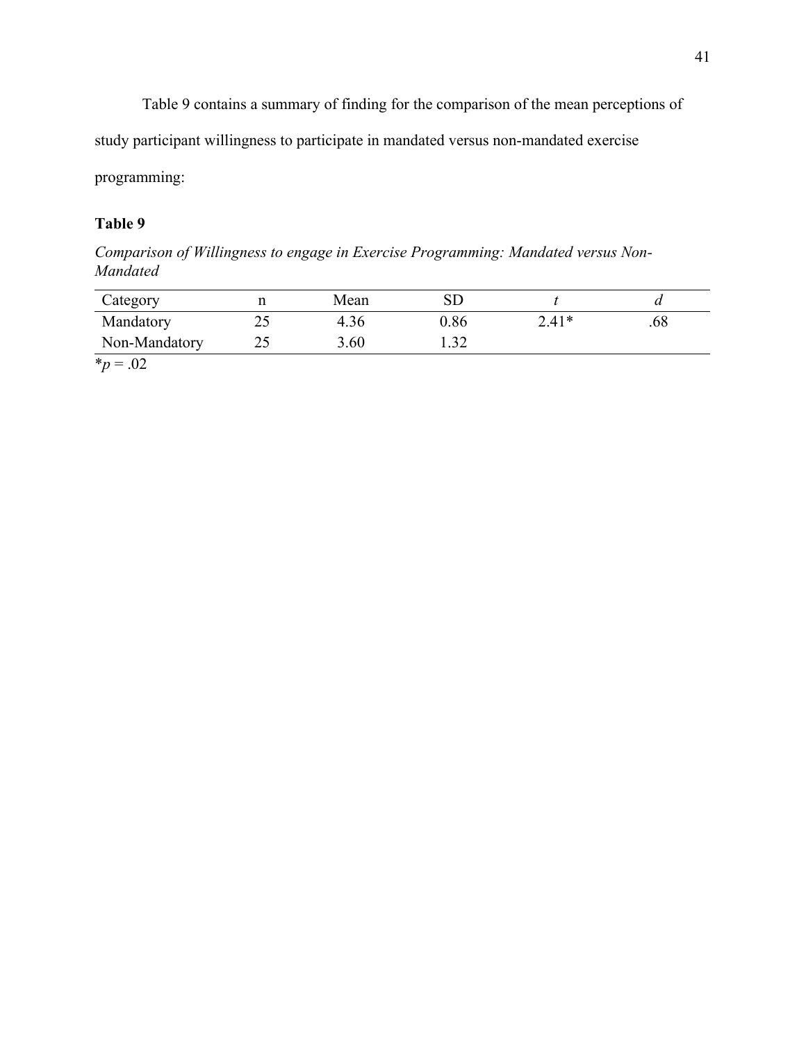Table 9 contains a summary of finding for the comparison of the mean perceptions of study participant willingness to participate in mandated versus non-mandated exercise programming:

**Table 9**

*Comparison of Willingness to engage in Exercise Programming: Mandated versus Non-Mandated*

| Category | n | Mean | SD | *t* | *d* |
|---|---|---|---|---|---|
| Mandatory | 25 | 4.36 | 0.86 | 2.41* | .68 |
| Non-Mandatory | 25 | 3.60 | 1.32 | | |

*$p = .02$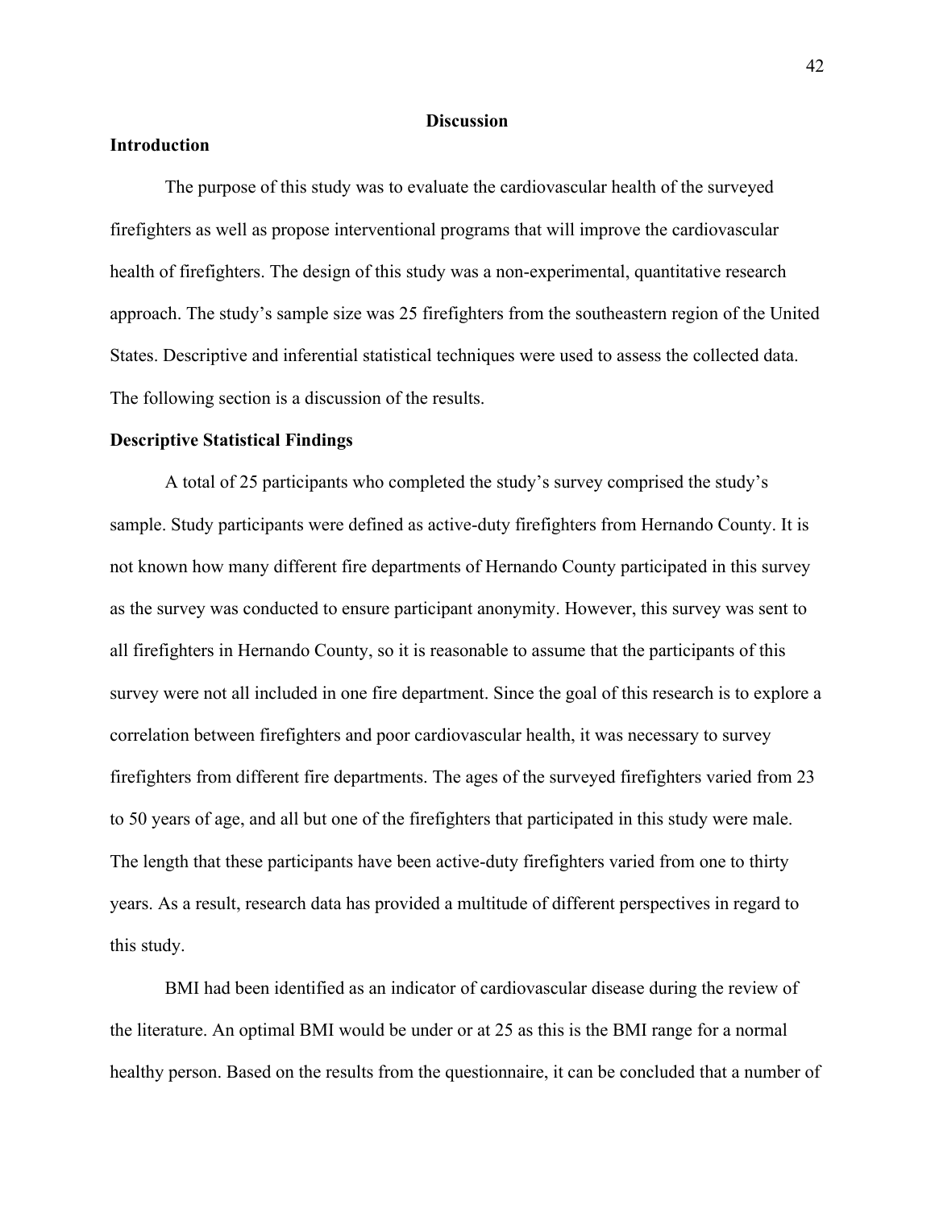# Discussion

## Introduction

The purpose of this study was to evaluate the cardiovascular health of the surveyed firefighters as well as propose interventional programs that will improve the cardiovascular health of firefighters. The design of this study was a non-experimental, quantitative research approach. The study's sample size was 25 firefighters from the southeastern region of the United States. Descriptive and inferential statistical techniques were used to assess the collected data. The following section is a discussion of the results.

## Descriptive Statistical Findings

A total of 25 participants who completed the study's survey comprised the study's sample. Study participants were defined as active-duty firefighters from Hernando County. It is not known how many different fire departments of Hernando County participated in this survey as the survey was conducted to ensure participant anonymity. However, this survey was sent to all firefighters in Hernando County, so it is reasonable to assume that the participants of this survey were not all included in one fire department. Since the goal of this research is to explore a correlation between firefighters and poor cardiovascular health, it was necessary to survey firefighters from different fire departments. The ages of the surveyed firefighters varied from 23 to 50 years of age, and all but one of the firefighters that participated in this study were male. The length that these participants have been active-duty firefighters varied from one to thirty years. As a result, research data has provided a multitude of different perspectives in regard to this study.

BMI had been identified as an indicator of cardiovascular disease during the review of the literature. An optimal BMI would be under or at 25 as this is the BMI range for a normal healthy person. Based on the results from the questionnaire, it can be concluded that a number of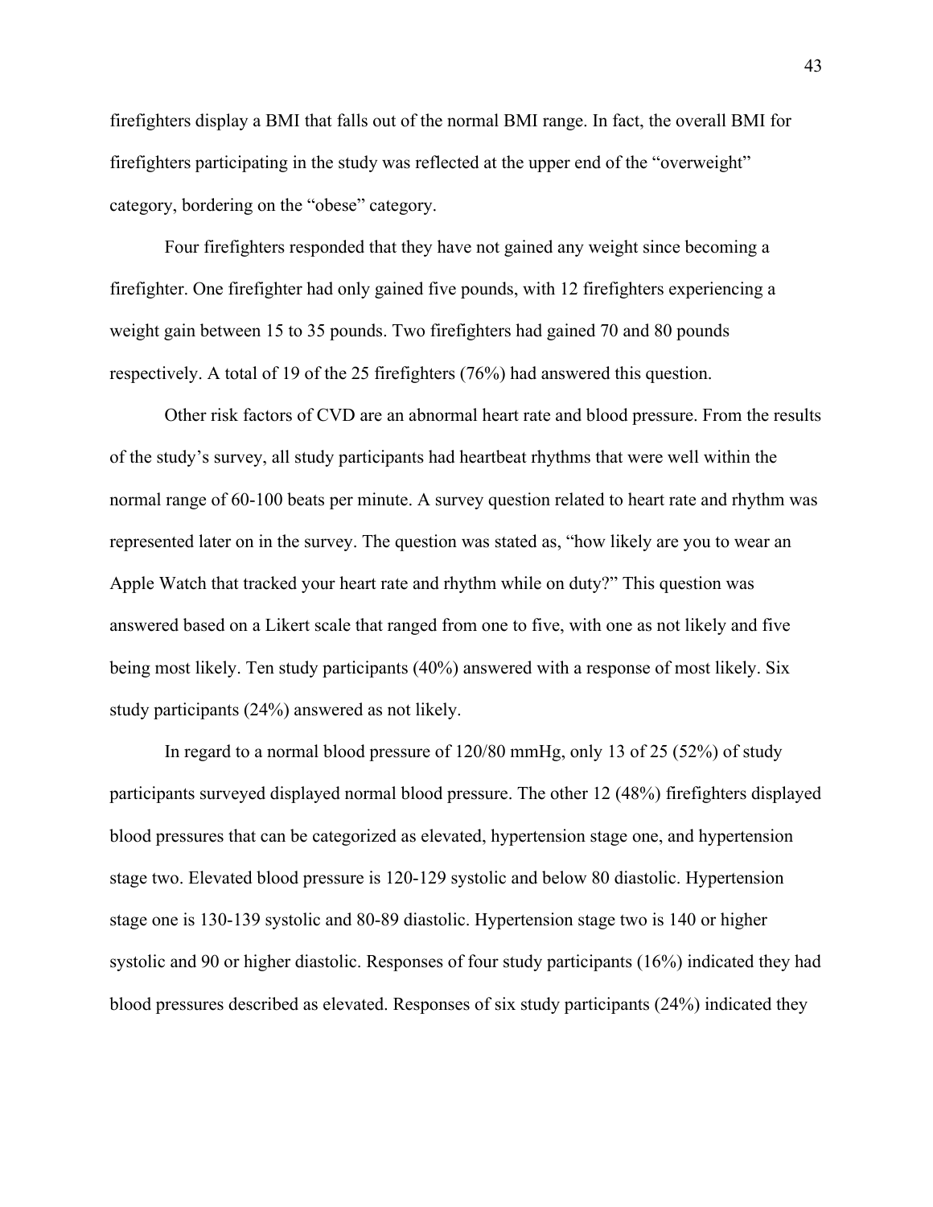firefighters display a BMI that falls out of the normal BMI range. In fact, the overall BMI for firefighters participating in the study was reflected at the upper end of the "overweight" category, bordering on the "obese" category.

Four firefighters responded that they have not gained any weight since becoming a firefighter. One firefighter had only gained five pounds, with 12 firefighters experiencing a weight gain between 15 to 35 pounds. Two firefighters had gained 70 and 80 pounds respectively. A total of 19 of the 25 firefighters (76%) had answered this question.

Other risk factors of CVD are an abnormal heart rate and blood pressure. From the results of the study's survey, all study participants had heartbeat rhythms that were well within the normal range of 60-100 beats per minute. A survey question related to heart rate and rhythm was represented later on in the survey. The question was stated as, "how likely are you to wear an Apple Watch that tracked your heart rate and rhythm while on duty?" This question was answered based on a Likert scale that ranged from one to five, with one as not likely and five being most likely. Ten study participants (40%) answered with a response of most likely. Six study participants (24%) answered as not likely.

In regard to a normal blood pressure of 120/80 mmHg, only 13 of 25 (52%) of study participants surveyed displayed normal blood pressure. The other 12 (48%) firefighters displayed blood pressures that can be categorized as elevated, hypertension stage one, and hypertension stage two. Elevated blood pressure is 120-129 systolic and below 80 diastolic. Hypertension stage one is 130-139 systolic and 80-89 diastolic. Hypertension stage two is 140 or higher systolic and 90 or higher diastolic. Responses of four study participants (16%) indicated they had blood pressures described as elevated. Responses of six study participants (24%) indicated they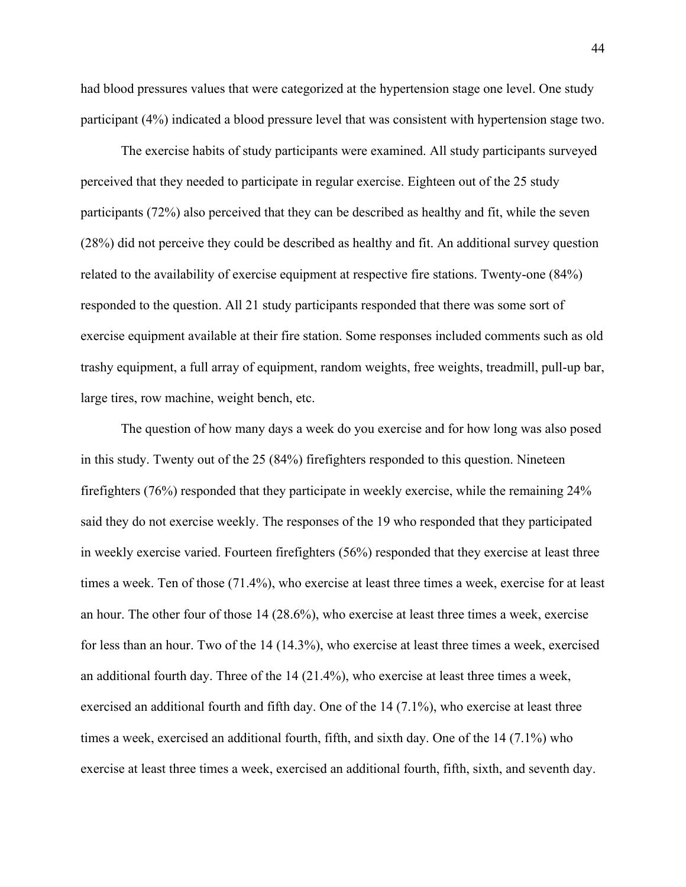had blood pressures values that were categorized at the hypertension stage one level. One study participant (4%) indicated a blood pressure level that was consistent with hypertension stage two.

The exercise habits of study participants were examined. All study participants surveyed perceived that they needed to participate in regular exercise. Eighteen out of the 25 study participants (72%) also perceived that they can be described as healthy and fit, while the seven (28%) did not perceive they could be described as healthy and fit. An additional survey question related to the availability of exercise equipment at respective fire stations. Twenty-one (84%) responded to the question. All 21 study participants responded that there was some sort of exercise equipment available at their fire station. Some responses included comments such as old trashy equipment, a full array of equipment, random weights, free weights, treadmill, pull-up bar, large tires, row machine, weight bench, etc.

The question of how many days a week do you exercise and for how long was also posed in this study. Twenty out of the 25 (84%) firefighters responded to this question. Nineteen firefighters (76%) responded that they participate in weekly exercise, while the remaining 24% said they do not exercise weekly. The responses of the 19 who responded that they participated in weekly exercise varied. Fourteen firefighters (56%) responded that they exercise at least three times a week. Ten of those (71.4%), who exercise at least three times a week, exercise for at least an hour. The other four of those 14 (28.6%), who exercise at least three times a week, exercise for less than an hour. Two of the 14 (14.3%), who exercise at least three times a week, exercised an additional fourth day. Three of the 14 (21.4%), who exercise at least three times a week, exercised an additional fourth and fifth day. One of the 14 (7.1%), who exercise at least three times a week, exercised an additional fourth, fifth, and sixth day. One of the 14 (7.1%) who exercise at least three times a week, exercised an additional fourth, fifth, sixth, and seventh day.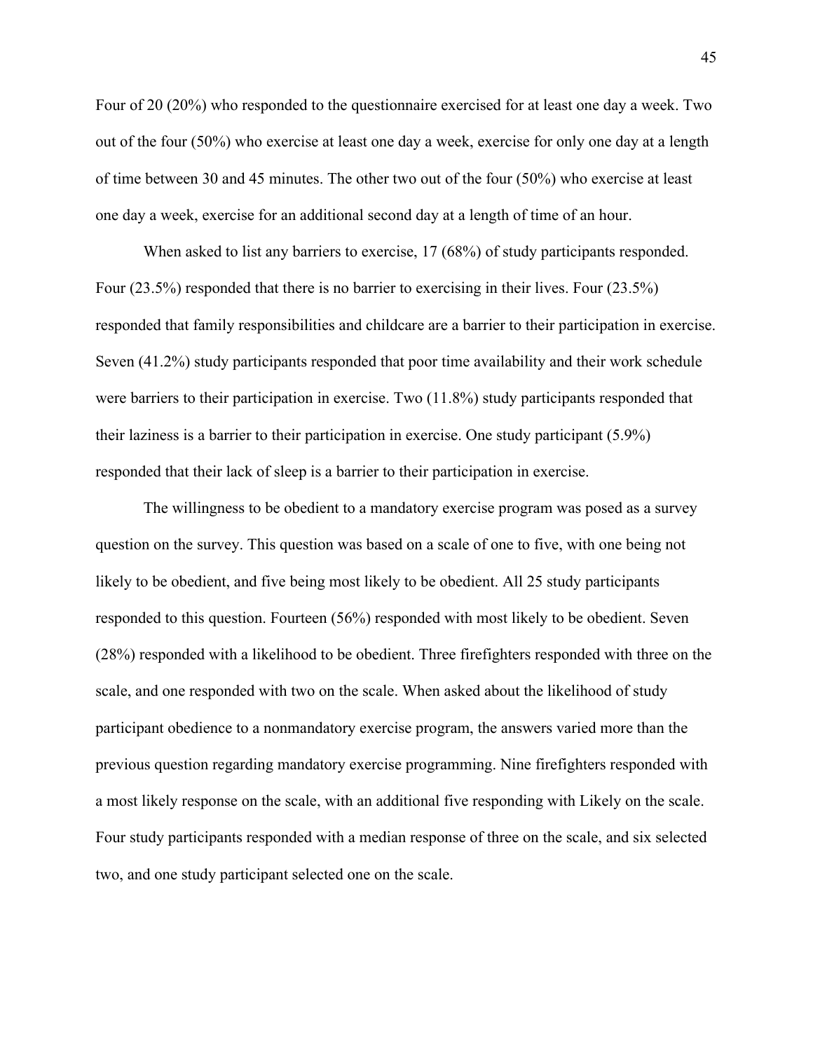Four of 20 (20%) who responded to the questionnaire exercised for at least one day a week. Two out of the four (50%) who exercise at least one day a week, exercise for only one day at a length of time between 30 and 45 minutes. The other two out of the four (50%) who exercise at least one day a week, exercise for an additional second day at a length of time of an hour.

When asked to list any barriers to exercise, 17 (68%) of study participants responded. Four (23.5%) responded that there is no barrier to exercising in their lives. Four (23.5%) responded that family responsibilities and childcare are a barrier to their participation in exercise. Seven (41.2%) study participants responded that poor time availability and their work schedule were barriers to their participation in exercise. Two (11.8%) study participants responded that their laziness is a barrier to their participation in exercise. One study participant (5.9%) responded that their lack of sleep is a barrier to their participation in exercise.

The willingness to be obedient to a mandatory exercise program was posed as a survey question on the survey. This question was based on a scale of one to five, with one being not likely to be obedient, and five being most likely to be obedient. All 25 study participants responded to this question. Fourteen (56%) responded with most likely to be obedient. Seven (28%) responded with a likelihood to be obedient. Three firefighters responded with three on the scale, and one responded with two on the scale. When asked about the likelihood of study participant obedience to a nonmandatory exercise program, the answers varied more than the previous question regarding mandatory exercise programming. Nine firefighters responded with a most likely response on the scale, with an additional five responding with Likely on the scale. Four study participants responded with a median response of three on the scale, and six selected two, and one study participant selected one on the scale.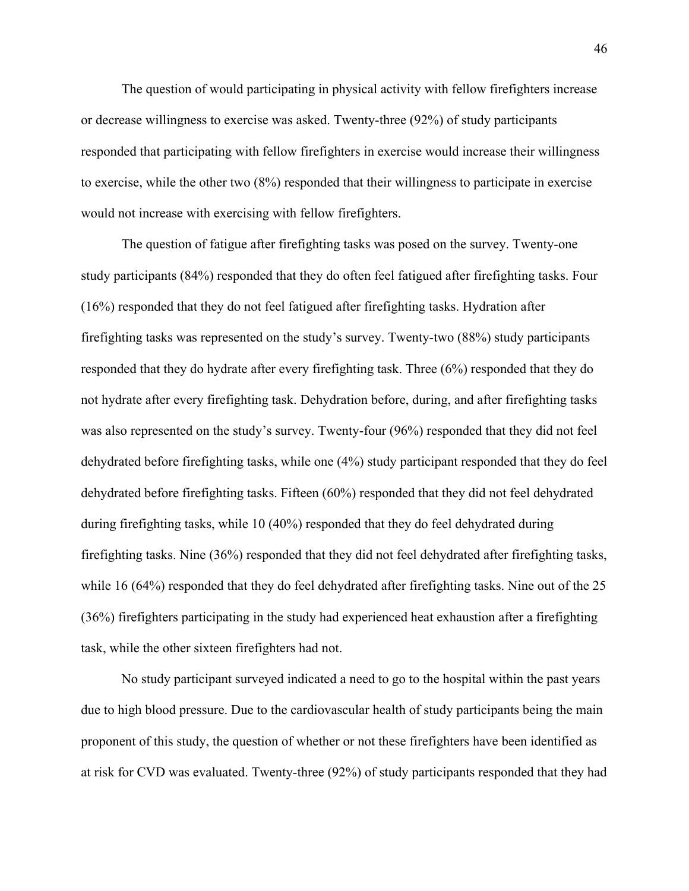The question of would participating in physical activity with fellow firefighters increase or decrease willingness to exercise was asked. Twenty-three (92%) of study participants responded that participating with fellow firefighters in exercise would increase their willingness to exercise, while the other two (8%) responded that their willingness to participate in exercise would not increase with exercising with fellow firefighters.

The question of fatigue after firefighting tasks was posed on the survey. Twenty-one study participants (84%) responded that they do often feel fatigued after firefighting tasks. Four (16%) responded that they do not feel fatigued after firefighting tasks. Hydration after firefighting tasks was represented on the study's survey. Twenty-two (88%) study participants responded that they do hydrate after every firefighting task. Three (6%) responded that they do not hydrate after every firefighting task. Dehydration before, during, and after firefighting tasks was also represented on the study's survey. Twenty-four (96%) responded that they did not feel dehydrated before firefighting tasks, while one (4%) study participant responded that they do feel dehydrated before firefighting tasks. Fifteen (60%) responded that they did not feel dehydrated during firefighting tasks, while 10 (40%) responded that they do feel dehydrated during firefighting tasks. Nine (36%) responded that they did not feel dehydrated after firefighting tasks, while 16 (64%) responded that they do feel dehydrated after firefighting tasks. Nine out of the 25 (36%) firefighters participating in the study had experienced heat exhaustion after a firefighting task, while the other sixteen firefighters had not.

No study participant surveyed indicated a need to go to the hospital within the past years due to high blood pressure. Due to the cardiovascular health of study participants being the main proponent of this study, the question of whether or not these firefighters have been identified as at risk for CVD was evaluated. Twenty-three (92%) of study participants responded that they had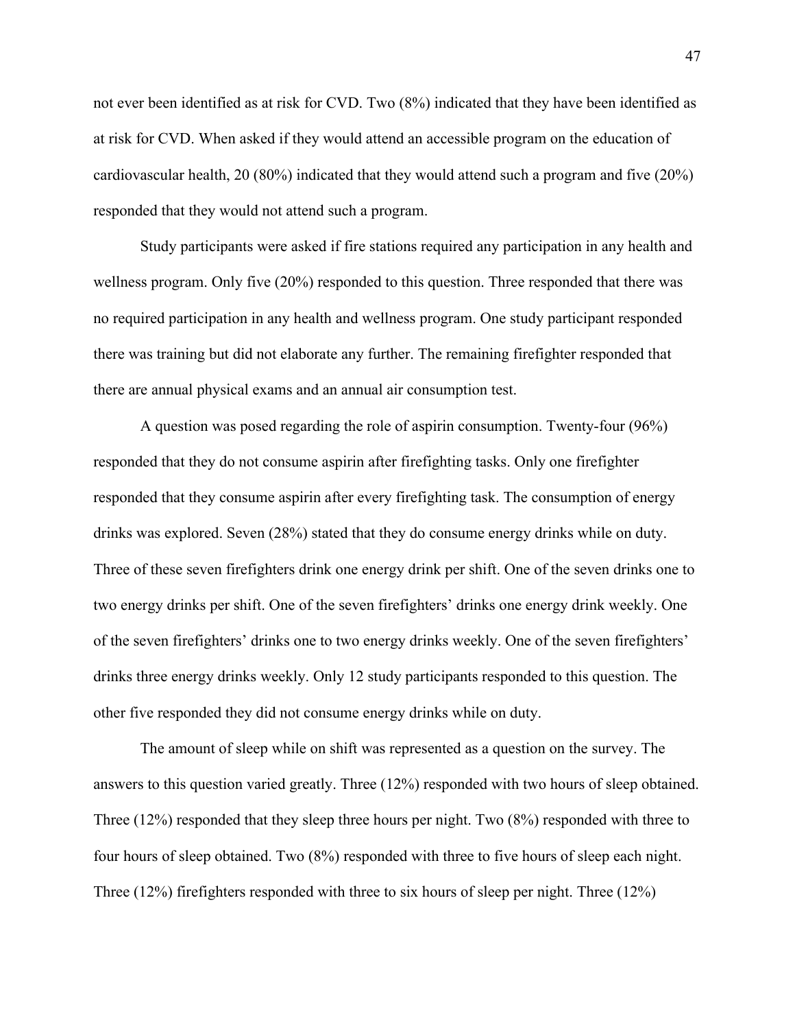not ever been identified as at risk for CVD. Two (8%) indicated that they have been identified as at risk for CVD. When asked if they would attend an accessible program on the education of cardiovascular health, 20 (80%) indicated that they would attend such a program and five (20%) responded that they would not attend such a program.

Study participants were asked if fire stations required any participation in any health and wellness program. Only five (20%) responded to this question. Three responded that there was no required participation in any health and wellness program. One study participant responded there was training but did not elaborate any further. The remaining firefighter responded that there are annual physical exams and an annual air consumption test.

A question was posed regarding the role of aspirin consumption. Twenty-four (96%) responded that they do not consume aspirin after firefighting tasks. Only one firefighter responded that they consume aspirin after every firefighting task. The consumption of energy drinks was explored. Seven (28%) stated that they do consume energy drinks while on duty. Three of these seven firefighters drink one energy drink per shift. One of the seven drinks one to two energy drinks per shift. One of the seven firefighters' drinks one energy drink weekly. One of the seven firefighters' drinks one to two energy drinks weekly. One of the seven firefighters' drinks three energy drinks weekly. Only 12 study participants responded to this question. The other five responded they did not consume energy drinks while on duty.

The amount of sleep while on shift was represented as a question on the survey. The answers to this question varied greatly. Three (12%) responded with two hours of sleep obtained. Three (12%) responded that they sleep three hours per night. Two (8%) responded with three to four hours of sleep obtained. Two (8%) responded with three to five hours of sleep each night. Three (12%) firefighters responded with three to six hours of sleep per night. Three (12%)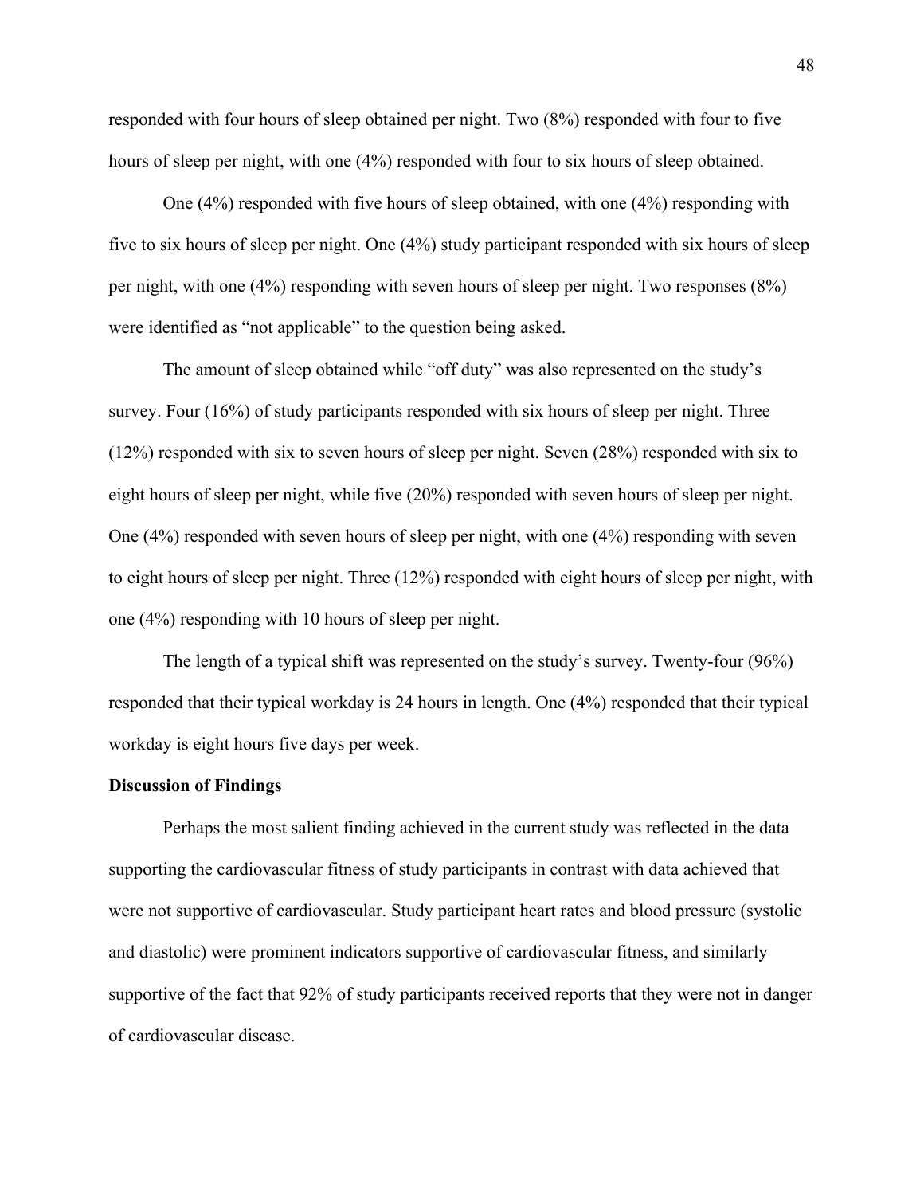responded with four hours of sleep obtained per night. Two (8%) responded with four to five hours of sleep per night, with one (4%) responded with four to six hours of sleep obtained.

One (4%) responded with five hours of sleep obtained, with one (4%) responding with five to six hours of sleep per night. One (4%) study participant responded with six hours of sleep per night, with one (4%) responding with seven hours of sleep per night. Two responses (8%) were identified as "not applicable" to the question being asked.

The amount of sleep obtained while "off duty" was also represented on the study's survey. Four (16%) of study participants responded with six hours of sleep per night. Three (12%) responded with six to seven hours of sleep per night. Seven (28%) responded with six to eight hours of sleep per night, while five (20%) responded with seven hours of sleep per night. One (4%) responded with seven hours of sleep per night, with one (4%) responding with seven to eight hours of sleep per night. Three (12%) responded with eight hours of sleep per night, with one (4%) responding with 10 hours of sleep per night.

The length of a typical shift was represented on the study's survey. Twenty-four (96%) responded that their typical workday is 24 hours in length. One (4%) responded that their typical workday is eight hours five days per week.

**Discussion of Findings**

Perhaps the most salient finding achieved in the current study was reflected in the data supporting the cardiovascular fitness of study participants in contrast with data achieved that were not supportive of cardiovascular. Study participant heart rates and blood pressure (systolic and diastolic) were prominent indicators supportive of cardiovascular fitness, and similarly supportive of the fact that 92% of study participants received reports that they were not in danger of cardiovascular disease.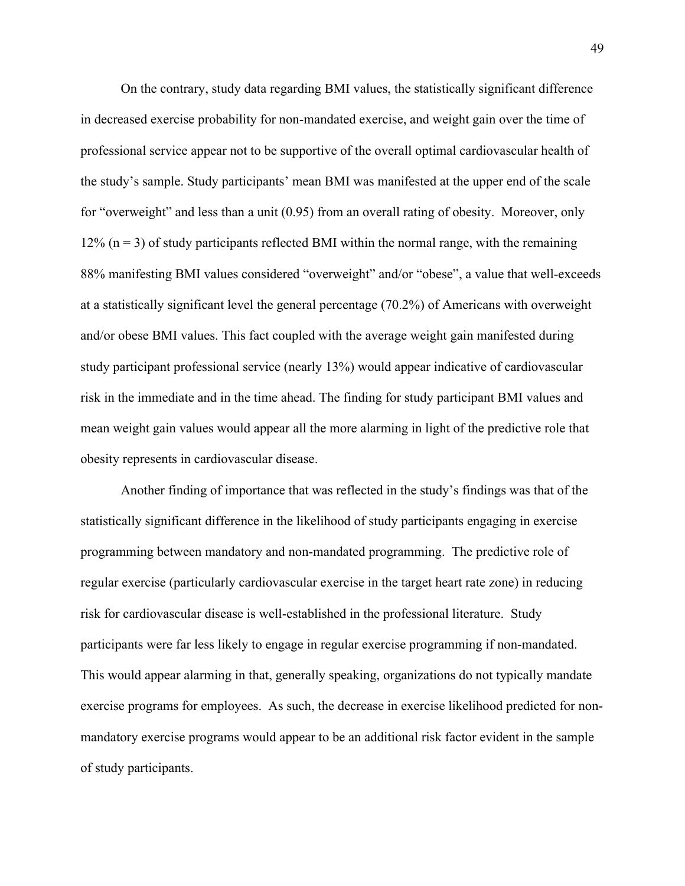On the contrary, study data regarding BMI values, the statistically significant difference in decreased exercise probability for non-mandated exercise, and weight gain over the time of professional service appear not to be supportive of the overall optimal cardiovascular health of the study's sample. Study participants' mean BMI was manifested at the upper end of the scale for "overweight" and less than a unit (0.95) from an overall rating of obesity. Moreover, only 12% (n = 3) of study participants reflected BMI within the normal range, with the remaining 88% manifesting BMI values considered "overweight" and/or "obese", a value that well-exceeds at a statistically significant level the general percentage (70.2%) of Americans with overweight and/or obese BMI values. This fact coupled with the average weight gain manifested during study participant professional service (nearly 13%) would appear indicative of cardiovascular risk in the immediate and in the time ahead. The finding for study participant BMI values and mean weight gain values would appear all the more alarming in light of the predictive role that obesity represents in cardiovascular disease.

Another finding of importance that was reflected in the study's findings was that of the statistically significant difference in the likelihood of study participants engaging in exercise programming between mandatory and non-mandated programming. The predictive role of regular exercise (particularly cardiovascular exercise in the target heart rate zone) in reducing risk for cardiovascular disease is well-established in the professional literature. Study participants were far less likely to engage in regular exercise programming if non-mandated. This would appear alarming in that, generally speaking, organizations do not typically mandate exercise programs for employees. As such, the decrease in exercise likelihood predicted for non-mandatory exercise programs would appear to be an additional risk factor evident in the sample of study participants.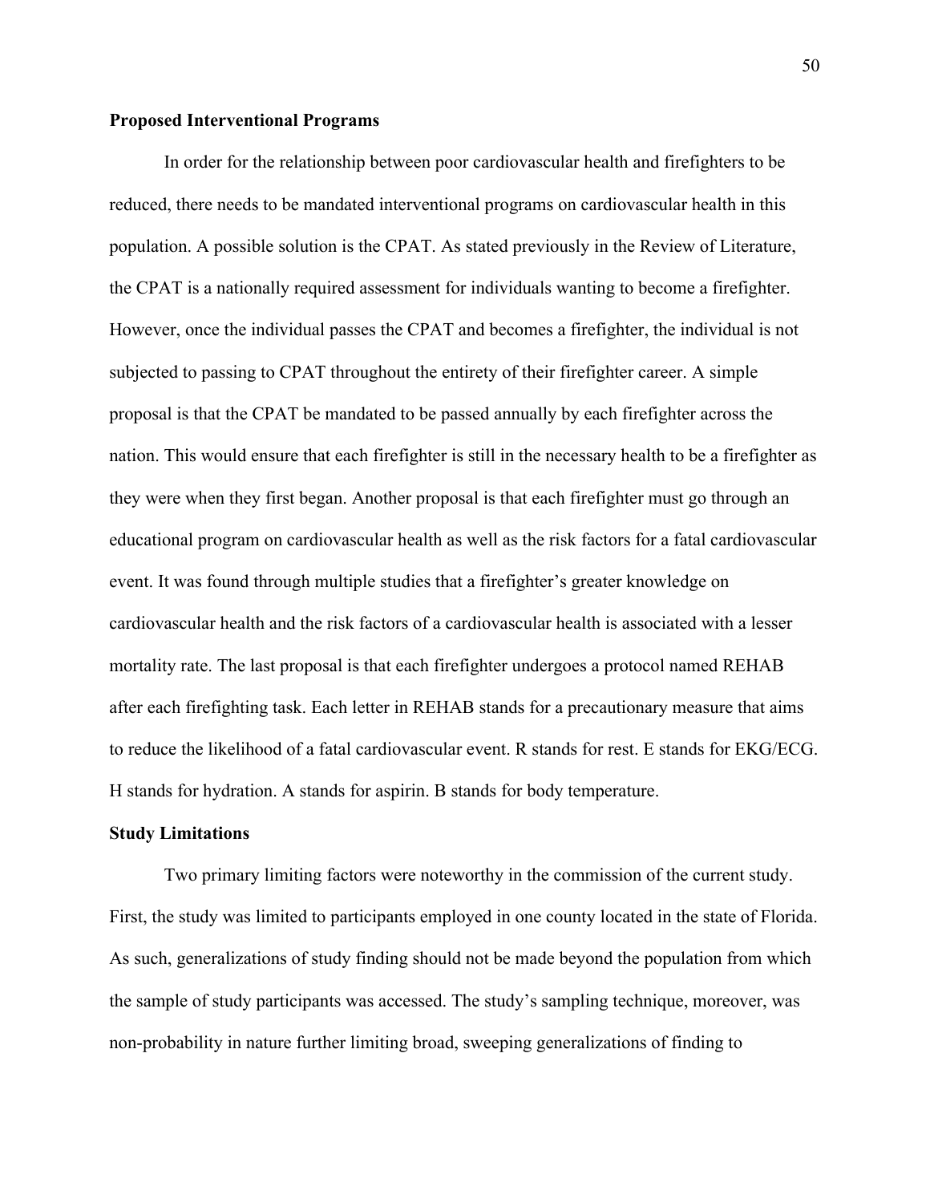**Proposed Interventional Programs**

In order for the relationship between poor cardiovascular health and firefighters to be reduced, there needs to be mandated interventional programs on cardiovascular health in this population. A possible solution is the CPAT. As stated previously in the Review of Literature, the CPAT is a nationally required assessment for individuals wanting to become a firefighter. However, once the individual passes the CPAT and becomes a firefighter, the individual is not subjected to passing to CPAT throughout the entirety of their firefighter career. A simple proposal is that the CPAT be mandated to be passed annually by each firefighter across the nation. This would ensure that each firefighter is still in the necessary health to be a firefighter as they were when they first began. Another proposal is that each firefighter must go through an educational program on cardiovascular health as well as the risk factors for a fatal cardiovascular event. It was found through multiple studies that a firefighter's greater knowledge on cardiovascular health and the risk factors of a cardiovascular health is associated with a lesser mortality rate. The last proposal is that each firefighter undergoes a protocol named REHAB after each firefighting task. Each letter in REHAB stands for a precautionary measure that aims to reduce the likelihood of a fatal cardiovascular event. R stands for rest. E stands for EKG/ECG. H stands for hydration. A stands for aspirin. B stands for body temperature.

**Study Limitations**

Two primary limiting factors were noteworthy in the commission of the current study. First, the study was limited to participants employed in one county located in the state of Florida. As such, generalizations of study finding should not be made beyond the population from which the sample of study participants was accessed. The study's sampling technique, moreover, was non-probability in nature further limiting broad, sweeping generalizations of finding to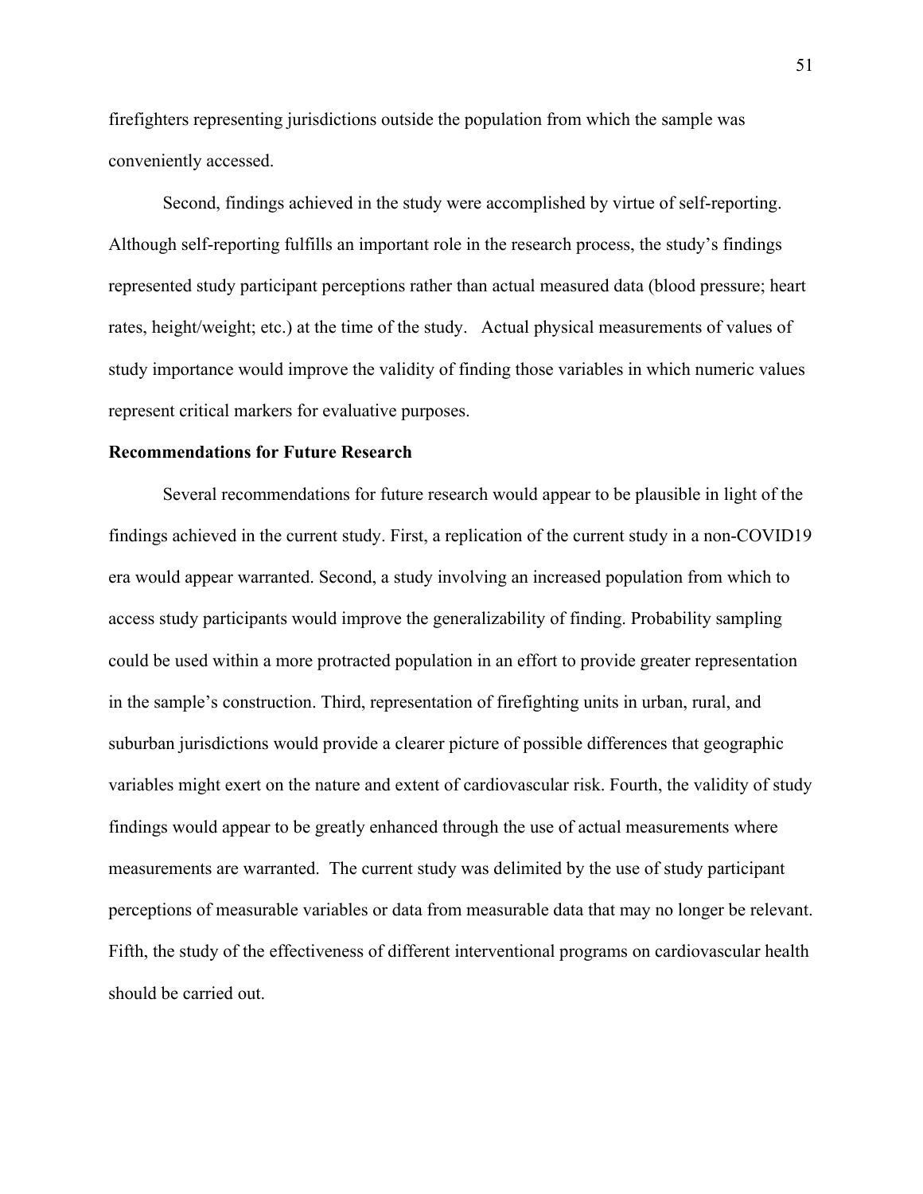firefighters representing jurisdictions outside the population from which the sample was conveniently accessed.

Second, findings achieved in the study were accomplished by virtue of self-reporting. Although self-reporting fulfills an important role in the research process, the study's findings represented study participant perceptions rather than actual measured data (blood pressure; heart rates, height/weight; etc.) at the time of the study. Actual physical measurements of values of study importance would improve the validity of finding those variables in which numeric values represent critical markers for evaluative purposes.

**Recommendations for Future Research**

Several recommendations for future research would appear to be plausible in light of the findings achieved in the current study. First, a replication of the current study in a non-COVID19 era would appear warranted. Second, a study involving an increased population from which to access study participants would improve the generalizability of finding. Probability sampling could be used within a more protracted population in an effort to provide greater representation in the sample's construction. Third, representation of firefighting units in urban, rural, and suburban jurisdictions would provide a clearer picture of possible differences that geographic variables might exert on the nature and extent of cardiovascular risk. Fourth, the validity of study findings would appear to be greatly enhanced through the use of actual measurements where measurements are warranted. The current study was delimited by the use of study participant perceptions of measurable variables or data from measurable data that may no longer be relevant. Fifth, the study of the effectiveness of different interventional programs on cardiovascular health should be carried out.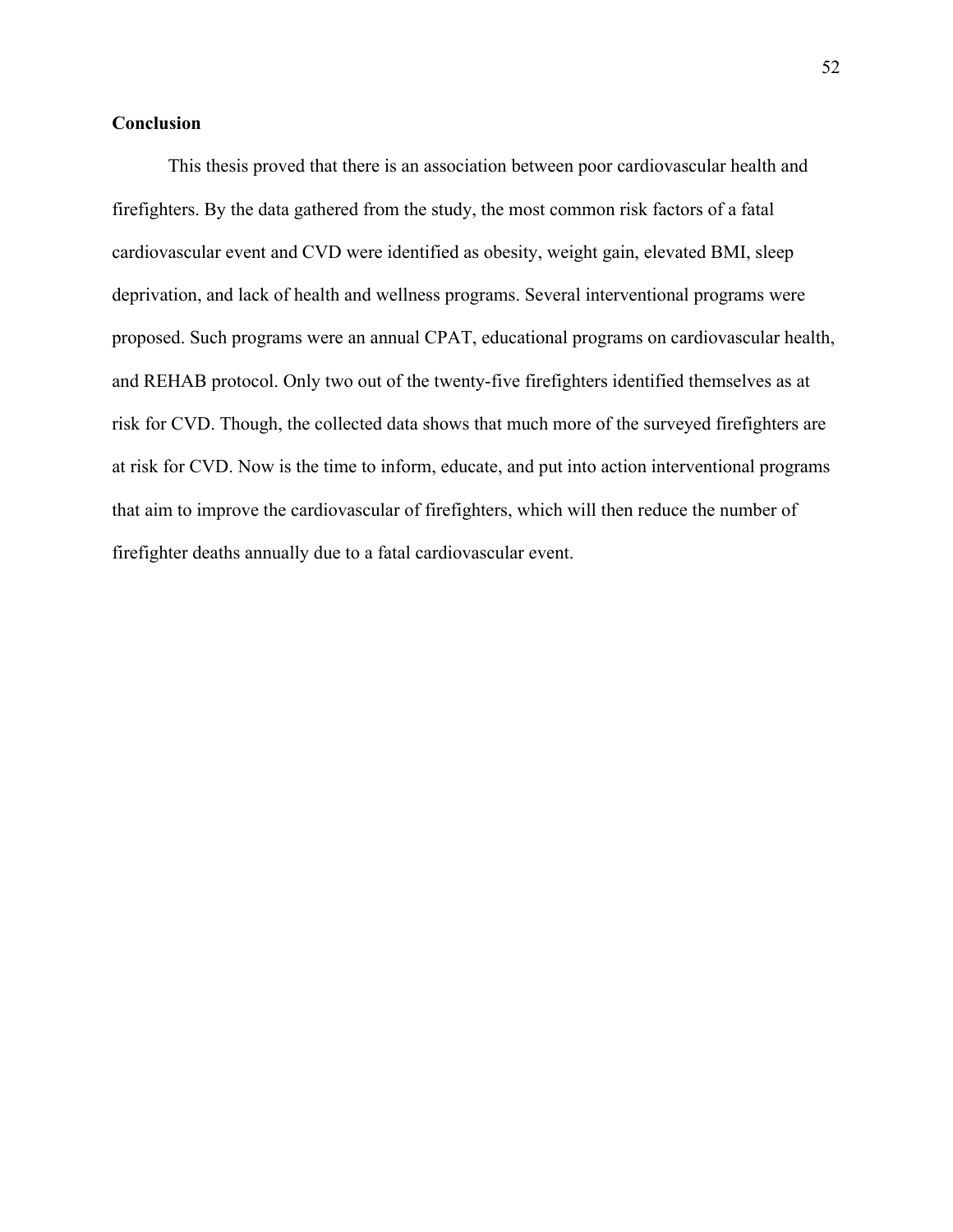**Conclusion**

This thesis proved that there is an association between poor cardiovascular health and firefighters. By the data gathered from the study, the most common risk factors of a fatal cardiovascular event and CVD were identified as obesity, weight gain, elevated BMI, sleep deprivation, and lack of health and wellness programs. Several interventional programs were proposed. Such programs were an annual CPAT, educational programs on cardiovascular health, and REHAB protocol. Only two out of the twenty-five firefighters identified themselves as at risk for CVD. Though, the collected data shows that much more of the surveyed firefighters are at risk for CVD. Now is the time to inform, educate, and put into action interventional programs that aim to improve the cardiovascular of firefighters, which will then reduce the number of firefighter deaths annually due to a fatal cardiovascular event.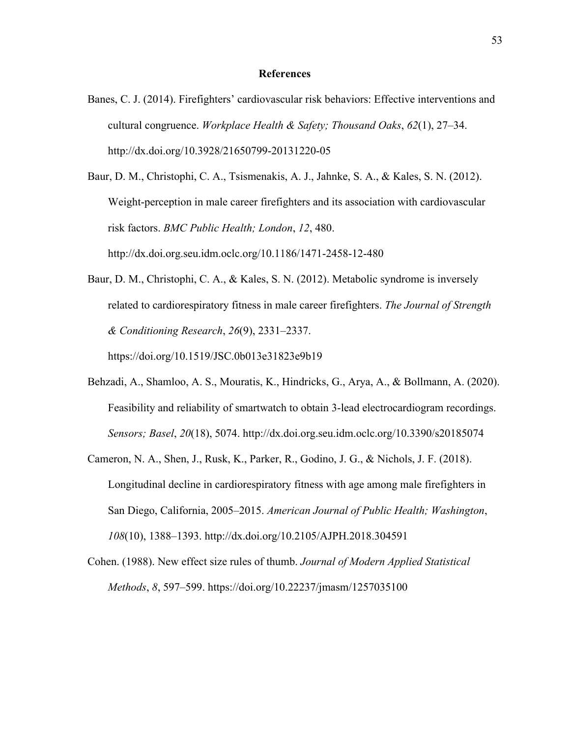# References

Banes, C. J. (2014). Firefighters' cardiovascular risk behaviors: Effective interventions and cultural congruence. *Workplace Health & Safety; Thousand Oaks*, *62*(1), 27–34. http://dx.doi.org/10.3928/21650799-20131220-05

Baur, D. M., Christophi, C. A., Tsismenakis, A. J., Jahnke, S. A., & Kales, S. N. (2012). Weight-perception in male career firefighters and its association with cardiovascular risk factors. *BMC Public Health; London*, *12*, 480. http://dx.doi.org.seu.idm.oclc.org/10.1186/1471-2458-12-480

Baur, D. M., Christophi, C. A., & Kales, S. N. (2012). Metabolic syndrome is inversely related to cardiorespiratory fitness in male career firefighters. *The Journal of Strength & Conditioning Research*, *26*(9), 2331–2337. https://doi.org/10.1519/JSC.0b013e31823e9b19

Behzadi, A., Shamloo, A. S., Mouratis, K., Hindricks, G., Arya, A., & Bollmann, A. (2020). Feasibility and reliability of smartwatch to obtain 3-lead electrocardiogram recordings. *Sensors; Basel*, *20*(18), 5074. http://dx.doi.org.seu.idm.oclc.org/10.3390/s20185074

Cameron, N. A., Shen, J., Rusk, K., Parker, R., Godino, J. G., & Nichols, J. F. (2018). Longitudinal decline in cardiorespiratory fitness with age among male firefighters in San Diego, California, 2005–2015. *American Journal of Public Health; Washington*, *108*(10), 1388–1393. http://dx.doi.org/10.2105/AJPH.2018.304591

Cohen. (1988). New effect size rules of thumb. *Journal of Modern Applied Statistical Methods*, *8*, 597–599. https://doi.org/10.22237/jmasm/1257035100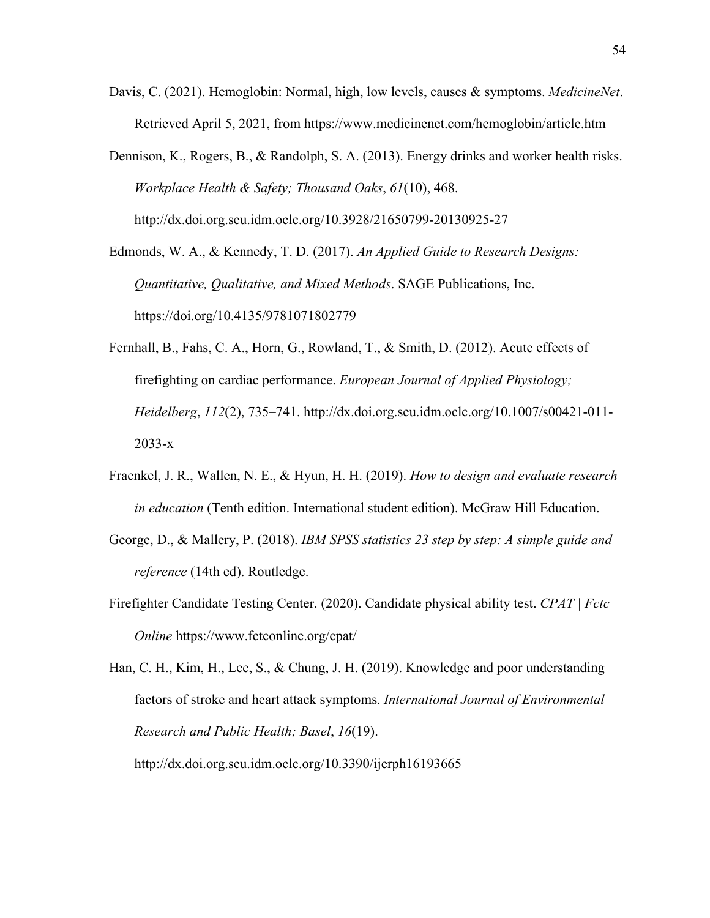Davis, C. (2021). Hemoglobin: Normal, high, low levels, causes & symptoms. *MedicineNet*. Retrieved April 5, 2021, from https://www.medicinenet.com/hemoglobin/article.htm

Dennison, K., Rogers, B., & Randolph, S. A. (2013). Energy drinks and worker health risks. *Workplace Health & Safety; Thousand Oaks*, *61*(10), 468. http://dx.doi.org.seu.idm.oclc.org/10.3928/21650799-20130925-27

Edmonds, W. A., & Kennedy, T. D. (2017). *An Applied Guide to Research Designs: Quantitative, Qualitative, and Mixed Methods*. SAGE Publications, Inc. https://doi.org/10.4135/9781071802779

Fernhall, B., Fahs, C. A., Horn, G., Rowland, T., & Smith, D. (2012). Acute effects of firefighting on cardiac performance. *European Journal of Applied Physiology; Heidelberg*, *112*(2), 735–741. http://dx.doi.org.seu.idm.oclc.org/10.1007/s00421-011-2033-x

Fraenkel, J. R., Wallen, N. E., & Hyun, H. H. (2019). *How to design and evaluate research in education* (Tenth edition. International student edition). McGraw Hill Education.

George, D., & Mallery, P. (2018). *IBM SPSS statistics 23 step by step: A simple guide and reference* (14th ed). Routledge.

Firefighter Candidate Testing Center. (2020). Candidate physical ability test. *CPAT | Fctc Online* https://www.fctconline.org/cpat/

Han, C. H., Kim, H., Lee, S., & Chung, J. H. (2019). Knowledge and poor understanding factors of stroke and heart attack symptoms. *International Journal of Environmental Research and Public Health; Basel*, *16*(19). http://dx.doi.org.seu.idm.oclc.org/10.3390/ijerph16193665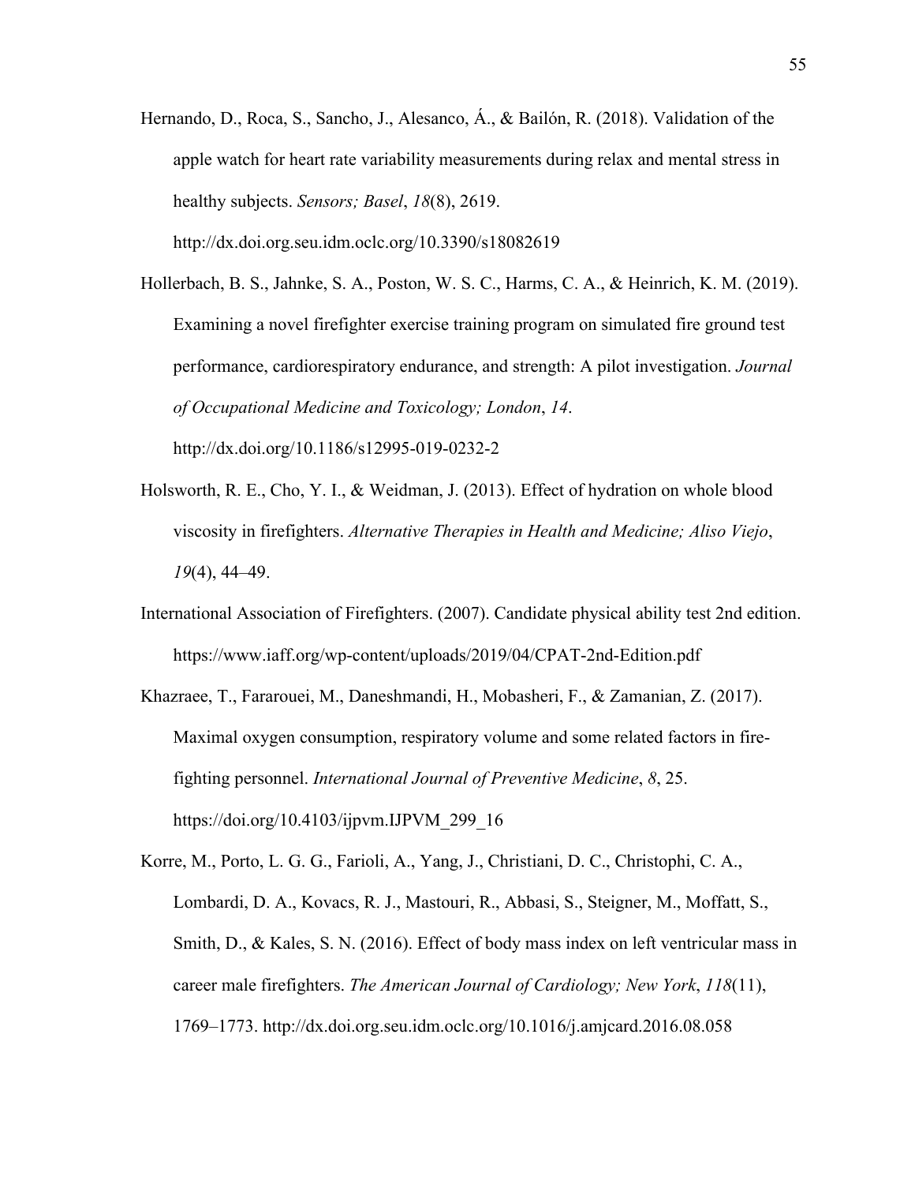Hernando, D., Roca, S., Sancho, J., Alesanco, Á., & Bailón, R. (2018). Validation of the apple watch for heart rate variability measurements during relax and mental stress in healthy subjects. *Sensors; Basel*, *18*(8), 2619. http://dx.doi.org.seu.idm.oclc.org/10.3390/s18082619

Hollerbach, B. S., Jahnke, S. A., Poston, W. S. C., Harms, C. A., & Heinrich, K. M. (2019). Examining a novel firefighter exercise training program on simulated fire ground test performance, cardiorespiratory endurance, and strength: A pilot investigation. *Journal of Occupational Medicine and Toxicology; London*, *14*. http://dx.doi.org/10.1186/s12995-019-0232-2

Holsworth, R. E., Cho, Y. I., & Weidman, J. (2013). Effect of hydration on whole blood viscosity in firefighters. *Alternative Therapies in Health and Medicine; Aliso Viejo*, *19*(4), 44–49.

International Association of Firefighters. (2007). Candidate physical ability test 2nd edition. https://www.iaff.org/wp-content/uploads/2019/04/CPAT-2nd-Edition.pdf

Khazraee, T., Fararouei, M., Daneshmandi, H., Mobasheri, F., & Zamanian, Z. (2017). Maximal oxygen consumption, respiratory volume and some related factors in fire-fighting personnel. *International Journal of Preventive Medicine*, *8*, 25. https://doi.org/10.4103/ijpvm.IJPVM_299_16

Korre, M., Porto, L. G. G., Farioli, A., Yang, J., Christiani, D. C., Christophi, C. A., Lombardi, D. A., Kovacs, R. J., Mastouri, R., Abbasi, S., Steigner, M., Moffatt, S., Smith, D., & Kales, S. N. (2016). Effect of body mass index on left ventricular mass in career male firefighters. *The American Journal of Cardiology; New York*, *118*(11), 1769–1773. http://dx.doi.org.seu.idm.oclc.org/10.1016/j.amjcard.2016.08.058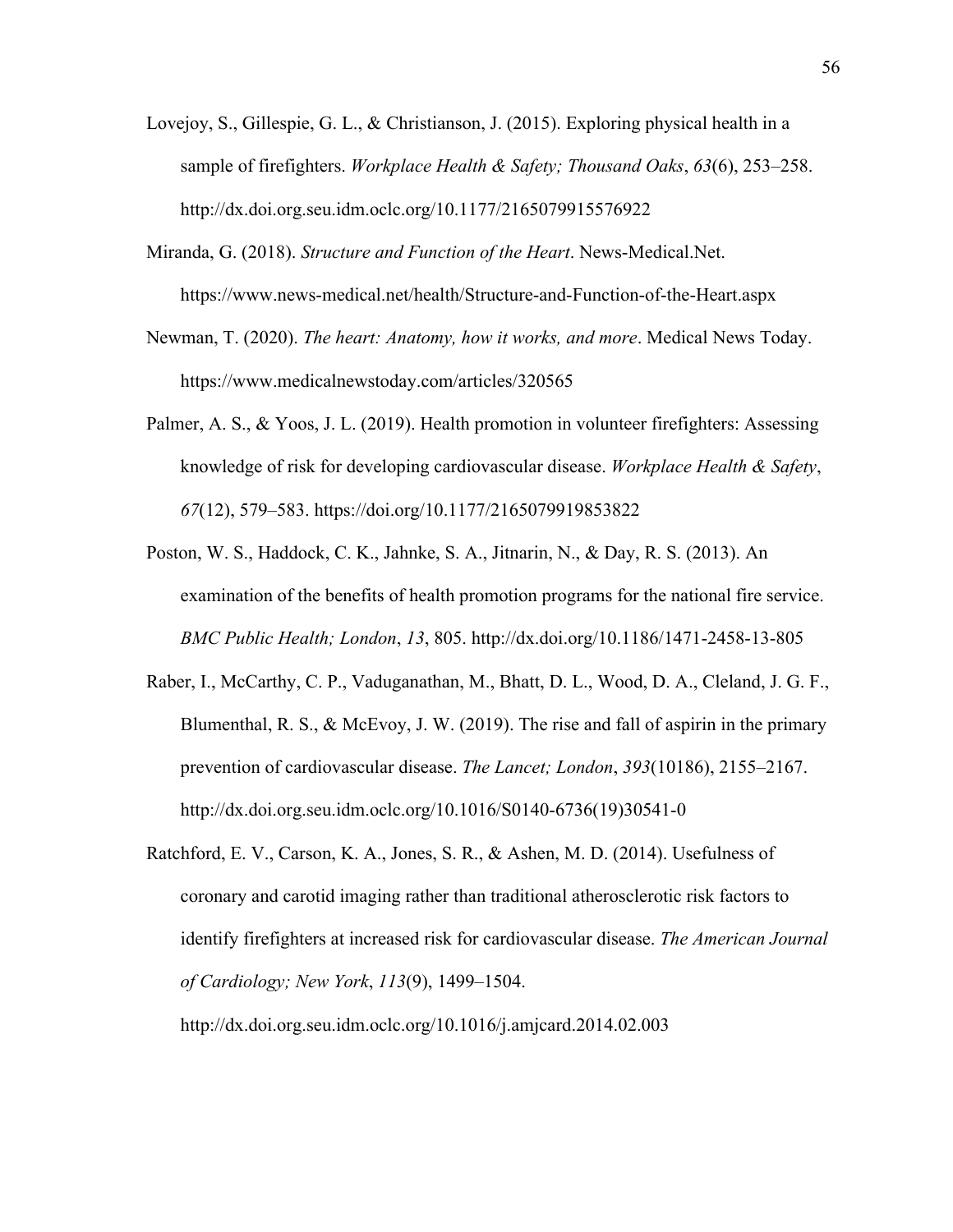Lovejoy, S., Gillespie, G. L., & Christianson, J. (2015). Exploring physical health in a sample of firefighters. *Workplace Health & Safety; Thousand Oaks*, *63*(6), 253–258. http://dx.doi.org.seu.idm.oclc.org/10.1177/2165079915576922

Miranda, G. (2018). *Structure and Function of the Heart*. News-Medical.Net. https://www.news-medical.net/health/Structure-and-Function-of-the-Heart.aspx

Newman, T. (2020). *The heart: Anatomy, how it works, and more*. Medical News Today. https://www.medicalnewstoday.com/articles/320565

Palmer, A. S., & Yoos, J. L. (2019). Health promotion in volunteer firefighters: Assessing knowledge of risk for developing cardiovascular disease. *Workplace Health & Safety*, *67*(12), 579–583. https://doi.org/10.1177/2165079919853822

Poston, W. S., Haddock, C. K., Jahnke, S. A., Jitnarin, N., & Day, R. S. (2013). An examination of the benefits of health promotion programs for the national fire service. *BMC Public Health; London*, *13*, 805. http://dx.doi.org/10.1186/1471-2458-13-805

Raber, I., McCarthy, C. P., Vaduganathan, M., Bhatt, D. L., Wood, D. A., Cleland, J. G. F., Blumenthal, R. S., & McEvoy, J. W. (2019). The rise and fall of aspirin in the primary prevention of cardiovascular disease. *The Lancet; London*, *393*(10186), 2155–2167. http://dx.doi.org.seu.idm.oclc.org/10.1016/S0140-6736(19)30541-0

Ratchford, E. V., Carson, K. A., Jones, S. R., & Ashen, M. D. (2014). Usefulness of coronary and carotid imaging rather than traditional atherosclerotic risk factors to identify firefighters at increased risk for cardiovascular disease. *The American Journal of Cardiology; New York*, *113*(9), 1499–1504. http://dx.doi.org.seu.idm.oclc.org/10.1016/j.amjcard.2014.02.003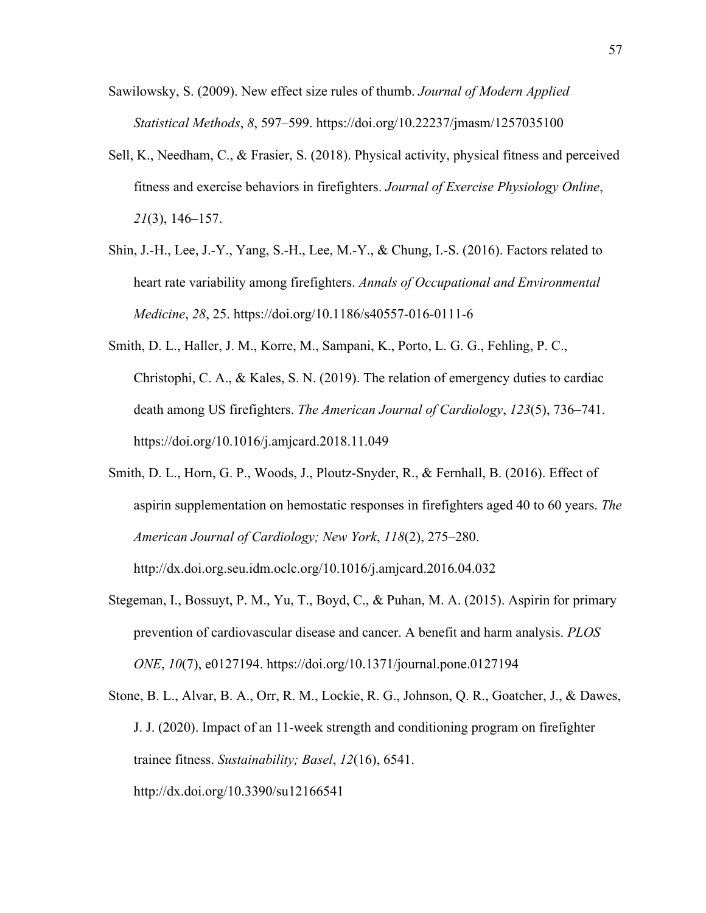Sawilowsky, S. (2009). New effect size rules of thumb. *Journal of Modern Applied Statistical Methods*, *8*, 597–599. https://doi.org/10.22237/jmasm/1257035100

Sell, K., Needham, C., & Frasier, S. (2018). Physical activity, physical fitness and perceived fitness and exercise behaviors in firefighters. *Journal of Exercise Physiology Online*, *21*(3), 146–157.

Shin, J.-H., Lee, J.-Y., Yang, S.-H., Lee, M.-Y., & Chung, I.-S. (2016). Factors related to heart rate variability among firefighters. *Annals of Occupational and Environmental Medicine*, *28*, 25. https://doi.org/10.1186/s40557-016-0111-6

Smith, D. L., Haller, J. M., Korre, M., Sampani, K., Porto, L. G. G., Fehling, P. C., Christophi, C. A., & Kales, S. N. (2019). The relation of emergency duties to cardiac death among US firefighters. *The American Journal of Cardiology*, *123*(5), 736–741. https://doi.org/10.1016/j.amjcard.2018.11.049

Smith, D. L., Horn, G. P., Woods, J., Ploutz-Snyder, R., & Fernhall, B. (2016). Effect of aspirin supplementation on hemostatic responses in firefighters aged 40 to 60 years. *The American Journal of Cardiology; New York*, *118*(2), 275–280. http://dx.doi.org.seu.idm.oclc.org/10.1016/j.amjcard.2016.04.032

Stegeman, I., Bossuyt, P. M., Yu, T., Boyd, C., & Puhan, M. A. (2015). Aspirin for primary prevention of cardiovascular disease and cancer. A benefit and harm analysis. *PLOS ONE*, *10*(7), e0127194. https://doi.org/10.1371/journal.pone.0127194

Stone, B. L., Alvar, B. A., Orr, R. M., Lockie, R. G., Johnson, Q. R., Goatcher, J., & Dawes, J. J. (2020). Impact of an 11-week strength and conditioning program on firefighter trainee fitness. *Sustainability; Basel*, *12*(16), 6541. http://dx.doi.org/10.3390/su12166541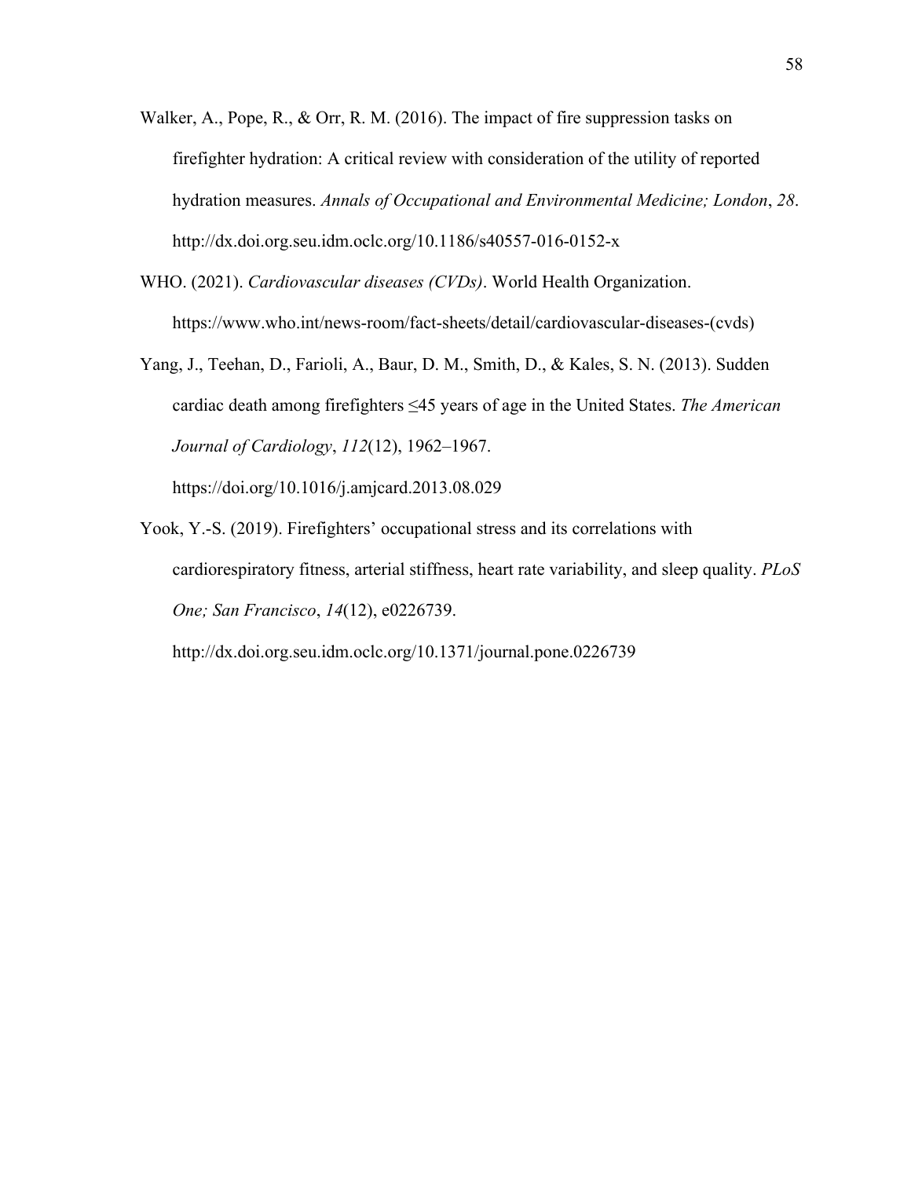Walker, A., Pope, R., & Orr, R. M. (2016). The impact of fire suppression tasks on firefighter hydration: A critical review with consideration of the utility of reported hydration measures. *Annals of Occupational and Environmental Medicine; London*, *28*. http://dx.doi.org.seu.idm.oclc.org/10.1186/s40557-016-0152-x

WHO. (2021). *Cardiovascular diseases (CVDs)*. World Health Organization. https://www.who.int/news-room/fact-sheets/detail/cardiovascular-diseases-(cvds)

Yang, J., Teehan, D., Farioli, A., Baur, D. M., Smith, D., & Kales, S. N. (2013). Sudden cardiac death among firefighters ≤45 years of age in the United States. *The American Journal of Cardiology*, *112*(12), 1962–1967. https://doi.org/10.1016/j.amjcard.2013.08.029

Yook, Y.-S. (2019). Firefighters' occupational stress and its correlations with cardiorespiratory fitness, arterial stiffness, heart rate variability, and sleep quality. *PLoS One; San Francisco*, *14*(12), e0226739. http://dx.doi.org.seu.idm.oclc.org/10.1371/journal.pone.0226739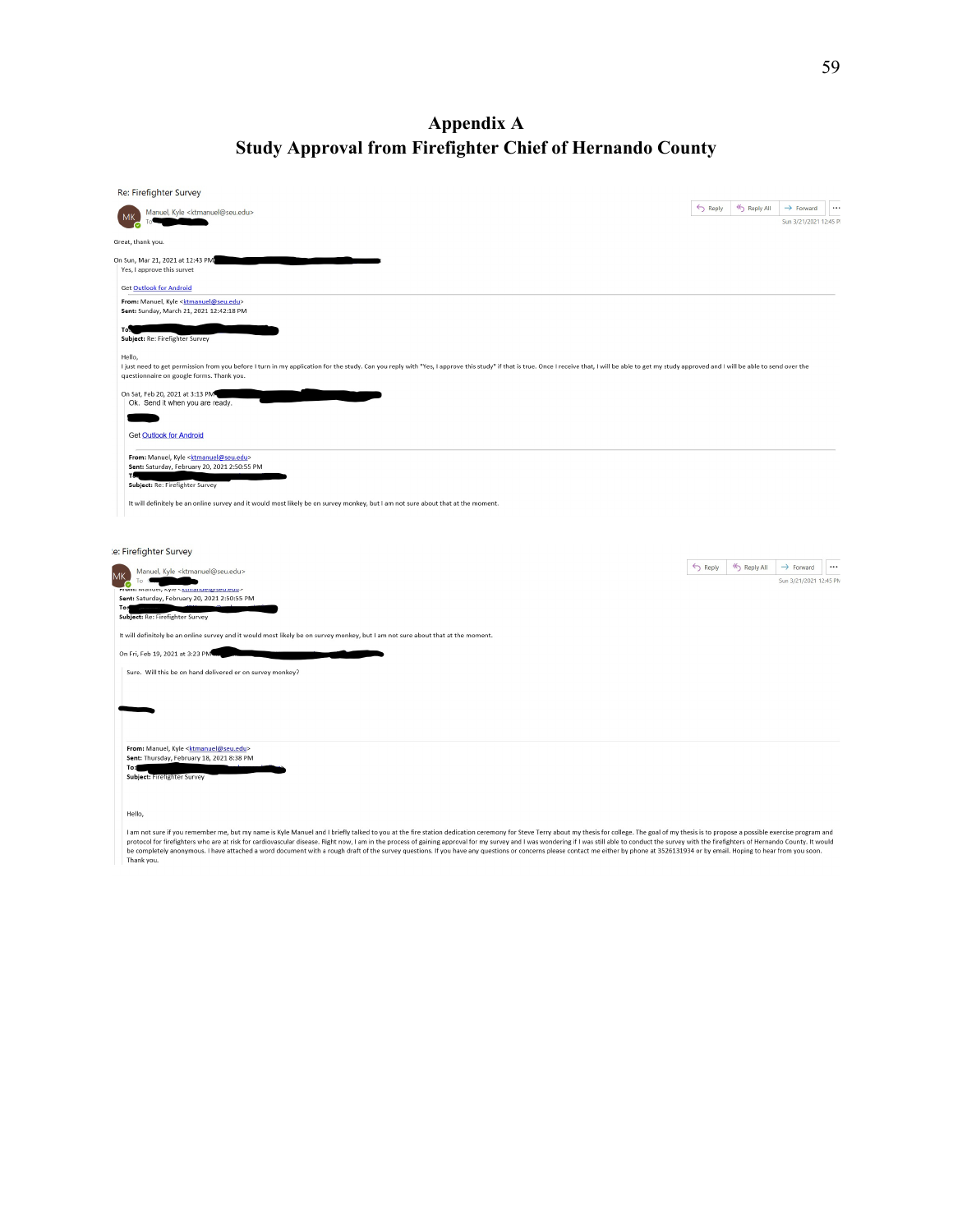# Appendix A
## Study Approval from Firefighter Chief of Hernando County

Re: Firefighter Survey

MK Manuel, Kyle <ktmanuel@seu.edu>
To

Reply Reply All Forward ...

Sun 3/21/2021 12:45 P

Great, thank you.

On Sun, Mar 21, 2021 at 12:43 PM

Yes, I approve this survet

Get Outlook for Android

**From:** Manuel, Kyle <ktmanuel@seu.edu>
**Sent:** Sunday, March 21, 2021 12:42:18 PM
**To:**
**Subject:** Re: Firefighter Survey

Hello,
I just need to get permission from you before I turn in my application for the study. Can you reply with "Yes, I approve this study" if that is true. Once I receive that, I will be able to get my study approved and I will be able to send over the questionnaire on google forms. Thank you.

On Sat, Feb 20, 2021 at 3:13 PM

Ok. Send it when you are ready.

Get Outlook for Android

**From:** Manuel, Kyle <ktmanuel@seu.edu>
**Sent:** Saturday, February 20, 2021 2:50:55 PM
**To:**
**Subject:** Re: Firefighter Survey

It will definitely be an online survey and it would most likely be on survey monkey, but I am not sure about that at the moment.

---

Re: Firefighter Survey

MK Manuel, Kyle <ktmanuel@seu.edu>
To

Reply Reply All Forward ...

Sun 3/21/2021 12:45 PM

**From:** Manuel, Kyle <ktmanuel@seu.edu>
**Sent:** Saturday, February 20, 2021 2:50:55 PM
**To:**
**Subject:** Re: Firefighter Survey

It will definitely be an online survey and it would most likely be on survey monkey, but I am not sure about that at the moment.

On Fri, Feb 19, 2021 at 3:23 PM

Sure. Will this be on hand delivered or on survey monkey?

**From:** Manuel, Kyle <ktmanuel@seu.edu>
**Sent:** Thursday, February 18, 2021 8:38 PM
**To:**
**Subject:** Firefighter Survey

Hello,

I am not sure if you remember me, but my name is Kyle Manuel and I briefly talked to you at the fire station dedication ceremony for Steve Terry about my thesis for college. The goal of my thesis is to propose a possible exercise program and protocol for firefighters who are at risk for cardiovascular disease. Right now, I am in the process of gaining approval for my survey and I was wondering if I was still able to conduct the survey with the firefighters of Hernando County. It would be completely anonymous. I have attached a word document with a rough draft of the survey questions. If you have any questions or concerns please contact me either by phone at 3526131934 or by email. Hoping to hear from you soon.
Thank you.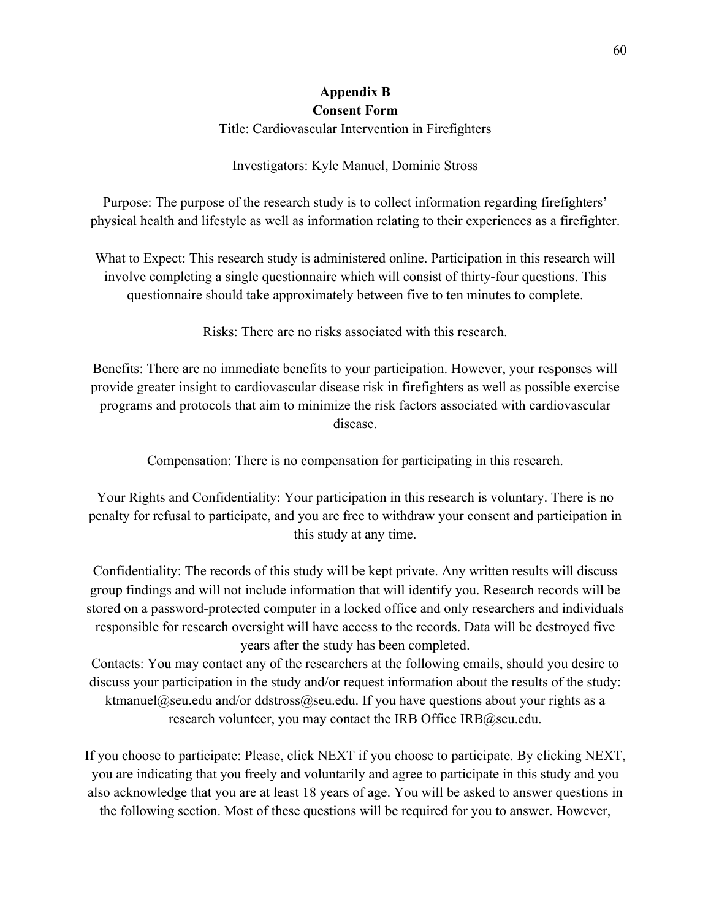## Appendix B
## Consent Form

Title: Cardiovascular Intervention in Firefighters

Investigators: Kyle Manuel, Dominic Stross

Purpose: The purpose of the research study is to collect information regarding firefighters' physical health and lifestyle as well as information relating to their experiences as a firefighter.

What to Expect: This research study is administered online. Participation in this research will involve completing a single questionnaire which will consist of thirty-four questions. This questionnaire should take approximately between five to ten minutes to complete.

Risks: There are no risks associated with this research.

Benefits: There are no immediate benefits to your participation. However, your responses will provide greater insight to cardiovascular disease risk in firefighters as well as possible exercise programs and protocols that aim to minimize the risk factors associated with cardiovascular disease.

Compensation: There is no compensation for participating in this research.

Your Rights and Confidentiality: Your participation in this research is voluntary. There is no penalty for refusal to participate, and you are free to withdraw your consent and participation in this study at any time.

Confidentiality: The records of this study will be kept private. Any written results will discuss group findings and will not include information that will identify you. Research records will be stored on a password-protected computer in a locked office and only researchers and individuals responsible for research oversight will have access to the records. Data will be destroyed five years after the study has been completed.

Contacts: You may contact any of the researchers at the following emails, should you desire to discuss your participation in the study and/or request information about the results of the study: ktmanuel@seu.edu and/or ddstross@seu.edu. If you have questions about your rights as a research volunteer, you may contact the IRB Office IRB@seu.edu.

If you choose to participate: Please, click NEXT if you choose to participate. By clicking NEXT, you are indicating that you freely and voluntarily and agree to participate in this study and you also acknowledge that you are at least 18 years of age. You will be asked to answer questions in the following section. Most of these questions will be required for you to answer. However,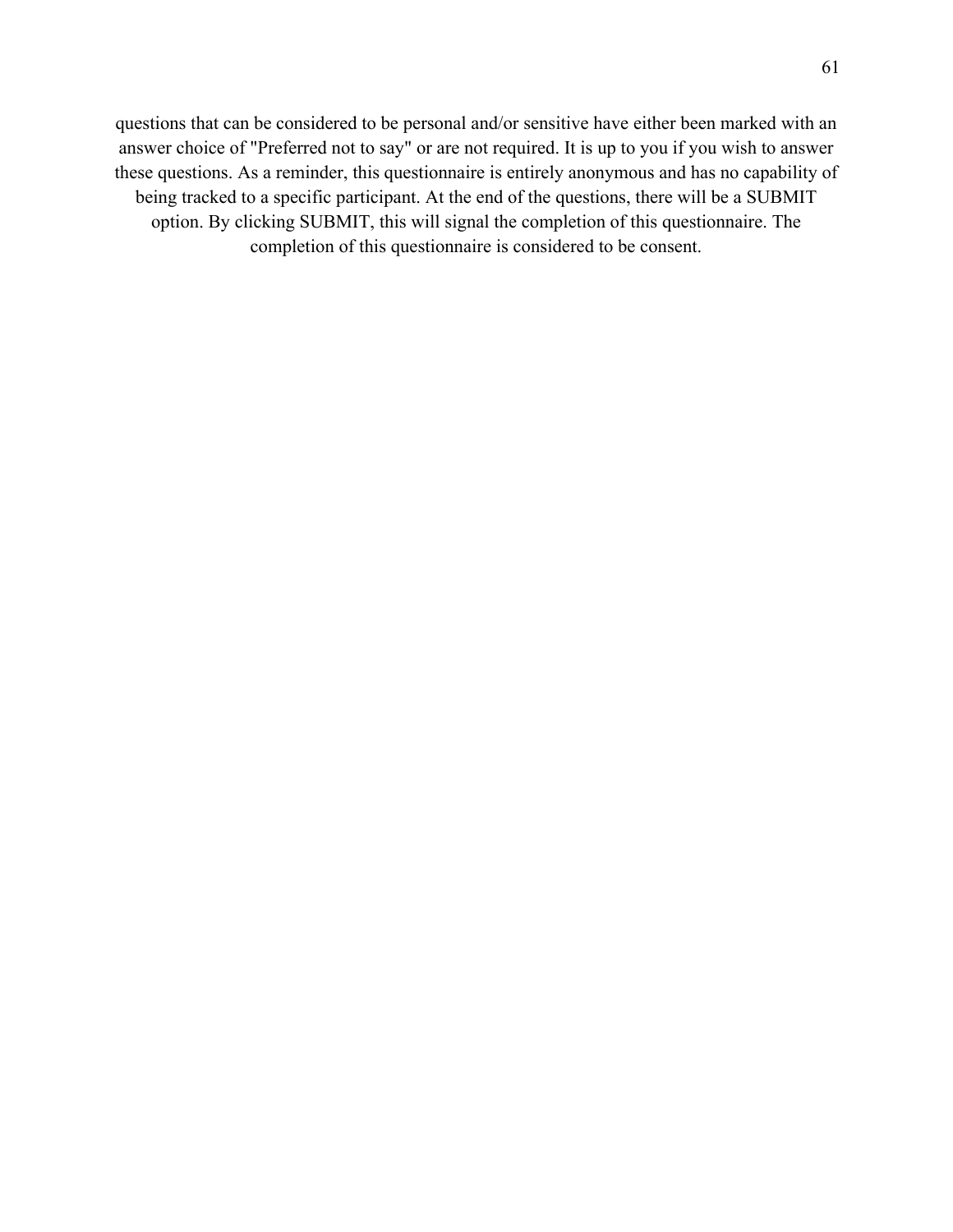questions that can be considered to be personal and/or sensitive have either been marked with an answer choice of "Preferred not to say" or are not required. It is up to you if you wish to answer these questions. As a reminder, this questionnaire is entirely anonymous and has no capability of being tracked to a specific participant. At the end of the questions, there will be a SUBMIT option. By clicking SUBMIT, this will signal the completion of this questionnaire. The completion of this questionnaire is considered to be consent.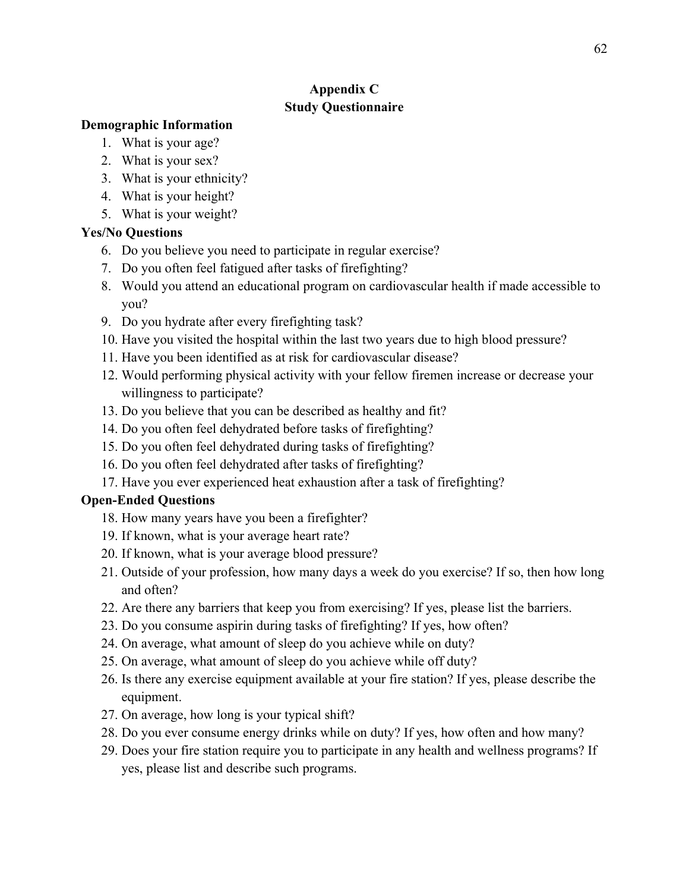# Appendix C

## Study Questionnaire

### Demographic Information

1. What is your age?
2. What is your sex?
3. What is your ethnicity?
4. What is your height?
5. What is your weight?

### Yes/No Questions

6. Do you believe you need to participate in regular exercise?
7. Do you often feel fatigued after tasks of firefighting?
8. Would you attend an educational program on cardiovascular health if made accessible to you?
9. Do you hydrate after every firefighting task?
10. Have you visited the hospital within the last two years due to high blood pressure?
11. Have you been identified as at risk for cardiovascular disease?
12. Would performing physical activity with your fellow firemen increase or decrease your willingness to participate?
13. Do you believe that you can be described as healthy and fit?
14. Do you often feel dehydrated before tasks of firefighting?
15. Do you often feel dehydrated during tasks of firefighting?
16. Do you often feel dehydrated after tasks of firefighting?
17. Have you ever experienced heat exhaustion after a task of firefighting?

### Open-Ended Questions

18. How many years have you been a firefighter?
19. If known, what is your average heart rate?
20. If known, what is your average blood pressure?
21. Outside of your profession, how many days a week do you exercise? If so, then how long and often?
22. Are there any barriers that keep you from exercising? If yes, please list the barriers.
23. Do you consume aspirin during tasks of firefighting? If yes, how often?
24. On average, what amount of sleep do you achieve while on duty?
25. On average, what amount of sleep do you achieve while off duty?
26. Is there any exercise equipment available at your fire station? If yes, please describe the equipment.
27. On average, how long is your typical shift?
28. Do you ever consume energy drinks while on duty? If yes, how often and how many?
29. Does your fire station require you to participate in any health and wellness programs? If yes, please list and describe such programs.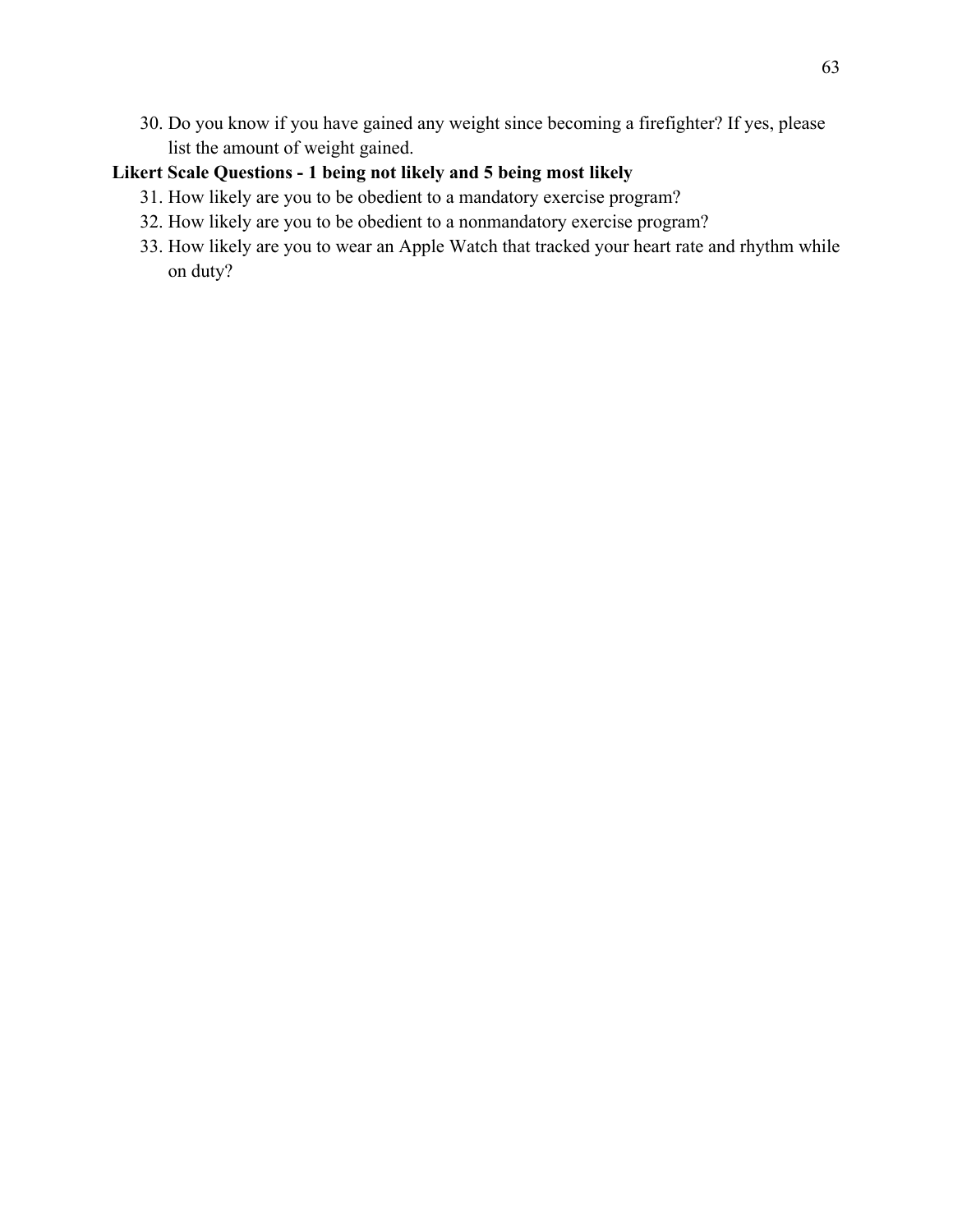30. Do you know if you have gained any weight since becoming a firefighter? If yes, please list the amount of weight gained.

**Likert Scale Questions - 1 being not likely and 5 being most likely**

31. How likely are you to be obedient to a mandatory exercise program?
32. How likely are you to be obedient to a nonmandatory exercise program?
33. How likely are you to wear an Apple Watch that tracked your heart rate and rhythm while on duty?